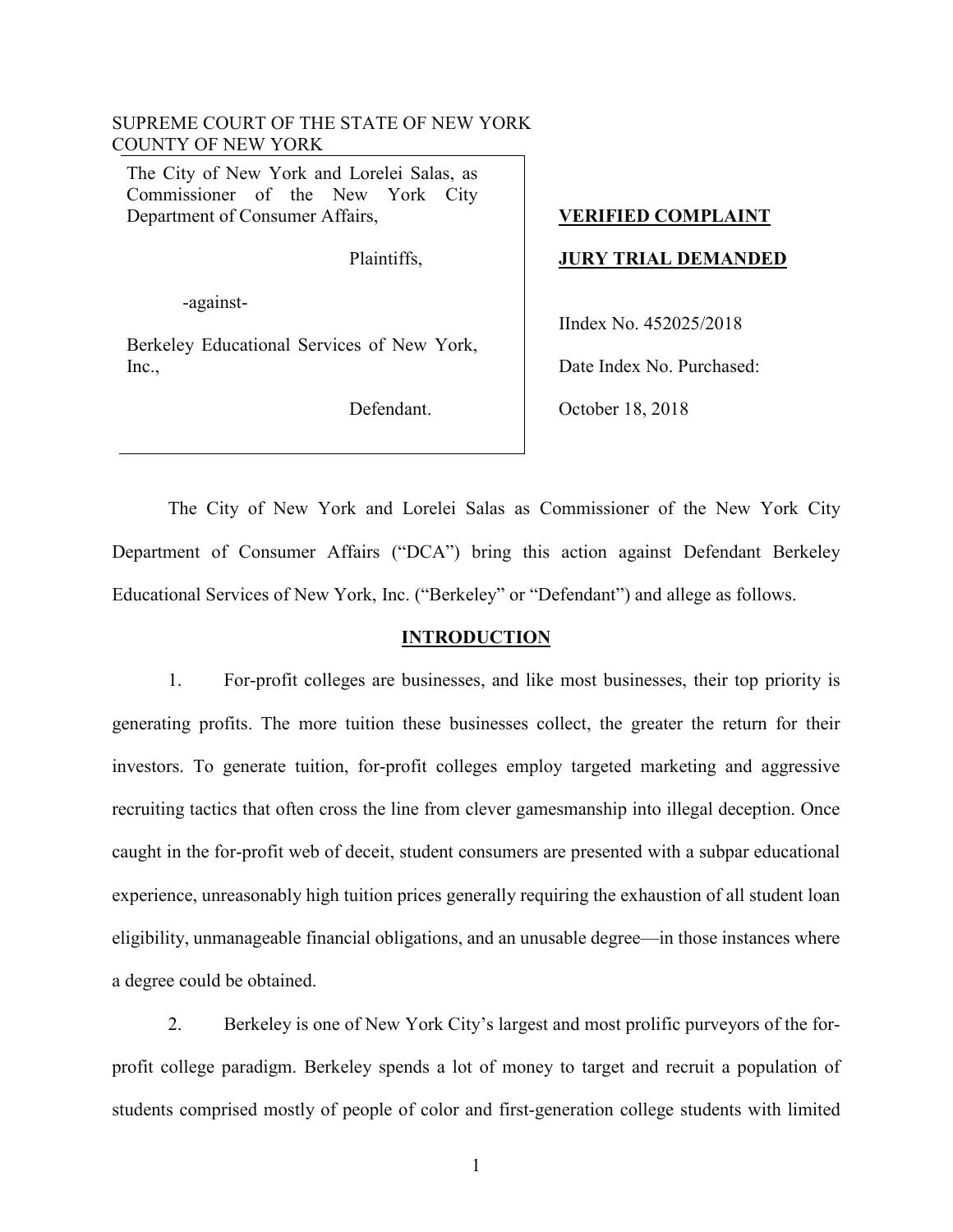SUPREME COURT OF THE STATE OF NEW YORK
COUNTY OF NEW YORK

| | |
|---|---|
| The City of New York and Lorelei Salas, as Commissioner of the New York City Department of Consumer Affairs,<br><br>Plaintiffs,<br><br>-against-<br><br>Berkeley Educational Services of New York, Inc.,<br><br>Defendant. | **VERIFIED COMPLAINT**<br><br>**JURY TRIAL DEMANDED**<br><br>IIndex No. 452025/2018<br><br>Date Index No. Purchased:<br><br>October 18, 2018 |

The City of New York and Lorelei Salas as Commissioner of the New York City Department of Consumer Affairs ("DCA") bring this action against Defendant Berkeley Educational Services of New York, Inc. ("Berkeley" or "Defendant") and allege as follows.

## INTRODUCTION

1. For-profit colleges are businesses, and like most businesses, their top priority is generating profits. The more tuition these businesses collect, the greater the return for their investors. To generate tuition, for-profit colleges employ targeted marketing and aggressive recruiting tactics that often cross the line from clever gamesmanship into illegal deception. Once caught in the for-profit web of deceit, student consumers are presented with a subpar educational experience, unreasonably high tuition prices generally requiring the exhaustion of all student loan eligibility, unmanageable financial obligations, and an unusable degree—in those instances where a degree could be obtained.

2. Berkeley is one of New York City's largest and most prolific purveyors of the for-profit college paradigm. Berkeley spends a lot of money to target and recruit a population of students comprised mostly of people of color and first-generation college students with limited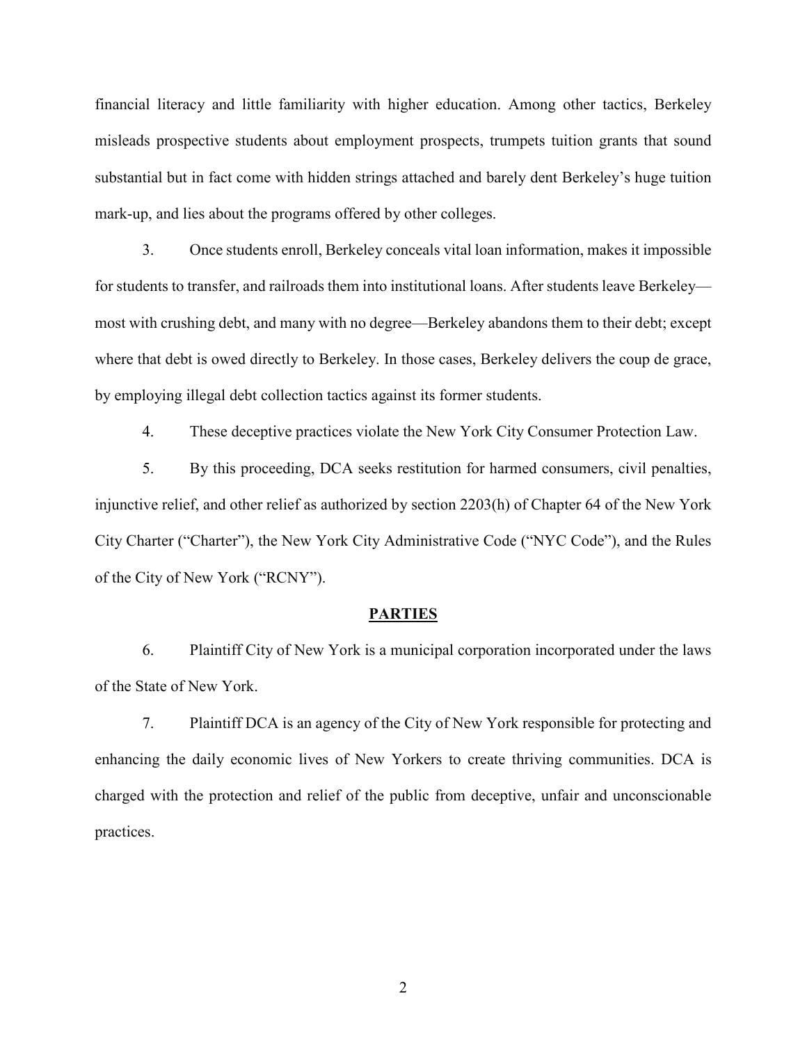financial literacy and little familiarity with higher education. Among other tactics, Berkeley misleads prospective students about employment prospects, trumpets tuition grants that sound substantial but in fact come with hidden strings attached and barely dent Berkeley's huge tuition mark-up, and lies about the programs offered by other colleges.

3. Once students enroll, Berkeley conceals vital loan information, makes it impossible for students to transfer, and railroads them into institutional loans. After students leave Berkeley—most with crushing debt, and many with no degree—Berkeley abandons them to their debt; except where that debt is owed directly to Berkeley. In those cases, Berkeley delivers the coup de grace, by employing illegal debt collection tactics against its former students.

4. These deceptive practices violate the New York City Consumer Protection Law.

5. By this proceeding, DCA seeks restitution for harmed consumers, civil penalties, injunctive relief, and other relief as authorized by section 2203(h) of Chapter 64 of the New York City Charter ("Charter"), the New York City Administrative Code ("NYC Code"), and the Rules of the City of New York ("RCNY").

## PARTIES

6. Plaintiff City of New York is a municipal corporation incorporated under the laws of the State of New York.

7. Plaintiff DCA is an agency of the City of New York responsible for protecting and enhancing the daily economic lives of New Yorkers to create thriving communities. DCA is charged with the protection and relief of the public from deceptive, unfair and unconscionable practices.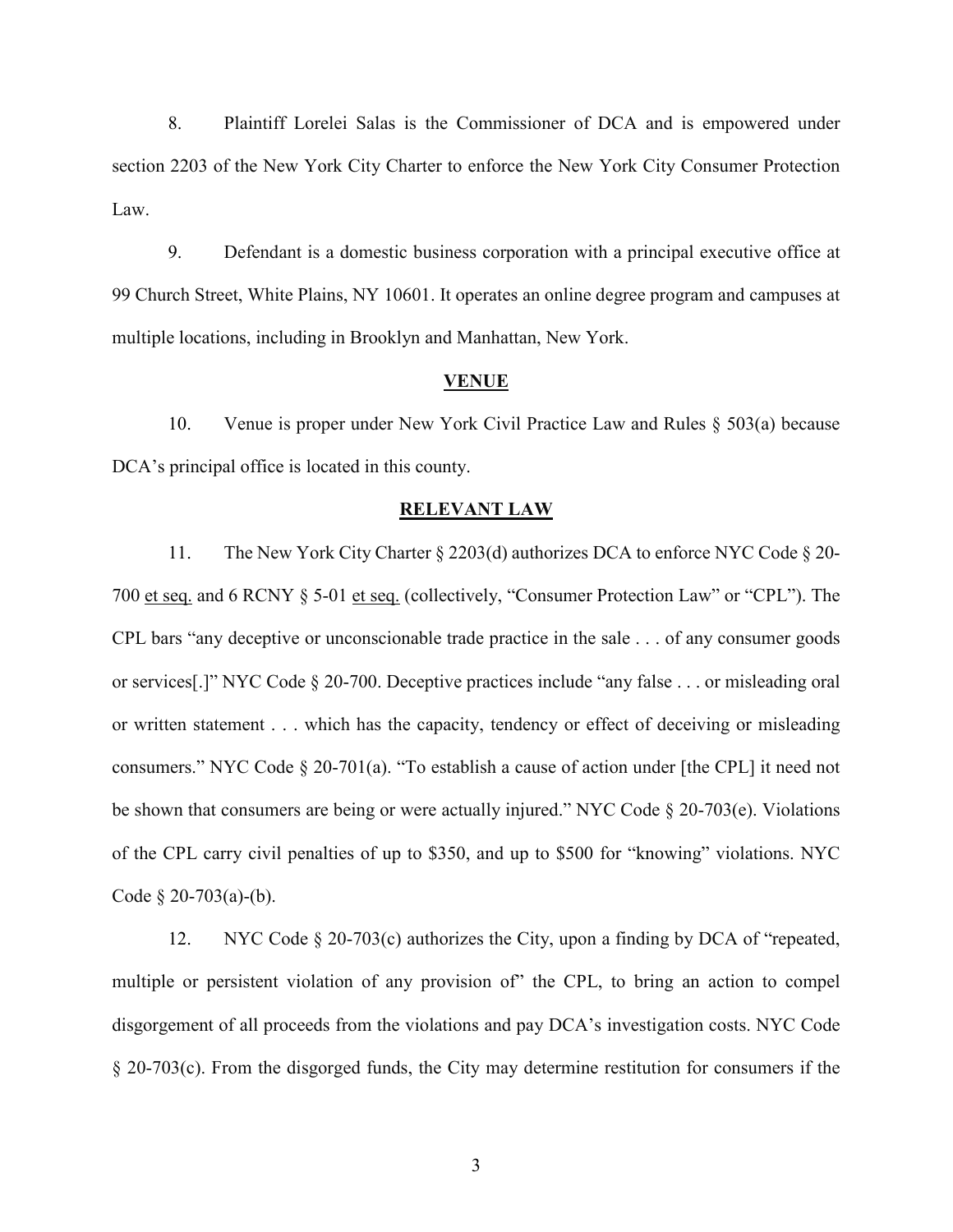8. Plaintiff Lorelei Salas is the Commissioner of DCA and is empowered under section 2203 of the New York City Charter to enforce the New York City Consumer Protection Law.

9. Defendant is a domestic business corporation with a principal executive office at 99 Church Street, White Plains, NY 10601. It operates an online degree program and campuses at multiple locations, including in Brooklyn and Manhattan, New York.

## VENUE

10. Venue is proper under New York Civil Practice Law and Rules § 503(a) because DCA's principal office is located in this county.

## RELEVANT LAW

11. The New York City Charter § 2203(d) authorizes DCA to enforce NYC Code § 20-700 et seq. and 6 RCNY § 5-01 et seq. (collectively, "Consumer Protection Law" or "CPL"). The CPL bars "any deceptive or unconscionable trade practice in the sale . . . of any consumer goods or services[.]" NYC Code § 20-700. Deceptive practices include "any false . . . or misleading oral or written statement . . . which has the capacity, tendency or effect of deceiving or misleading consumers." NYC Code § 20-701(a). "To establish a cause of action under [the CPL] it need not be shown that consumers are being or were actually injured." NYC Code § 20-703(e). Violations of the CPL carry civil penalties of up to $350, and up to $500 for "knowing" violations. NYC Code § 20-703(a)-(b).

12. NYC Code § 20-703(c) authorizes the City, upon a finding by DCA of "repeated, multiple or persistent violation of any provision of" the CPL, to bring an action to compel disgorgement of all proceeds from the violations and pay DCA's investigation costs. NYC Code § 20-703(c). From the disgorged funds, the City may determine restitution for consumers if the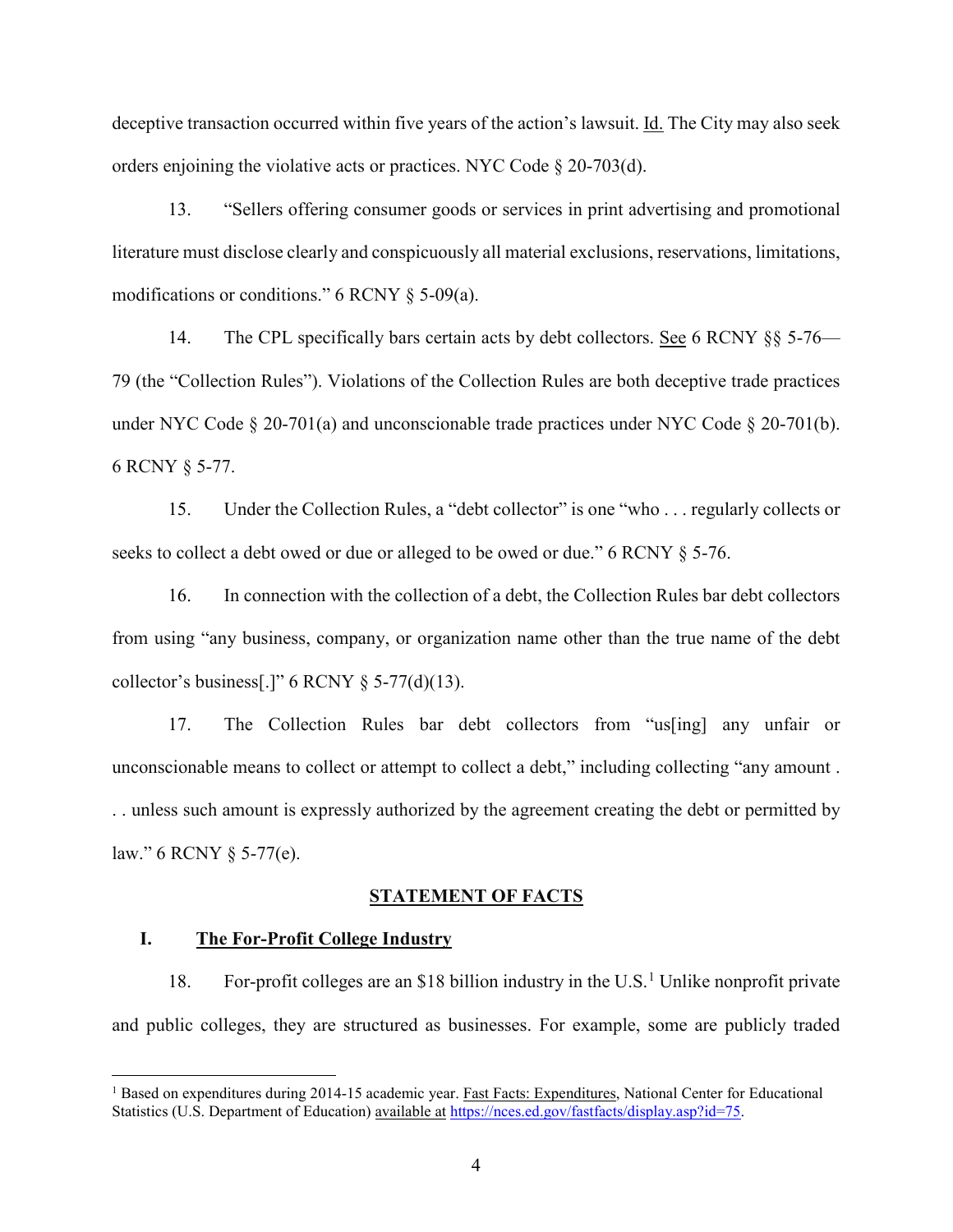deceptive transaction occurred within five years of the action's lawsuit. Id. The City may also seek orders enjoining the violative acts or practices. NYC Code § 20-703(d).

13. "Sellers offering consumer goods or services in print advertising and promotional literature must disclose clearly and conspicuously all material exclusions, reservations, limitations, modifications or conditions." 6 RCNY § 5-09(a).

14. The CPL specifically bars certain acts by debt collectors. See 6 RCNY §§ 5-76—79 (the "Collection Rules"). Violations of the Collection Rules are both deceptive trade practices under NYC Code § 20-701(a) and unconscionable trade practices under NYC Code § 20-701(b). 6 RCNY § 5-77.

15. Under the Collection Rules, a "debt collector" is one "who . . . regularly collects or seeks to collect a debt owed or due or alleged to be owed or due." 6 RCNY § 5-76.

16. In connection with the collection of a debt, the Collection Rules bar debt collectors from using "any business, company, or organization name other than the true name of the debt collector's business[.]" 6 RCNY § 5-77(d)(13).

17. The Collection Rules bar debt collectors from "us[ing] any unfair or unconscionable means to collect or attempt to collect a debt," including collecting "any amount . . . unless such amount is expressly authorized by the agreement creating the debt or permitted by law." 6 RCNY § 5-77(e).

## STATEMENT OF FACTS

### I. The For-Profit College Industry

18. For-profit colleges are an $18 billion industry in the U.S.[1] Unlike nonprofit private and public colleges, they are structured as businesses. For example, some are publicly traded

[1] Based on expenditures during 2014-15 academic year. Fast Facts: Expenditures, National Center for Educational Statistics (U.S. Department of Education) available at https://nces.ed.gov/fastfacts/display.asp?id=75.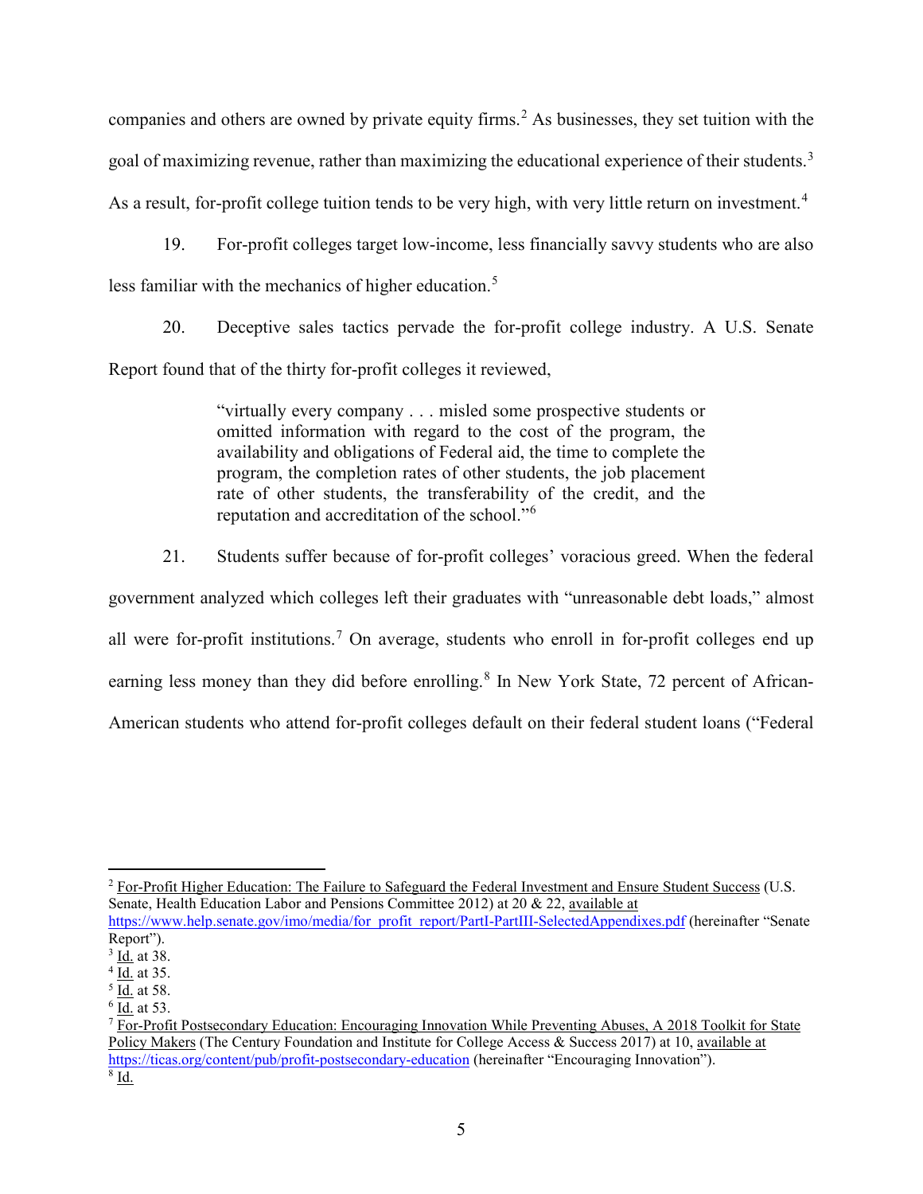companies and others are owned by private equity firms.[2] As businesses, they set tuition with the goal of maximizing revenue, rather than maximizing the educational experience of their students.[3] As a result, for-profit college tuition tends to be very high, with very little return on investment.[4]

19. For-profit colleges target low-income, less financially savvy students who are also less familiar with the mechanics of higher education.[5]

20. Deceptive sales tactics pervade the for-profit college industry. A U.S. Senate Report found that of the thirty for-profit colleges it reviewed,

> "virtually every company . . . misled some prospective students or omitted information with regard to the cost of the program, the availability and obligations of Federal aid, the time to complete the program, the completion rates of other students, the job placement rate of other students, the transferability of the credit, and the reputation and accreditation of the school."[6]

21. Students suffer because of for-profit colleges' voracious greed. When the federal government analyzed which colleges left their graduates with "unreasonable debt loads," almost all were for-profit institutions.[7] On average, students who enroll in for-profit colleges end up earning less money than they did before enrolling.[8] In New York State, 72 percent of African-American students who attend for-profit colleges default on their federal student loans ("Federal

---

[2] For-Profit Higher Education: The Failure to Safeguard the Federal Investment and Ensure Student Success (U.S. Senate, Health Education Labor and Pensions Committee 2012) at 20 & 22, available at https://www.help.senate.gov/imo/media/for_profit_report/PartI-PartIII-SelectedAppendixes.pdf (hereinafter "Senate Report").

[3] Id. at 38.

[4] Id. at 35.

[5] Id. at 58.

[6] Id. at 53.

[7] For-Profit Postsecondary Education: Encouraging Innovation While Preventing Abuses, A 2018 Toolkit for State Policy Makers (The Century Foundation and Institute for College Access & Success 2017) at 10, available at https://ticas.org/content/pub/profit-postsecondary-education (hereinafter "Encouraging Innovation").

[8] Id.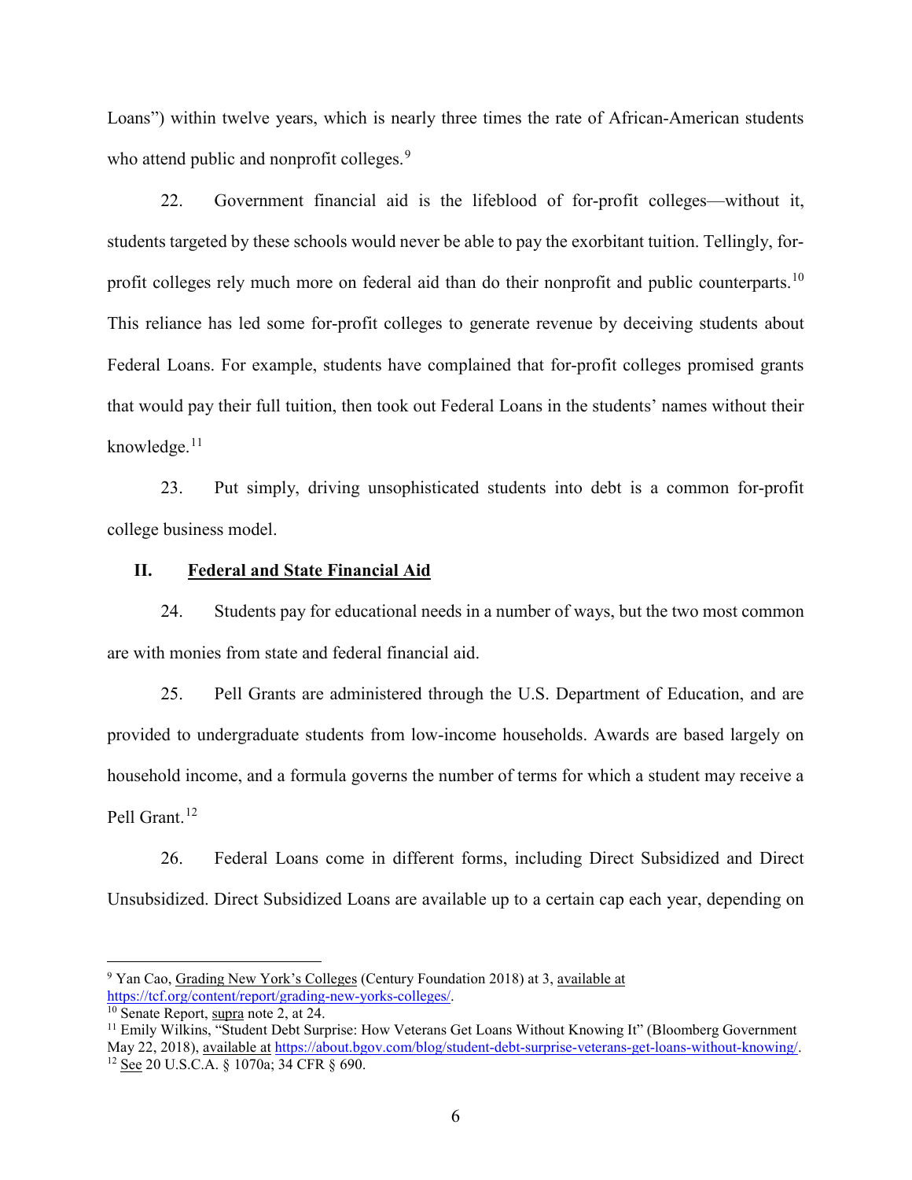Loans") within twelve years, which is nearly three times the rate of African-American students who attend public and nonprofit colleges.[9]

22. Government financial aid is the lifeblood of for-profit colleges—without it, students targeted by these schools would never be able to pay the exorbitant tuition. Tellingly, for-profit colleges rely much more on federal aid than do their nonprofit and public counterparts.[10] This reliance has led some for-profit colleges to generate revenue by deceiving students about Federal Loans. For example, students have complained that for-profit colleges promised grants that would pay their full tuition, then took out Federal Loans in the students' names without their knowledge.[11]

23. Put simply, driving unsophisticated students into debt is a common for-profit college business model.

## II. Federal and State Financial Aid

24. Students pay for educational needs in a number of ways, but the two most common are with monies from state and federal financial aid.

25. Pell Grants are administered through the U.S. Department of Education, and are provided to undergraduate students from low-income households. Awards are based largely on household income, and a formula governs the number of terms for which a student may receive a Pell Grant.[12]

26. Federal Loans come in different forms, including Direct Subsidized and Direct Unsubsidized. Direct Subsidized Loans are available up to a certain cap each year, depending on

---

[9] Yan Cao, Grading New York's Colleges (Century Foundation 2018) at 3, available at https://tcf.org/content/report/grading-new-yorks-colleges/.

[10] Senate Report, supra note 2, at 24.

[11] Emily Wilkins, "Student Debt Surprise: How Veterans Get Loans Without Knowing It" (Bloomberg Government May 22, 2018), available at https://about.bgov.com/blog/student-debt-surprise-veterans-get-loans-without-knowing/.

[12] See 20 U.S.C.A. § 1070a; 34 CFR § 690.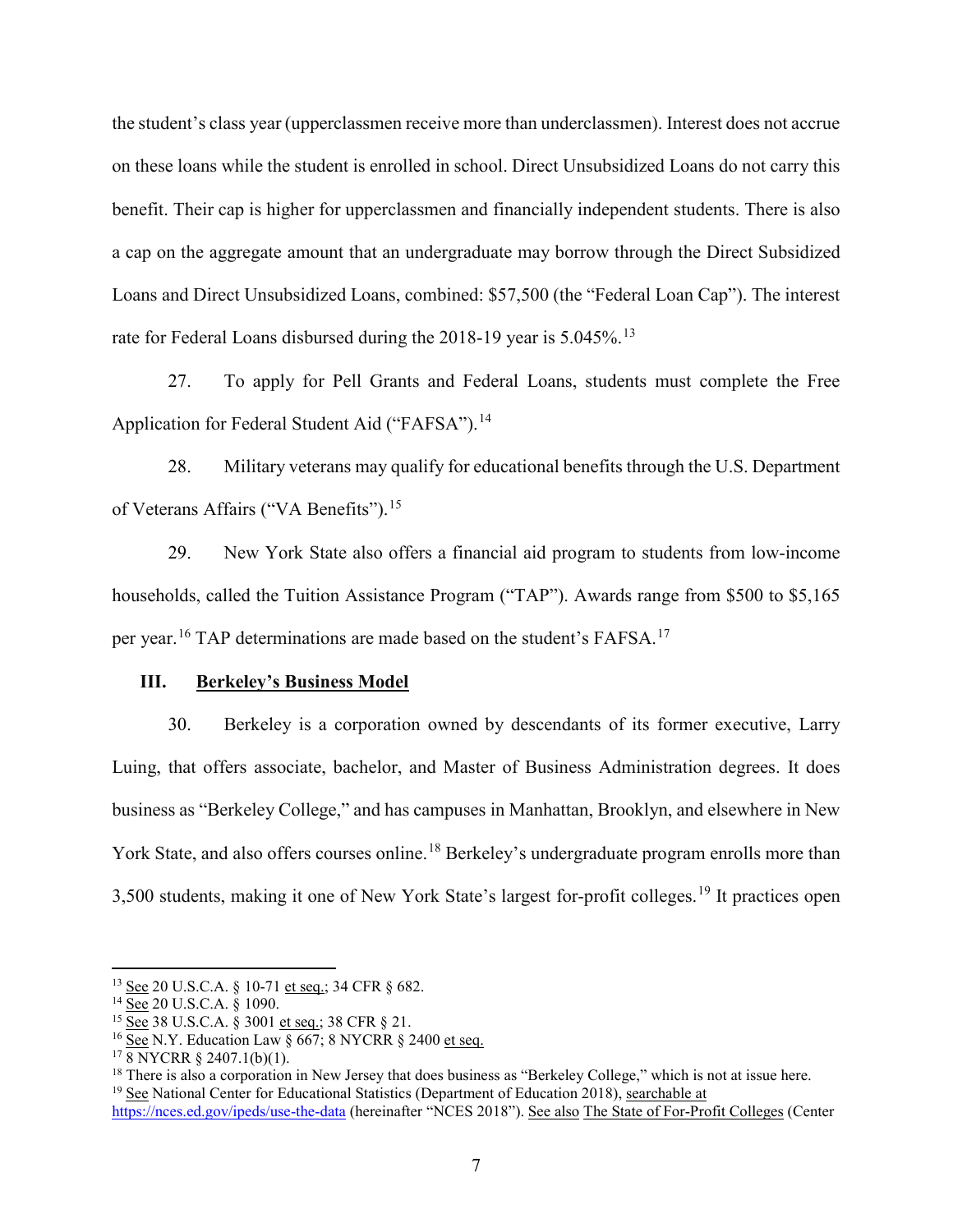the student's class year (upperclassmen receive more than underclassmen). Interest does not accrue on these loans while the student is enrolled in school. Direct Unsubsidized Loans do not carry this benefit. Their cap is higher for upperclassmen and financially independent students. There is also a cap on the aggregate amount that an undergraduate may borrow through the Direct Subsidized Loans and Direct Unsubsidized Loans, combined: $57,500 (the "Federal Loan Cap"). The interest rate for Federal Loans disbursed during the 2018-19 year is 5.045%.[13]

27. To apply for Pell Grants and Federal Loans, students must complete the Free Application for Federal Student Aid ("FAFSA").[14]

28. Military veterans may qualify for educational benefits through the U.S. Department of Veterans Affairs ("VA Benefits").[15]

29. New York State also offers a financial aid program to students from low-income households, called the Tuition Assistance Program ("TAP"). Awards range from $500 to $5,165 per year.[16] TAP determinations are made based on the student's FAFSA.[17]

## III. Berkeley's Business Model

30. Berkeley is a corporation owned by descendants of its former executive, Larry Luing, that offers associate, bachelor, and Master of Business Administration degrees. It does business as "Berkeley College," and has campuses in Manhattan, Brooklyn, and elsewhere in New York State, and also offers courses online.[18] Berkeley's undergraduate program enrolls more than 3,500 students, making it one of New York State's largest for-profit colleges.[19] It practices open

---

[13] See 20 U.S.C.A. § 10-71 et seq.; 34 CFR § 682.

[14] See 20 U.S.C.A. § 1090.

[15] See 38 U.S.C.A. § 3001 et seq.; 38 CFR § 21.

[16] See N.Y. Education Law § 667; 8 NYCRR § 2400 et seq.

[17] 8 NYCRR § 2407.1(b)(1).

[18] There is also a corporation in New Jersey that does business as "Berkeley College," which is not at issue here.

[19] See National Center for Educational Statistics (Department of Education 2018), searchable at https://nces.ed.gov/ipeds/use-the-data (hereinafter "NCES 2018"). See also The State of For-Profit Colleges (Center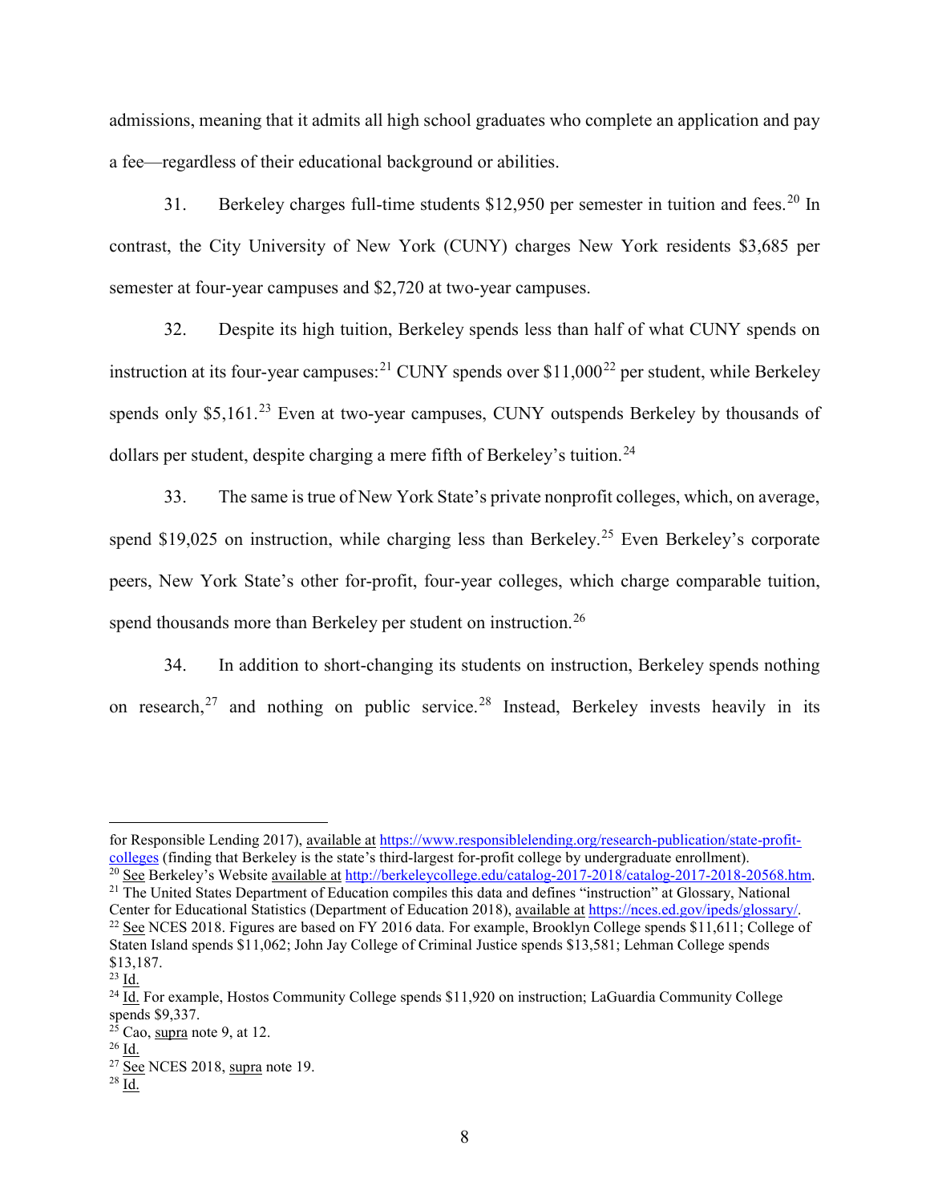admissions, meaning that it admits all high school graduates who complete an application and pay a fee—regardless of their educational background or abilities.

31. Berkeley charges full-time students $12,950 per semester in tuition and fees.[20] In contrast, the City University of New York (CUNY) charges New York residents $3,685 per semester at four-year campuses and $2,720 at two-year campuses.

32. Despite its high tuition, Berkeley spends less than half of what CUNY spends on instruction at its four-year campuses:[21] CUNY spends over $11,000[22] per student, while Berkeley spends only $5,161.[23] Even at two-year campuses, CUNY outspends Berkeley by thousands of dollars per student, despite charging a mere fifth of Berkeley's tuition.[24]

33. The same is true of New York State's private nonprofit colleges, which, on average, spend $19,025 on instruction, while charging less than Berkeley.[25] Even Berkeley's corporate peers, New York State's other for-profit, four-year colleges, which charge comparable tuition, spend thousands more than Berkeley per student on instruction.[26]

34. In addition to short-changing its students on instruction, Berkeley spends nothing on research,[27] and nothing on public service.[28] Instead, Berkeley invests heavily in its

---

for Responsible Lending 2017), available at https://www.responsiblelending.org/research-publication/state-profit-colleges (finding that Berkeley is the state's third-largest for-profit college by undergraduate enrollment).

[20] See Berkeley's Website available at http://berkeleycollege.edu/catalog-2017-2018/catalog-2017-2018-20568.htm.

[21] The United States Department of Education compiles this data and defines "instruction" at Glossary, National Center for Educational Statistics (Department of Education 2018), available at https://nces.ed.gov/ipeds/glossary/.

[22] See NCES 2018. Figures are based on FY 2016 data. For example, Brooklyn College spends $11,611; College of Staten Island spends $11,062; John Jay College of Criminal Justice spends $13,581; Lehman College spends $13,187.

[23] Id.

[24] Id. For example, Hostos Community College spends $11,920 on instruction; LaGuardia Community College spends $9,337.

[25] Cao, supra note 9, at 12.

[26] Id.

[27] See NCES 2018, supra note 19.

[28] Id.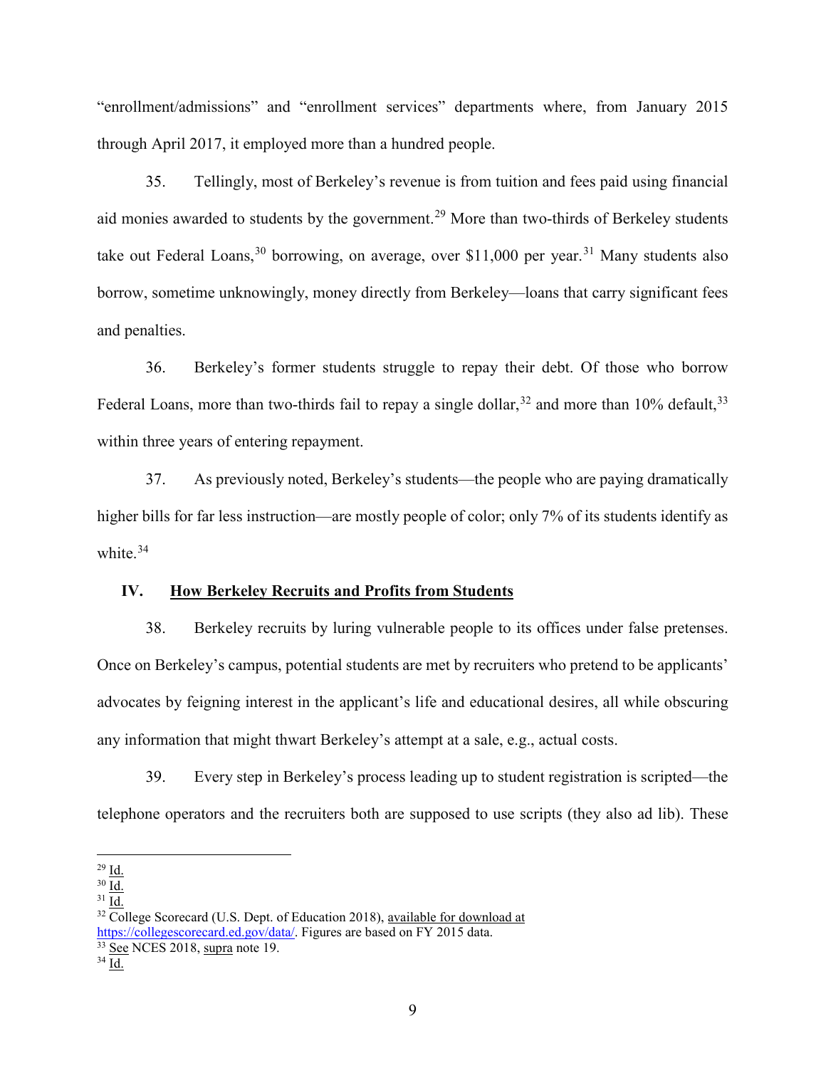"enrollment/admissions" and "enrollment services" departments where, from January 2015 through April 2017, it employed more than a hundred people.

35. Tellingly, most of Berkeley's revenue is from tuition and fees paid using financial aid monies awarded to students by the government.[29] More than two-thirds of Berkeley students take out Federal Loans,[30] borrowing, on average, over $11,000 per year.[31] Many students also borrow, sometime unknowingly, money directly from Berkeley—loans that carry significant fees and penalties.

36. Berkeley's former students struggle to repay their debt. Of those who borrow Federal Loans, more than two-thirds fail to repay a single dollar,[32] and more than 10% default,[33] within three years of entering repayment.

37. As previously noted, Berkeley's students—the people who are paying dramatically higher bills for far less instruction—are mostly people of color; only 7% of its students identify as white.[34]

## IV. How Berkeley Recruits and Profits from Students

38. Berkeley recruits by luring vulnerable people to its offices under false pretenses. Once on Berkeley's campus, potential students are met by recruiters who pretend to be applicants' advocates by feigning interest in the applicant's life and educational desires, all while obscuring any information that might thwart Berkeley's attempt at a sale, e.g., actual costs.

39. Every step in Berkeley's process leading up to student registration is scripted—the telephone operators and the recruiters both are supposed to use scripts (they also ad lib). These

---

[29] Id.

[30] Id.

[31] Id.

[32] College Scorecard (U.S. Dept. of Education 2018), available for download at https://collegescorecard.ed.gov/data/. Figures are based on FY 2015 data.

[33] See NCES 2018, supra note 19.

[34] Id.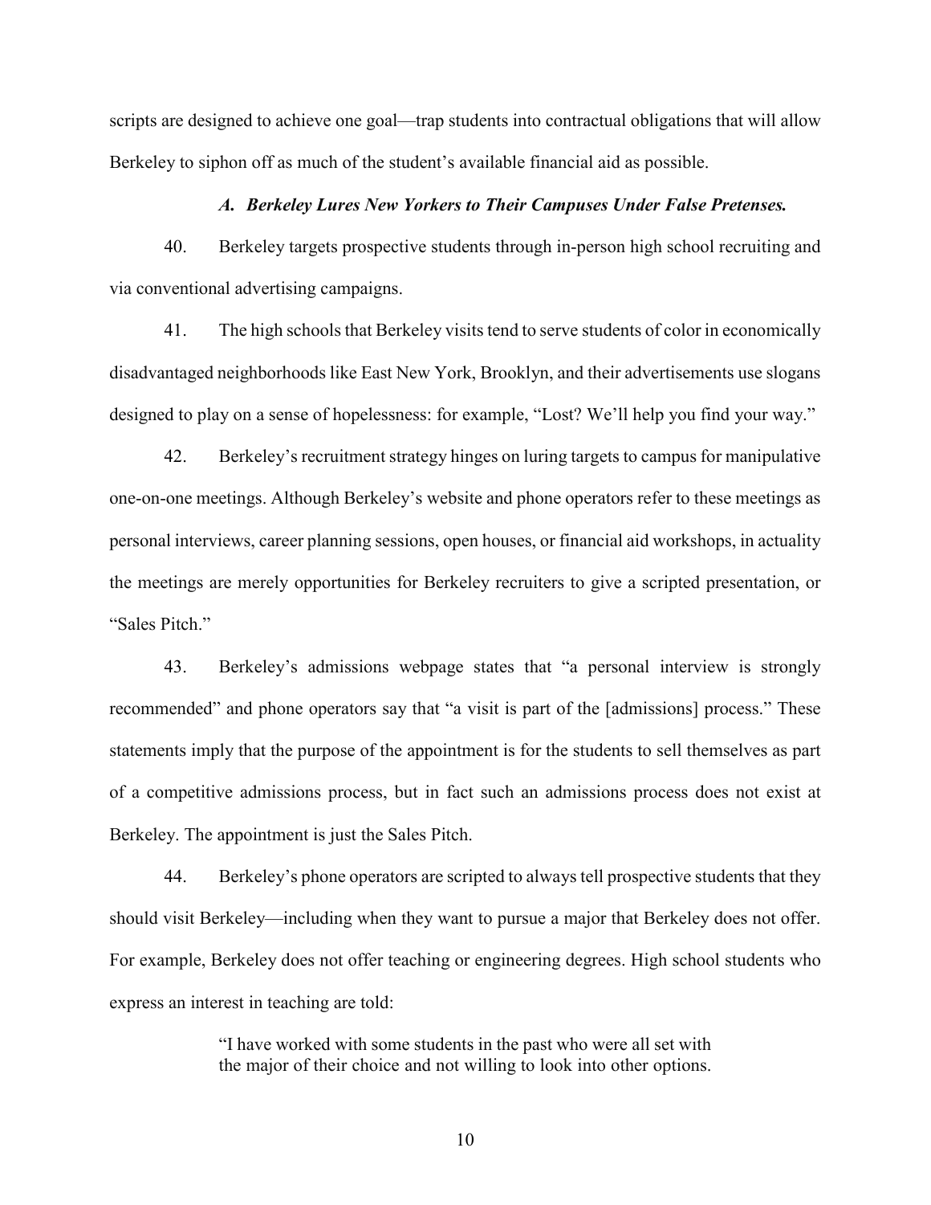scripts are designed to achieve one goal—trap students into contractual obligations that will allow Berkeley to siphon off as much of the student's available financial aid as possible.

### *A. Berkeley Lures New Yorkers to Their Campuses Under False Pretenses.*

40. Berkeley targets prospective students through in-person high school recruiting and via conventional advertising campaigns.

41. The high schools that Berkeley visits tend to serve students of color in economically disadvantaged neighborhoods like East New York, Brooklyn, and their advertisements use slogans designed to play on a sense of hopelessness: for example, "Lost? We'll help you find your way."

42. Berkeley's recruitment strategy hinges on luring targets to campus for manipulative one-on-one meetings. Although Berkeley's website and phone operators refer to these meetings as personal interviews, career planning sessions, open houses, or financial aid workshops, in actuality the meetings are merely opportunities for Berkeley recruiters to give a scripted presentation, or "Sales Pitch."

43. Berkeley's admissions webpage states that "a personal interview is strongly recommended" and phone operators say that "a visit is part of the [admissions] process." These statements imply that the purpose of the appointment is for the students to sell themselves as part of a competitive admissions process, but in fact such an admissions process does not exist at Berkeley. The appointment is just the Sales Pitch.

44. Berkeley's phone operators are scripted to always tell prospective students that they should visit Berkeley—including when they want to pursue a major that Berkeley does not offer. For example, Berkeley does not offer teaching or engineering degrees. High school students who express an interest in teaching are told:

> "I have worked with some students in the past who were all set with the major of their choice and not willing to look into other options.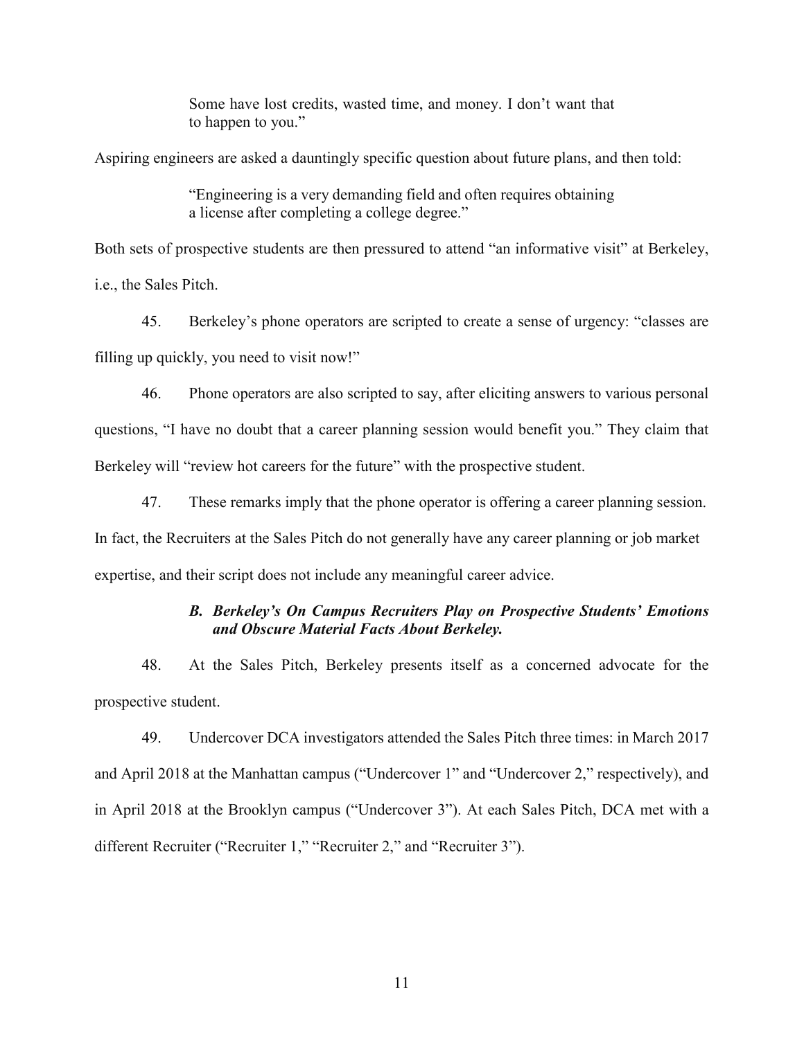> Some have lost credits, wasted time, and money. I don't want that to happen to you."

Aspiring engineers are asked a dauntingly specific question about future plans, and then told:

> "Engineering is a very demanding field and often requires obtaining a license after completing a college degree."

Both sets of prospective students are then pressured to attend "an informative visit" at Berkeley, i.e., the Sales Pitch.

45. Berkeley's phone operators are scripted to create a sense of urgency: "classes are filling up quickly, you need to visit now!"

46. Phone operators are also scripted to say, after eliciting answers to various personal questions, "I have no doubt that a career planning session would benefit you." They claim that Berkeley will "review hot careers for the future" with the prospective student.

47. These remarks imply that the phone operator is offering a career planning session. In fact, the Recruiters at the Sales Pitch do not generally have any career planning or job market expertise, and their script does not include any meaningful career advice.

### *B. Berkeley's On Campus Recruiters Play on Prospective Students' Emotions and Obscure Material Facts About Berkeley.*

48. At the Sales Pitch, Berkeley presents itself as a concerned advocate for the prospective student.

49. Undercover DCA investigators attended the Sales Pitch three times: in March 2017 and April 2018 at the Manhattan campus ("Undercover 1" and "Undercover 2," respectively), and in April 2018 at the Brooklyn campus ("Undercover 3"). At each Sales Pitch, DCA met with a different Recruiter ("Recruiter 1," "Recruiter 2," and "Recruiter 3").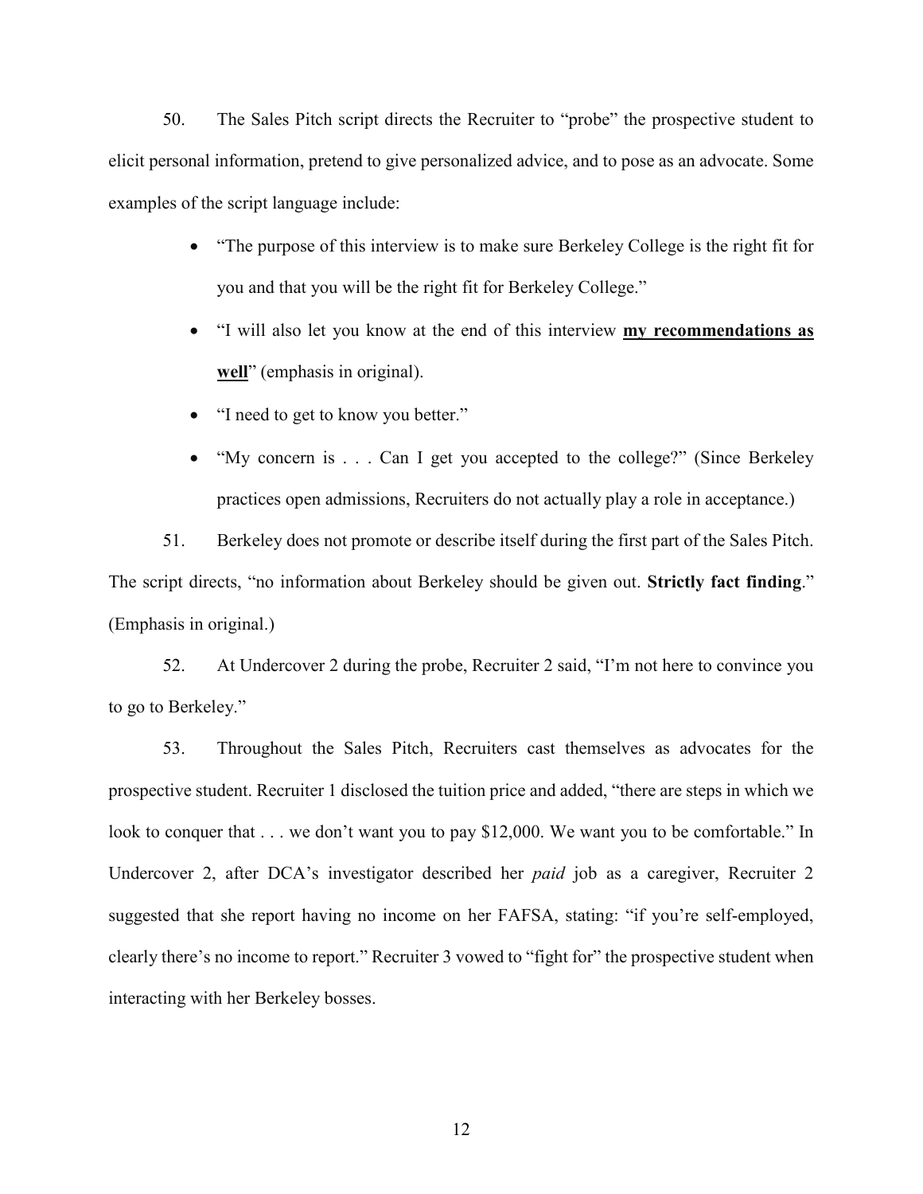50. The Sales Pitch script directs the Recruiter to "probe" the prospective student to elicit personal information, pretend to give personalized advice, and to pose as an advocate. Some examples of the script language include:

- "The purpose of this interview is to make sure Berkeley College is the right fit for you and that you will be the right fit for Berkeley College."
- "I will also let you know at the end of this interview **my recommendations as well**" (emphasis in original).
- "I need to get to know you better."
- "My concern is . . . Can I get you accepted to the college?" (Since Berkeley practices open admissions, Recruiters do not actually play a role in acceptance.)

51. Berkeley does not promote or describe itself during the first part of the Sales Pitch. The script directs, "no information about Berkeley should be given out. **Strictly fact finding**." (Emphasis in original.)

52. At Undercover 2 during the probe, Recruiter 2 said, "I'm not here to convince you to go to Berkeley."

53. Throughout the Sales Pitch, Recruiters cast themselves as advocates for the prospective student. Recruiter 1 disclosed the tuition price and added, "there are steps in which we look to conquer that . . . we don't want you to pay $12,000. We want you to be comfortable." In Undercover 2, after DCA's investigator described her *paid* job as a caregiver, Recruiter 2 suggested that she report having no income on her FAFSA, stating: "if you're self-employed, clearly there's no income to report." Recruiter 3 vowed to "fight for" the prospective student when interacting with her Berkeley bosses.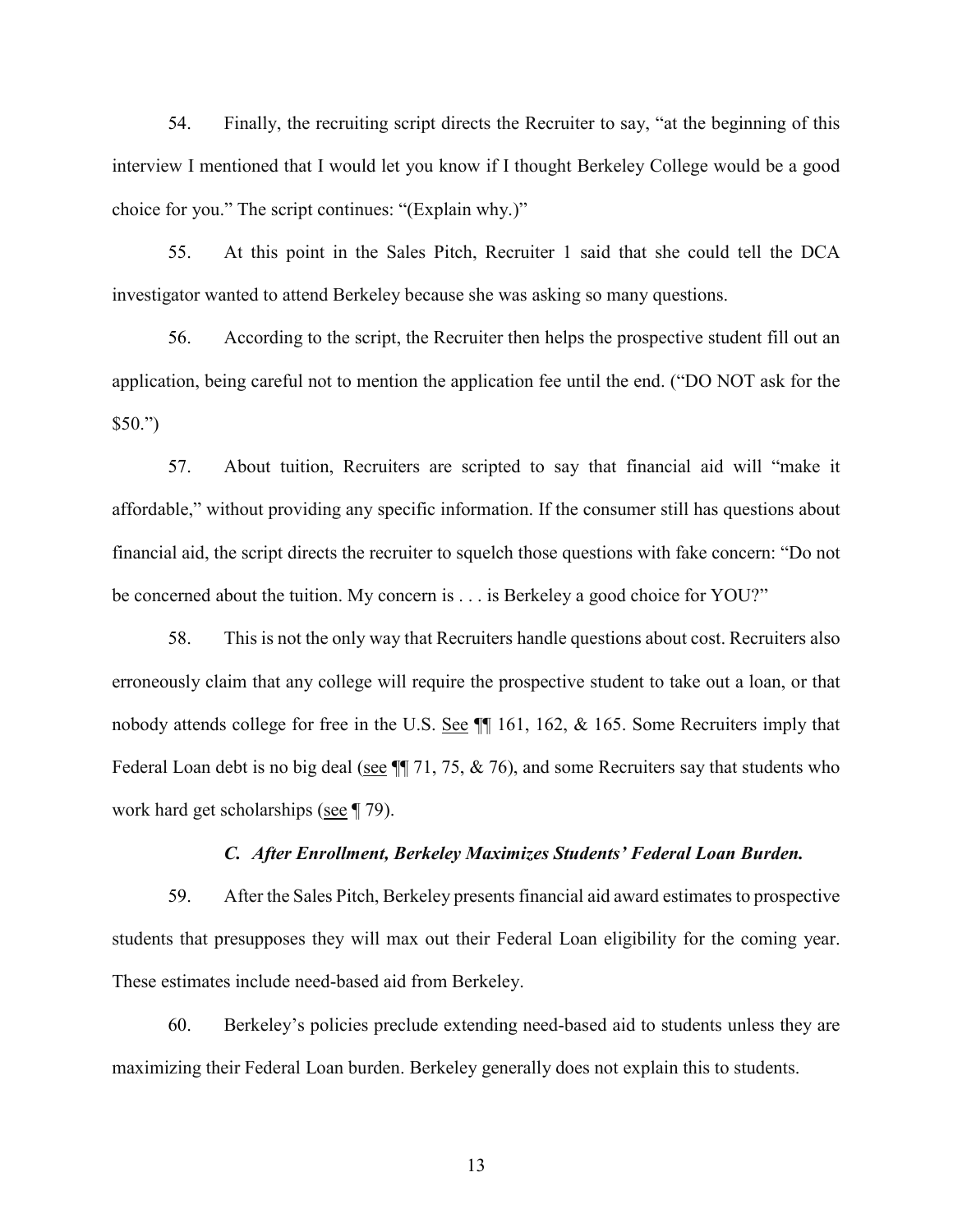54. Finally, the recruiting script directs the Recruiter to say, "at the beginning of this interview I mentioned that I would let you know if I thought Berkeley College would be a good choice for you." The script continues: "(Explain why.)"

55. At this point in the Sales Pitch, Recruiter 1 said that she could tell the DCA investigator wanted to attend Berkeley because she was asking so many questions.

56. According to the script, the Recruiter then helps the prospective student fill out an application, being careful not to mention the application fee until the end. ("DO NOT ask for the $50.")

57. About tuition, Recruiters are scripted to say that financial aid will "make it affordable," without providing any specific information. If the consumer still has questions about financial aid, the script directs the recruiter to squelch those questions with fake concern: "Do not be concerned about the tuition. My concern is . . . is Berkeley a good choice for YOU?"

58. This is not the only way that Recruiters handle questions about cost. Recruiters also erroneously claim that any college will require the prospective student to take out a loan, or that nobody attends college for free in the U.S. See ¶¶ 161, 162, & 165. Some Recruiters imply that Federal Loan debt is no big deal (see ¶¶ 71, 75, & 76), and some Recruiters say that students who work hard get scholarships (see ¶ 79).

### *C. After Enrollment, Berkeley Maximizes Students' Federal Loan Burden.*

59. After the Sales Pitch, Berkeley presents financial aid award estimates to prospective students that presupposes they will max out their Federal Loan eligibility for the coming year. These estimates include need-based aid from Berkeley.

60. Berkeley's policies preclude extending need-based aid to students unless they are maximizing their Federal Loan burden. Berkeley generally does not explain this to students.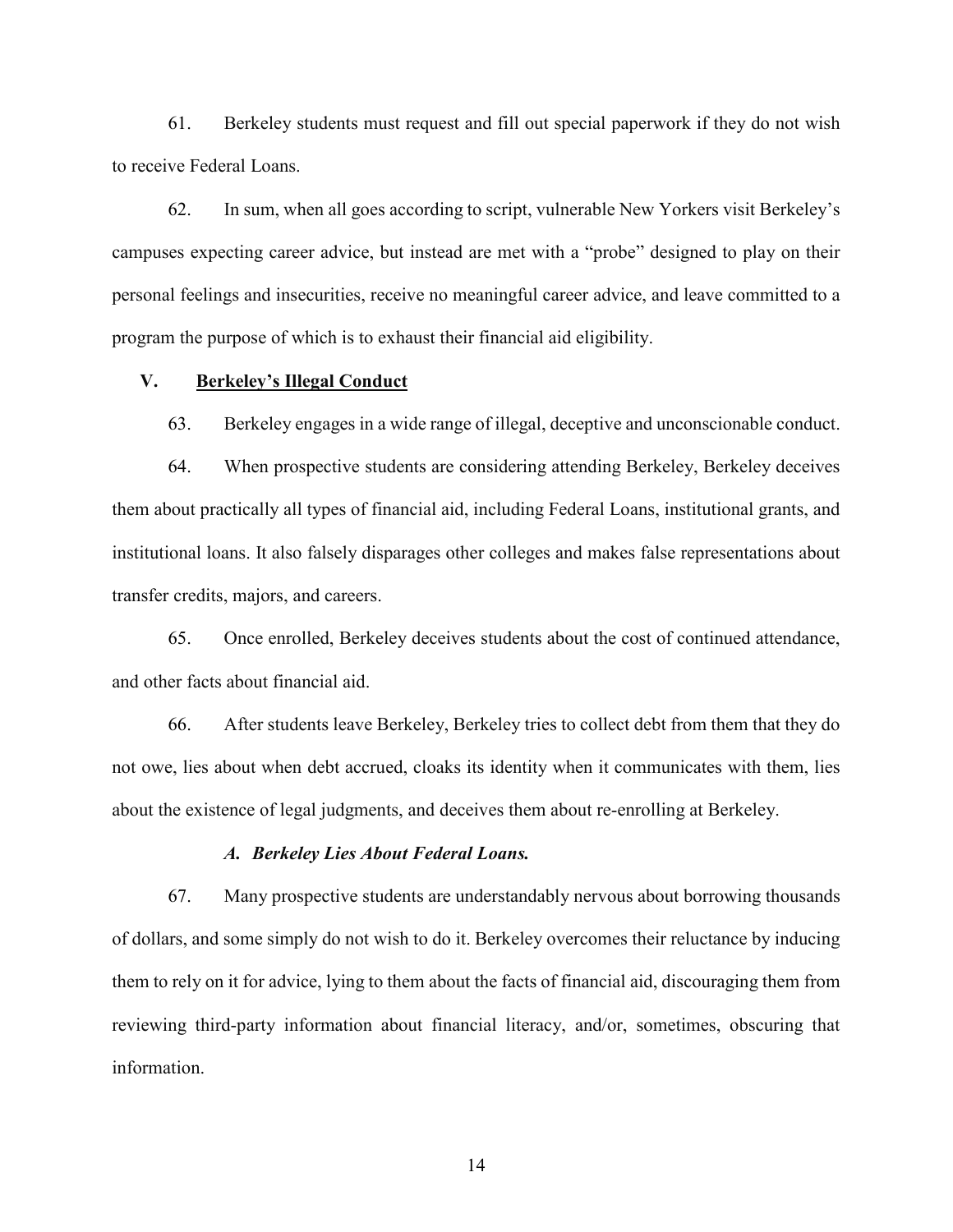61. Berkeley students must request and fill out special paperwork if they do not wish to receive Federal Loans.

62. In sum, when all goes according to script, vulnerable New Yorkers visit Berkeley's campuses expecting career advice, but instead are met with a "probe" designed to play on their personal feelings and insecurities, receive no meaningful career advice, and leave committed to a program the purpose of which is to exhaust their financial aid eligibility.

## V. <u>Berkeley's Illegal Conduct</u>

63. Berkeley engages in a wide range of illegal, deceptive and unconscionable conduct.

64. When prospective students are considering attending Berkeley, Berkeley deceives them about practically all types of financial aid, including Federal Loans, institutional grants, and institutional loans. It also falsely disparages other colleges and makes false representations about transfer credits, majors, and careers.

65. Once enrolled, Berkeley deceives students about the cost of continued attendance, and other facts about financial aid.

66. After students leave Berkeley, Berkeley tries to collect debt from them that they do not owe, lies about when debt accrued, cloaks its identity when it communicates with them, lies about the existence of legal judgments, and deceives them about re-enrolling at Berkeley.

### *A. Berkeley Lies About Federal Loans.*

67. Many prospective students are understandably nervous about borrowing thousands of dollars, and some simply do not wish to do it. Berkeley overcomes their reluctance by inducing them to rely on it for advice, lying to them about the facts of financial aid, discouraging them from reviewing third-party information about financial literacy, and/or, sometimes, obscuring that information.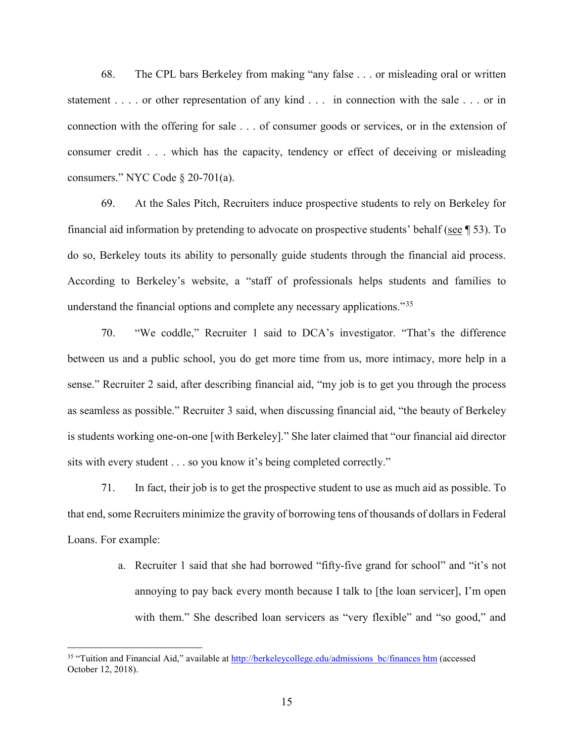68. The CPL bars Berkeley from making "any false . . . or misleading oral or written statement . . . . or other representation of any kind . . . in connection with the sale . . . or in connection with the offering for sale . . . of consumer goods or services, or in the extension of consumer credit . . . which has the capacity, tendency or effect of deceiving or misleading consumers." NYC Code § 20-701(a).

69. At the Sales Pitch, Recruiters induce prospective students to rely on Berkeley for financial aid information by pretending to advocate on prospective students' behalf (see ¶ 53). To do so, Berkeley touts its ability to personally guide students through the financial aid process. According to Berkeley's website, a "staff of professionals helps students and families to understand the financial options and complete any necessary applications."[35]

70. "We coddle," Recruiter 1 said to DCA's investigator. "That's the difference between us and a public school, you do get more time from us, more intimacy, more help in a sense." Recruiter 2 said, after describing financial aid, "my job is to get you through the process as seamless as possible." Recruiter 3 said, when discussing financial aid, "the beauty of Berkeley is students working one-on-one [with Berkeley]." She later claimed that "our financial aid director sits with every student . . . so you know it's being completed correctly."

71. In fact, their job is to get the prospective student to use as much aid as possible. To that end, some Recruiters minimize the gravity of borrowing tens of thousands of dollars in Federal Loans. For example:

a. Recruiter 1 said that she had borrowed "fifty-five grand for school" and "it's not annoying to pay back every month because I talk to [the loan servicer], I'm open with them." She described loan servicers as "very flexible" and "so good," and

---

[35] "Tuition and Financial Aid," available at http://berkeleycollege.edu/admissions_bc/finances.htm (accessed October 12, 2018).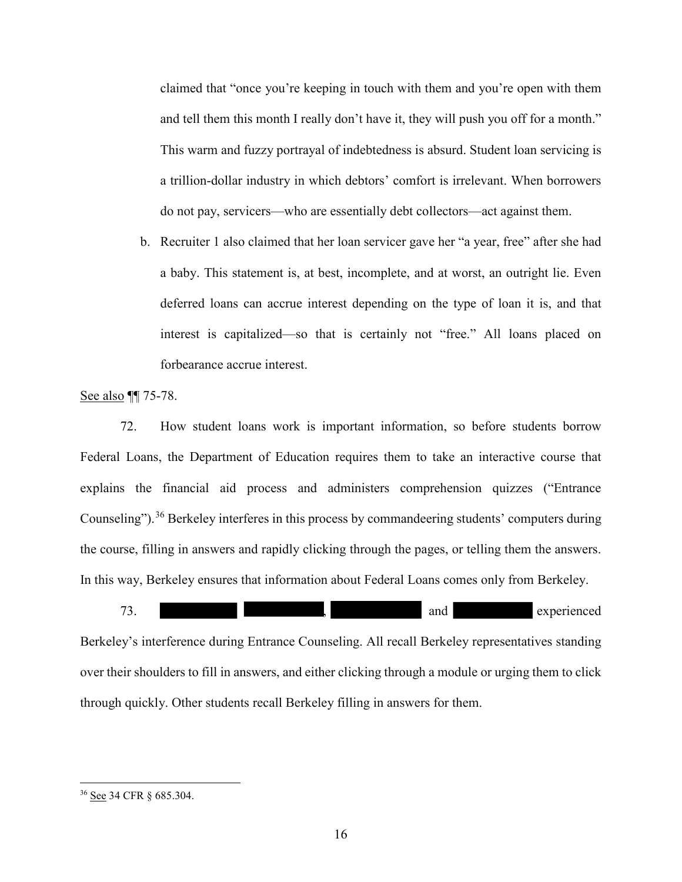claimed that "once you're keeping in touch with them and you're open with them and tell them this month I really don't have it, they will push you off for a month." This warm and fuzzy portrayal of indebtedness is absurd. Student loan servicing is a trillion-dollar industry in which debtors' comfort is irrelevant. When borrowers do not pay, servicers—who are essentially debt collectors—act against them.

b. Recruiter 1 also claimed that her loan servicer gave her "a year, free" after she had a baby. This statement is, at best, incomplete, and at worst, an outright lie. Even deferred loans can accrue interest depending on the type of loan it is, and that interest is capitalized—so that is certainly not "free." All loans placed on forbearance accrue interest.

See also ¶¶ 75-78.

72. How student loans work is important information, so before students borrow Federal Loans, the Department of Education requires them to take an interactive course that explains the financial aid process and administers comprehension quizzes ("Entrance Counseling").[36] Berkeley interferes in this process by commandeering students' computers during the course, filling in answers and rapidly clicking through the pages, or telling them the answers. In this way, Berkeley ensures that information about Federal Loans comes only from Berkeley.

73. ██████ ██████, ██████ and ██████ experienced Berkeley's interference during Entrance Counseling. All recall Berkeley representatives standing over their shoulders to fill in answers, and either clicking through a module or urging them to click through quickly. Other students recall Berkeley filling in answers for them.

---

[36] See 34 CFR § 685.304.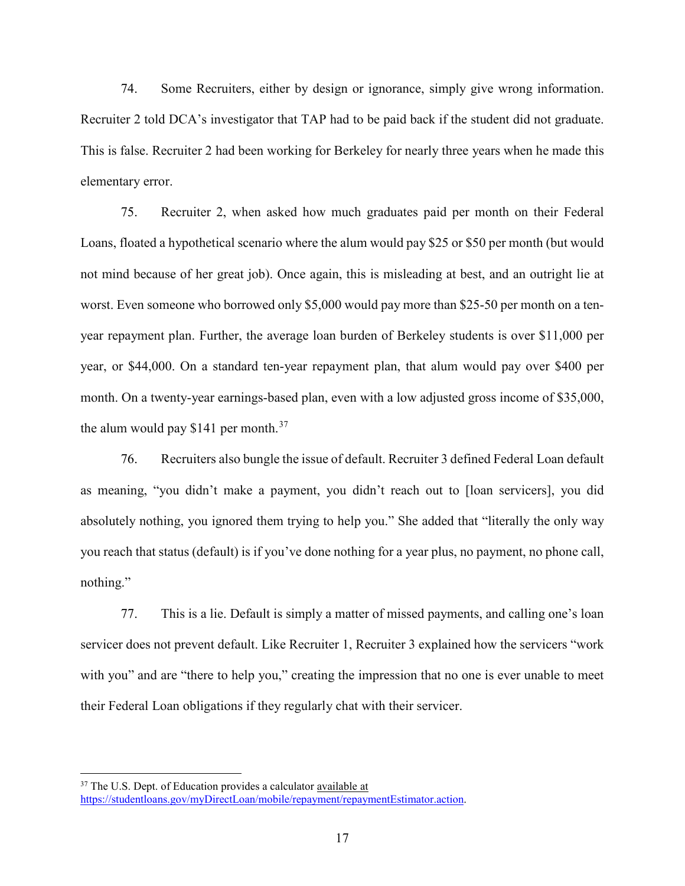74. Some Recruiters, either by design or ignorance, simply give wrong information. Recruiter 2 told DCA's investigator that TAP had to be paid back if the student did not graduate. This is false. Recruiter 2 had been working for Berkeley for nearly three years when he made this elementary error.

75. Recruiter 2, when asked how much graduates paid per month on their Federal Loans, floated a hypothetical scenario where the alum would pay $25 or $50 per month (but would not mind because of her great job). Once again, this is misleading at best, and an outright lie at worst. Even someone who borrowed only $5,000 would pay more than $25-50 per month on a ten-year repayment plan. Further, the average loan burden of Berkeley students is over $11,000 per year, or $44,000. On a standard ten-year repayment plan, that alum would pay over $400 per month. On a twenty-year earnings-based plan, even with a low adjusted gross income of $35,000, the alum would pay $141 per month.[37]

76. Recruiters also bungle the issue of default. Recruiter 3 defined Federal Loan default as meaning, "you didn't make a payment, you didn't reach out to [loan servicers], you did absolutely nothing, you ignored them trying to help you." She added that "literally the only way you reach that status (default) is if you've done nothing for a year plus, no payment, no phone call, nothing."

77. This is a lie. Default is simply a matter of missed payments, and calling one's loan servicer does not prevent default. Like Recruiter 1, Recruiter 3 explained how the servicers "work with you" and are "there to help you," creating the impression that no one is ever unable to meet their Federal Loan obligations if they regularly chat with their servicer.

---

[37] The U.S. Dept. of Education provides a calculator available at https://studentloans.gov/myDirectLoan/mobile/repayment/repaymentEstimator.action.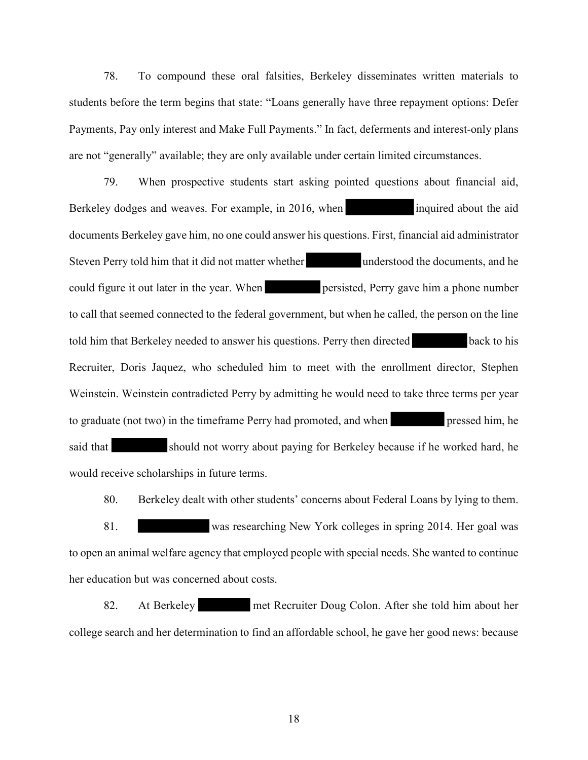78. To compound these oral falsities, Berkeley disseminates written materials to students before the term begins that state: "Loans generally have three repayment options: Defer Payments, Pay only interest and Make Full Payments." In fact, deferments and interest-only plans are not "generally" available; they are only available under certain limited circumstances.

79. When prospective students start asking pointed questions about financial aid, Berkeley dodges and weaves. For example, in 2016, when ██████████ inquired about the aid documents Berkeley gave him, no one could answer his questions. First, financial aid administrator Steven Perry told him that it did not matter whether ████████ understood the documents, and he could figure it out later in the year. When ████████ persisted, Perry gave him a phone number to call that seemed connected to the federal government, but when he called, the person on the line told him that Berkeley needed to answer his questions. Perry then directed ████████ back to his Recruiter, Doris Jaquez, who scheduled him to meet with the enrollment director, Stephen Weinstein. Weinstein contradicted Perry by admitting he would need to take three terms per year to graduate (not two) in the timeframe Perry had promoted, and when ████████ pressed him, he said that ████████ should not worry about paying for Berkeley because if he worked hard, he would receive scholarships in future terms.

80. Berkeley dealt with other students' concerns about Federal Loans by lying to them.

81. ██████████ was researching New York colleges in spring 2014. Her goal was to open an animal welfare agency that employed people with special needs. She wanted to continue her education but was concerned about costs.

82. At Berkeley ████████ met Recruiter Doug Colon. After she told him about her college search and her determination to find an affordable school, he gave her good news: because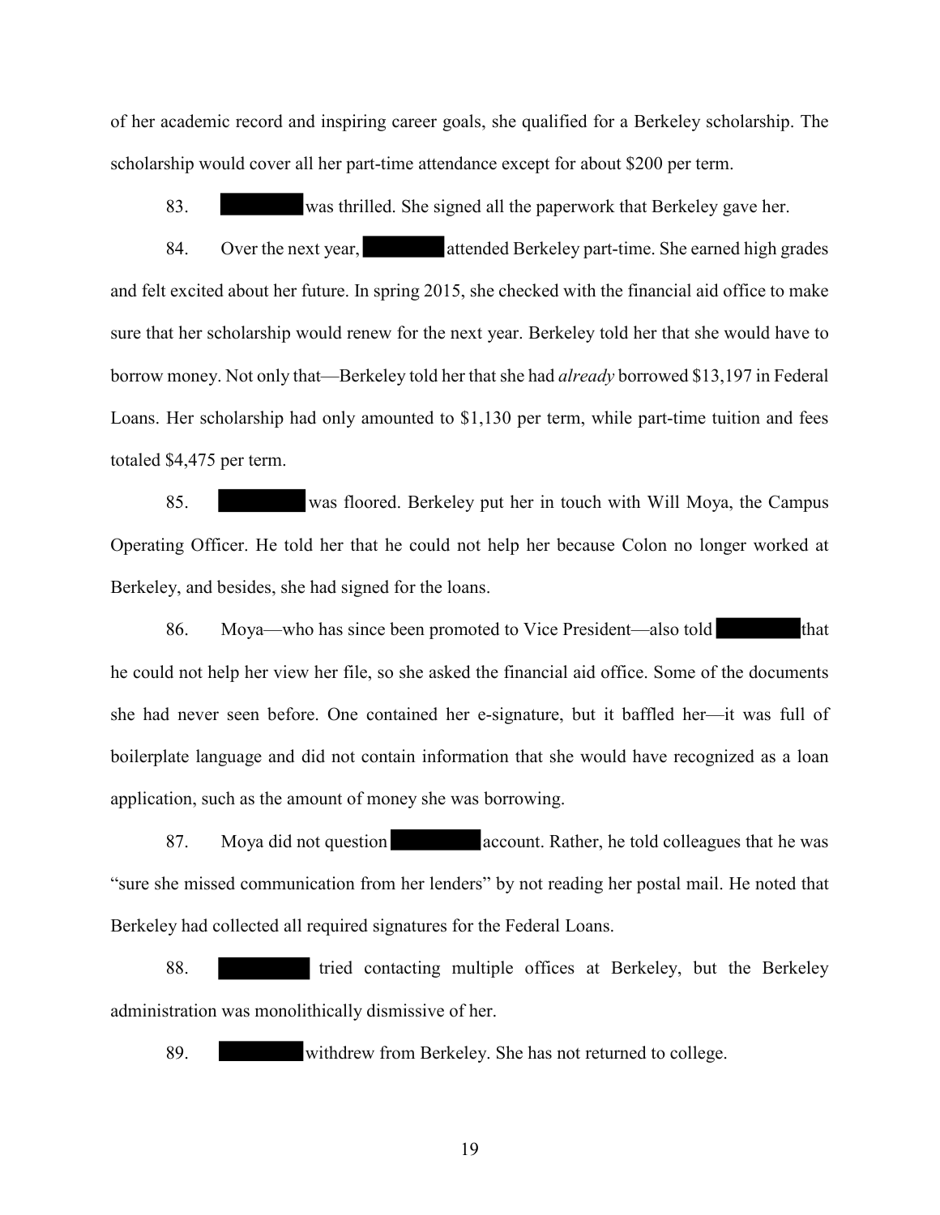of her academic record and inspiring career goals, she qualified for a Berkeley scholarship. The scholarship would cover all her part-time attendance except for about $200 per term.

83. [REDACTED] was thrilled. She signed all the paperwork that Berkeley gave her.

84. Over the next year, [REDACTED] attended Berkeley part-time. She earned high grades and felt excited about her future. In spring 2015, she checked with the financial aid office to make sure that her scholarship would renew for the next year. Berkeley told her that she would have to borrow money. Not only that—Berkeley told her that she had *already* borrowed $13,197 in Federal Loans. Her scholarship had only amounted to $1,130 per term, while part-time tuition and fees totaled $4,475 per term.

85. [REDACTED] was floored. Berkeley put her in touch with Will Moya, the Campus Operating Officer. He told her that he could not help her because Colon no longer worked at Berkeley, and besides, she had signed for the loans.

86. Moya—who has since been promoted to Vice President—also told [REDACTED] that he could not help her view her file, so she asked the financial aid office. Some of the documents she had never seen before. One contained her e-signature, but it baffled her—it was full of boilerplate language and did not contain information that she would have recognized as a loan application, such as the amount of money she was borrowing.

87. Moya did not question [REDACTED] account. Rather, he told colleagues that he was "sure she missed communication from her lenders" by not reading her postal mail. He noted that Berkeley had collected all required signatures for the Federal Loans.

88. [REDACTED] tried contacting multiple offices at Berkeley, but the Berkeley administration was monolithically dismissive of her.

89. [REDACTED] withdrew from Berkeley. She has not returned to college.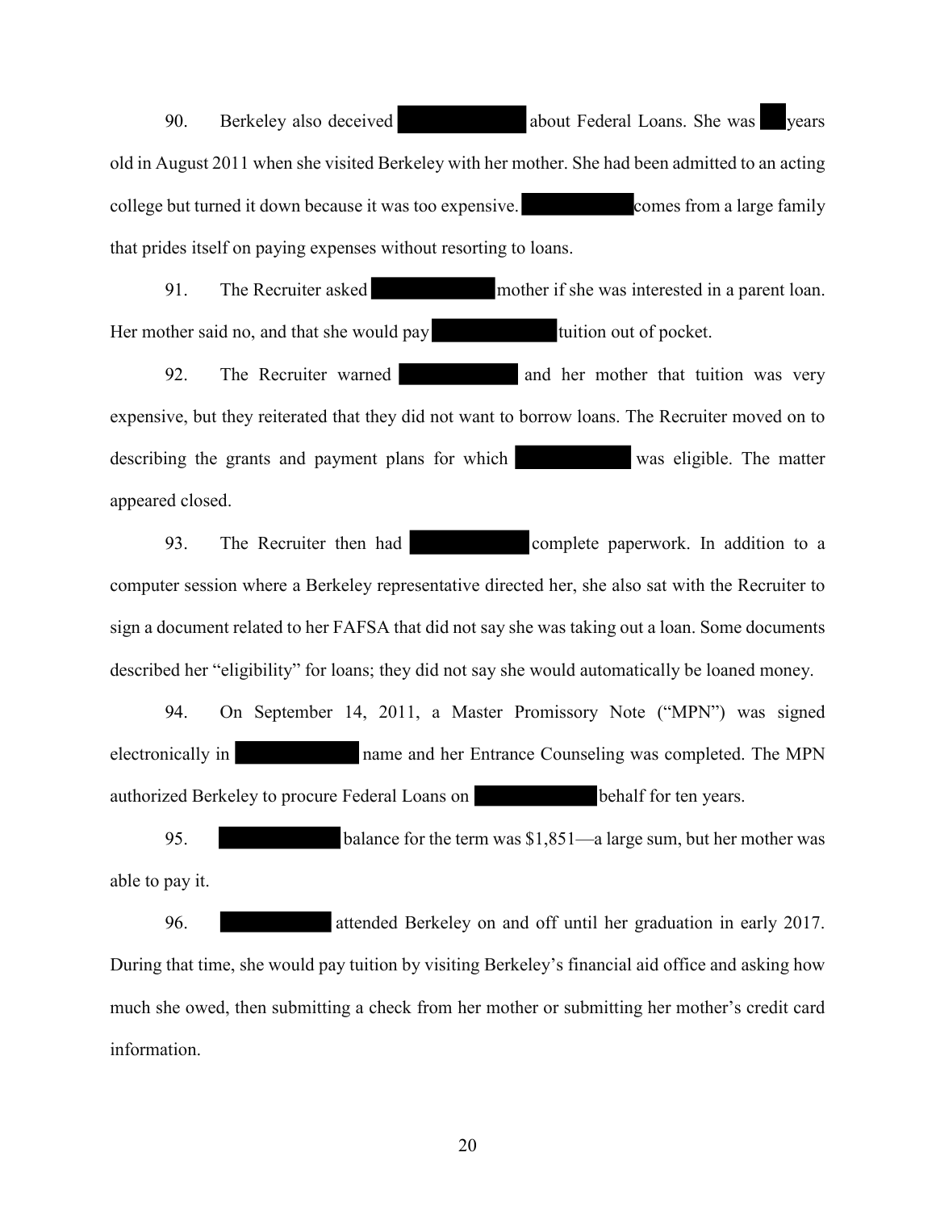90. Berkeley also deceived [REDACTED] about Federal Loans. She was [REDACTED] years old in August 2011 when she visited Berkeley with her mother. She had been admitted to an acting college but turned it down because it was too expensive. [REDACTED] comes from a large family that prides itself on paying expenses without resorting to loans.

91. The Recruiter asked [REDACTED] mother if she was interested in a parent loan. Her mother said no, and that she would pay [REDACTED] tuition out of pocket.

92. The Recruiter warned [REDACTED] and her mother that tuition was very expensive, but they reiterated that they did not want to borrow loans. The Recruiter moved on to describing the grants and payment plans for which [REDACTED] was eligible. The matter appeared closed.

93. The Recruiter then had [REDACTED] complete paperwork. In addition to a computer session where a Berkeley representative directed her, she also sat with the Recruiter to sign a document related to her FAFSA that did not say she was taking out a loan. Some documents described her "eligibility" for loans; they did not say she would automatically be loaned money.

94. On September 14, 2011, a Master Promissory Note ("MPN") was signed electronically in [REDACTED] name and her Entrance Counseling was completed. The MPN authorized Berkeley to procure Federal Loans on [REDACTED] behalf for ten years.

95. [REDACTED] balance for the term was $1,851—a large sum, but her mother was able to pay it.

96. [REDACTED] attended Berkeley on and off until her graduation in early 2017. During that time, she would pay tuition by visiting Berkeley's financial aid office and asking how much she owed, then submitting a check from her mother or submitting her mother's credit card information.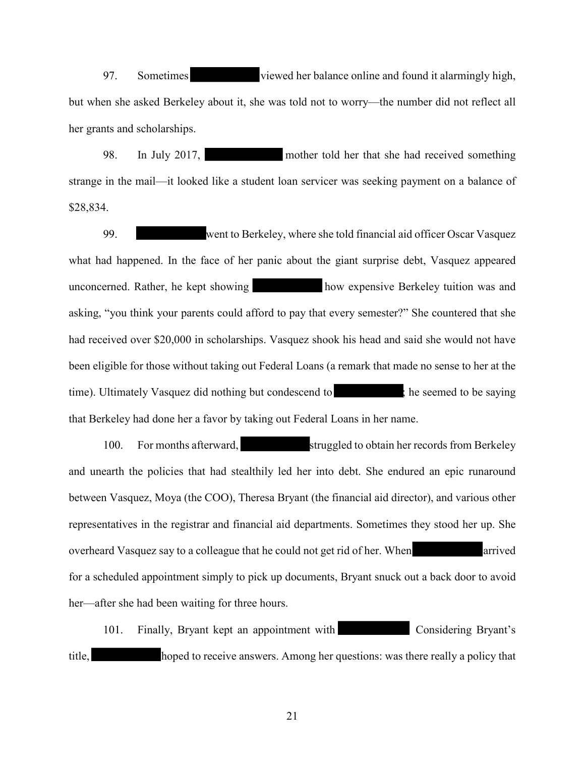97. Sometimes ██████ viewed her balance online and found it alarmingly high, but when she asked Berkeley about it, she was told not to worry—the number did not reflect all her grants and scholarships.

98. In July 2017, ██████ mother told her that she had received something strange in the mail—it looked like a student loan servicer was seeking payment on a balance of $28,834.

99. ██████ went to Berkeley, where she told financial aid officer Oscar Vasquez what had happened. In the face of her panic about the giant surprise debt, Vasquez appeared unconcerned. Rather, he kept showing ██████ how expensive Berkeley tuition was and asking, "you think your parents could afford to pay that every semester?" She countered that she had received over $20,000 in scholarships. Vasquez shook his head and said she would not have been eligible for those without taking out Federal Loans (a remark that made no sense to her at the time). Ultimately Vasquez did nothing but condescend to ██████; he seemed to be saying that Berkeley had done her a favor by taking out Federal Loans in her name.

100. For months afterward, ██████ struggled to obtain her records from Berkeley and unearth the policies that had stealthily led her into debt. She endured an epic runaround between Vasquez, Moya (the COO), Theresa Bryant (the financial aid director), and various other representatives in the registrar and financial aid departments. Sometimes they stood her up. She overheard Vasquez say to a colleague that he could not get rid of her. When ██████ arrived for a scheduled appointment simply to pick up documents, Bryant snuck out a back door to avoid her—after she had been waiting for three hours.

101. Finally, Bryant kept an appointment with ██████ Considering Bryant's title, ██████ hoped to receive answers. Among her questions: was there really a policy that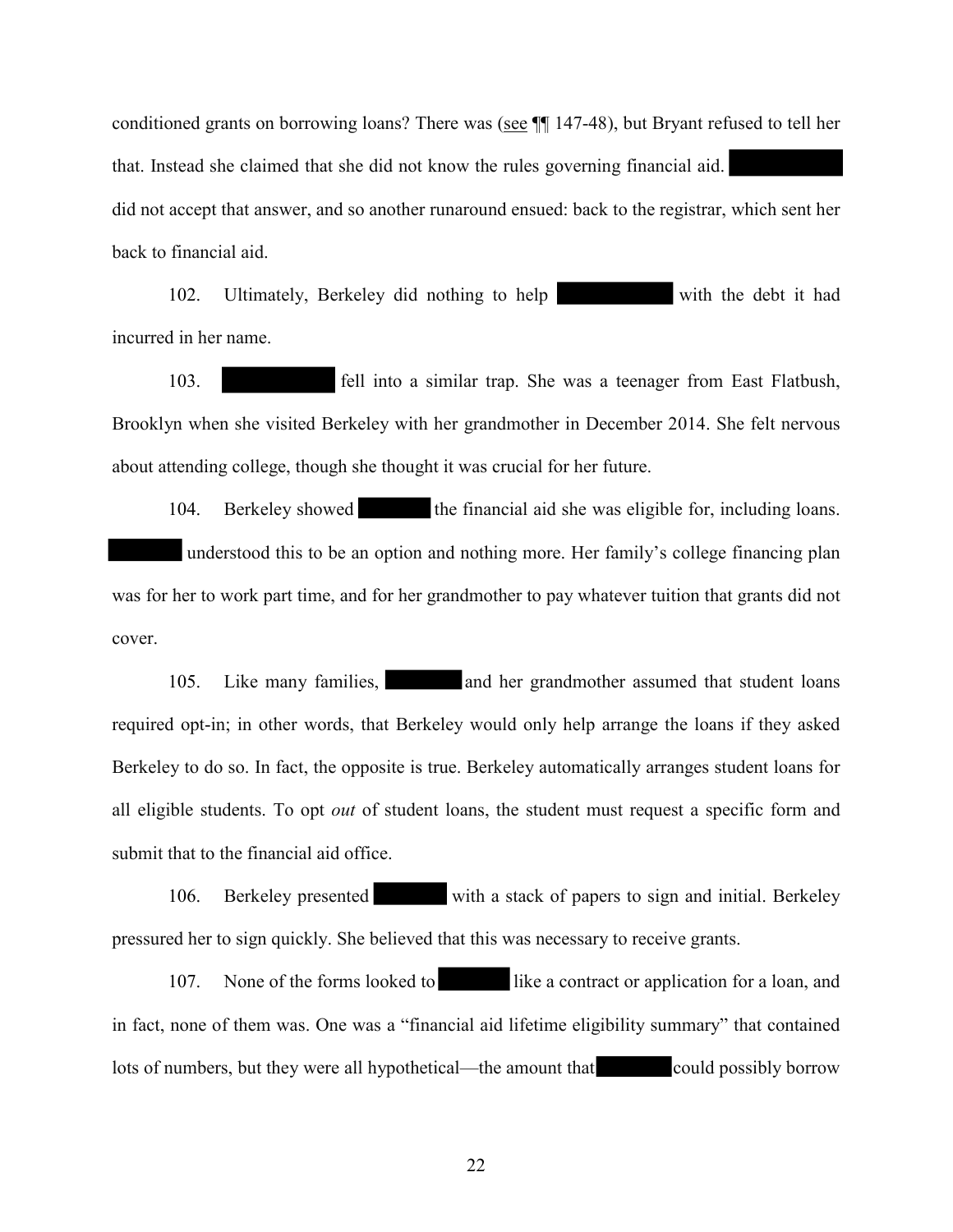conditioned grants on borrowing loans? There was (see ¶¶ 147-48), but Bryant refused to tell her that. Instead she claimed that she did not know the rules governing financial aid. [REDACTED] did not accept that answer, and so another runaround ensued: back to the registrar, which sent her back to financial aid.

102. Ultimately, Berkeley did nothing to help [REDACTED] with the debt it had incurred in her name.

103. [REDACTED] fell into a similar trap. She was a teenager from East Flatbush, Brooklyn when she visited Berkeley with her grandmother in December 2014. She felt nervous about attending college, though she thought it was crucial for her future.

104. Berkeley showed [REDACTED] the financial aid she was eligible for, including loans. [REDACTED] understood this to be an option and nothing more. Her family's college financing plan was for her to work part time, and for her grandmother to pay whatever tuition that grants did not cover.

105. Like many families, [REDACTED] and her grandmother assumed that student loans required opt-in; in other words, that Berkeley would only help arrange the loans if they asked Berkeley to do so. In fact, the opposite is true. Berkeley automatically arranges student loans for all eligible students. To opt *out* of student loans, the student must request a specific form and submit that to the financial aid office.

106. Berkeley presented [REDACTED] with a stack of papers to sign and initial. Berkeley pressured her to sign quickly. She believed that this was necessary to receive grants.

107. None of the forms looked to [REDACTED] like a contract or application for a loan, and in fact, none of them was. One was a "financial aid lifetime eligibility summary" that contained lots of numbers, but they were all hypothetical—the amount that [REDACTED] could possibly borrow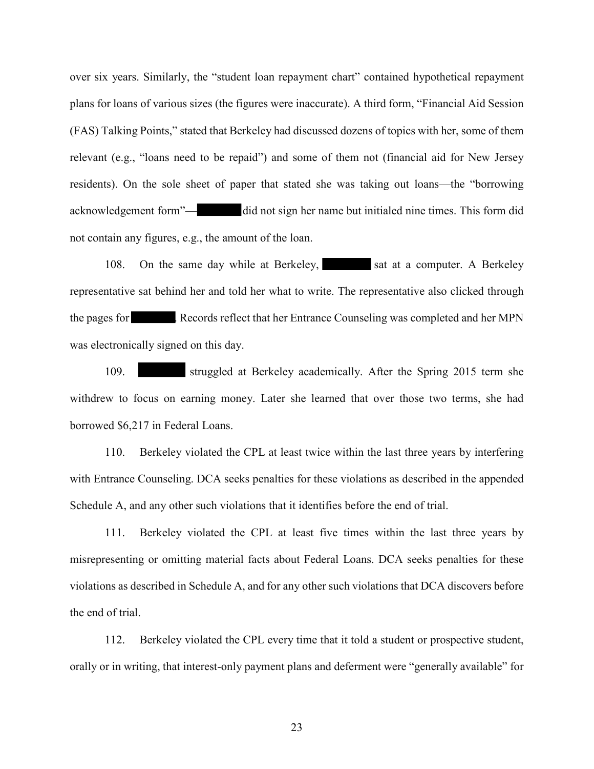over six years. Similarly, the "student loan repayment chart" contained hypothetical repayment plans for loans of various sizes (the figures were inaccurate). A third form, "Financial Aid Session (FAS) Talking Points," stated that Berkeley had discussed dozens of topics with her, some of them relevant (e.g., "loans need to be repaid") and some of them not (financial aid for New Jersey residents). On the sole sheet of paper that stated she was taking out loans—the "borrowing acknowledgement form"— ███████ did not sign her name but initialed nine times. This form did not contain any figures, e.g., the amount of the loan.

108. On the same day while at Berkeley, ███████ sat at a computer. A Berkeley representative sat behind her and told her what to write. The representative also clicked through the pages for ███████. Records reflect that her Entrance Counseling was completed and her MPN was electronically signed on this day.

109. ███████ struggled at Berkeley academically. After the Spring 2015 term she withdrew to focus on earning money. Later she learned that over those two terms, she had borrowed $6,217 in Federal Loans.

110. Berkeley violated the CPL at least twice within the last three years by interfering with Entrance Counseling. DCA seeks penalties for these violations as described in the appended Schedule A, and any other such violations that it identifies before the end of trial.

111. Berkeley violated the CPL at least five times within the last three years by misrepresenting or omitting material facts about Federal Loans. DCA seeks penalties for these violations as described in Schedule A, and for any other such violations that DCA discovers before the end of trial.

112. Berkeley violated the CPL every time that it told a student or prospective student, orally or in writing, that interest-only payment plans and deferment were "generally available" for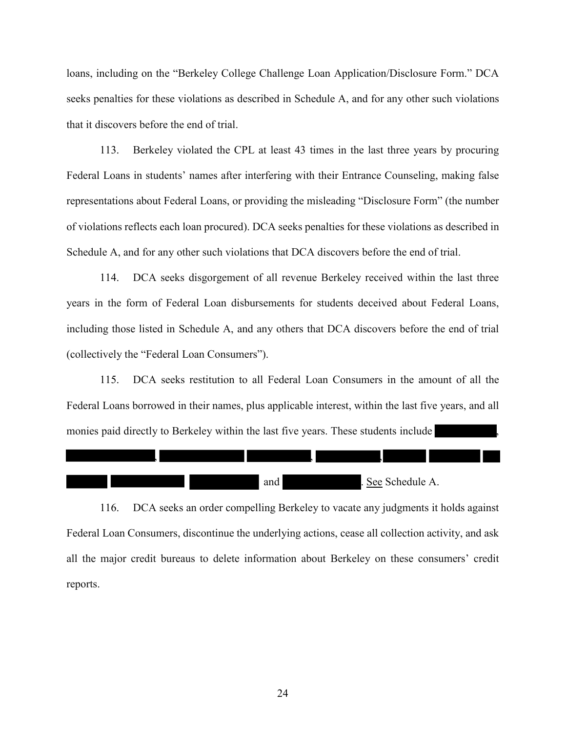loans, including on the "Berkeley College Challenge Loan Application/Disclosure Form." DCA seeks penalties for these violations as described in Schedule A, and for any other such violations that it discovers before the end of trial.

113. Berkeley violated the CPL at least 43 times in the last three years by procuring Federal Loans in students' names after interfering with their Entrance Counseling, making false representations about Federal Loans, or providing the misleading "Disclosure Form" (the number of violations reflects each loan procured). DCA seeks penalties for these violations as described in Schedule A, and for any other such violations that DCA discovers before the end of trial.

114. DCA seeks disgorgement of all revenue Berkeley received within the last three years in the form of Federal Loan disbursements for students deceived about Federal Loans, including those listed in Schedule A, and any others that DCA discovers before the end of trial (collectively the "Federal Loan Consumers").

115. DCA seeks restitution to all Federal Loan Consumers in the amount of all the Federal Loans borrowed in their names, plus applicable interest, within the last five years, and all monies paid directly to Berkeley within the last five years. These students include [REDACTED], [REDACTED], [REDACTED] [REDACTED], [REDACTED], [REDACTED] [REDACTED] [REDACTED] [REDACTED] [REDACTED] [REDACTED] and [REDACTED]. See Schedule A.

116. DCA seeks an order compelling Berkeley to vacate any judgments it holds against Federal Loan Consumers, discontinue the underlying actions, cease all collection activity, and ask all the major credit bureaus to delete information about Berkeley on these consumers' credit reports.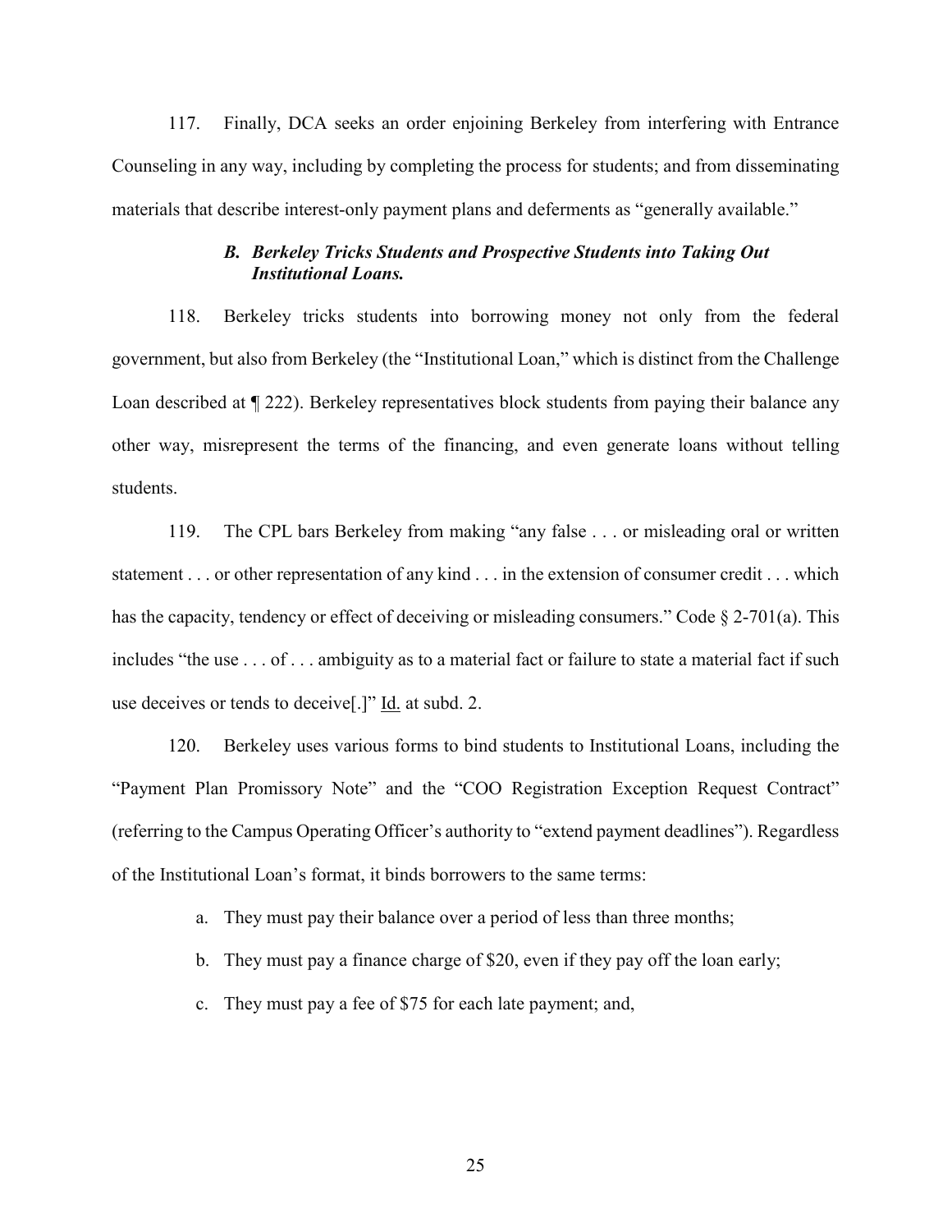117. Finally, DCA seeks an order enjoining Berkeley from interfering with Entrance Counseling in any way, including by completing the process for students; and from disseminating materials that describe interest-only payment plans and deferments as "generally available."

### *B. Berkeley Tricks Students and Prospective Students into Taking Out Institutional Loans.*

118. Berkeley tricks students into borrowing money not only from the federal government, but also from Berkeley (the "Institutional Loan," which is distinct from the Challenge Loan described at ¶ 222). Berkeley representatives block students from paying their balance any other way, misrepresent the terms of the financing, and even generate loans without telling students.

119. The CPL bars Berkeley from making "any false . . . or misleading oral or written statement . . . or other representation of any kind . . . in the extension of consumer credit . . . which has the capacity, tendency or effect of deceiving or misleading consumers." Code § 2-701(a). This includes "the use . . . of . . . ambiguity as to a material fact or failure to state a material fact if such use deceives or tends to deceive[.]" Id. at subd. 2.

120. Berkeley uses various forms to bind students to Institutional Loans, including the "Payment Plan Promissory Note" and the "COO Registration Exception Request Contract" (referring to the Campus Operating Officer's authority to "extend payment deadlines"). Regardless of the Institutional Loan's format, it binds borrowers to the same terms:

a. They must pay their balance over a period of less than three months;

b. They must pay a finance charge of $20, even if they pay off the loan early;

c. They must pay a fee of $75 for each late payment; and,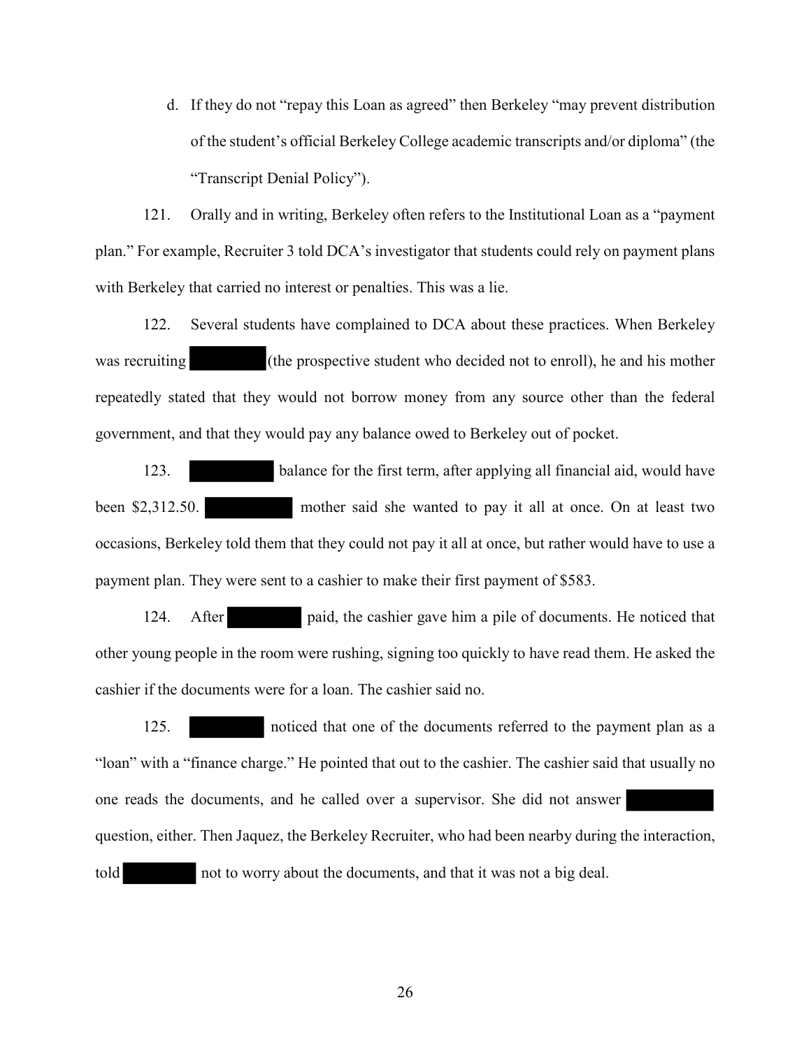d. If they do not "repay this Loan as agreed" then Berkeley "may prevent distribution of the student's official Berkeley College academic transcripts and/or diploma" (the "Transcript Denial Policy").

121. Orally and in writing, Berkeley often refers to the Institutional Loan as a "payment plan." For example, Recruiter 3 told DCA's investigator that students could rely on payment plans with Berkeley that carried no interest or penalties. This was a lie.

122. Several students have complained to DCA about these practices. When Berkeley was recruiting ██████ (the prospective student who decided not to enroll), he and his mother repeatedly stated that they would not borrow money from any source other than the federal government, and that they would pay any balance owed to Berkeley out of pocket.

123. ██████ balance for the first term, after applying all financial aid, would have been $2,312.50. ██████ mother said she wanted to pay it all at once. On at least two occasions, Berkeley told them that they could not pay it all at once, but rather would have to use a payment plan. They were sent to a cashier to make their first payment of $583.

124. After ██████ paid, the cashier gave him a pile of documents. He noticed that other young people in the room were rushing, signing too quickly to have read them. He asked the cashier if the documents were for a loan. The cashier said no.

125. ██████ noticed that one of the documents referred to the payment plan as a "loan" with a "finance charge." He pointed that out to the cashier. The cashier said that usually no one reads the documents, and he called over a supervisor. She did not answer ██████ question, either. Then Jaquez, the Berkeley Recruiter, who had been nearby during the interaction, told ██████ not to worry about the documents, and that it was not a big deal.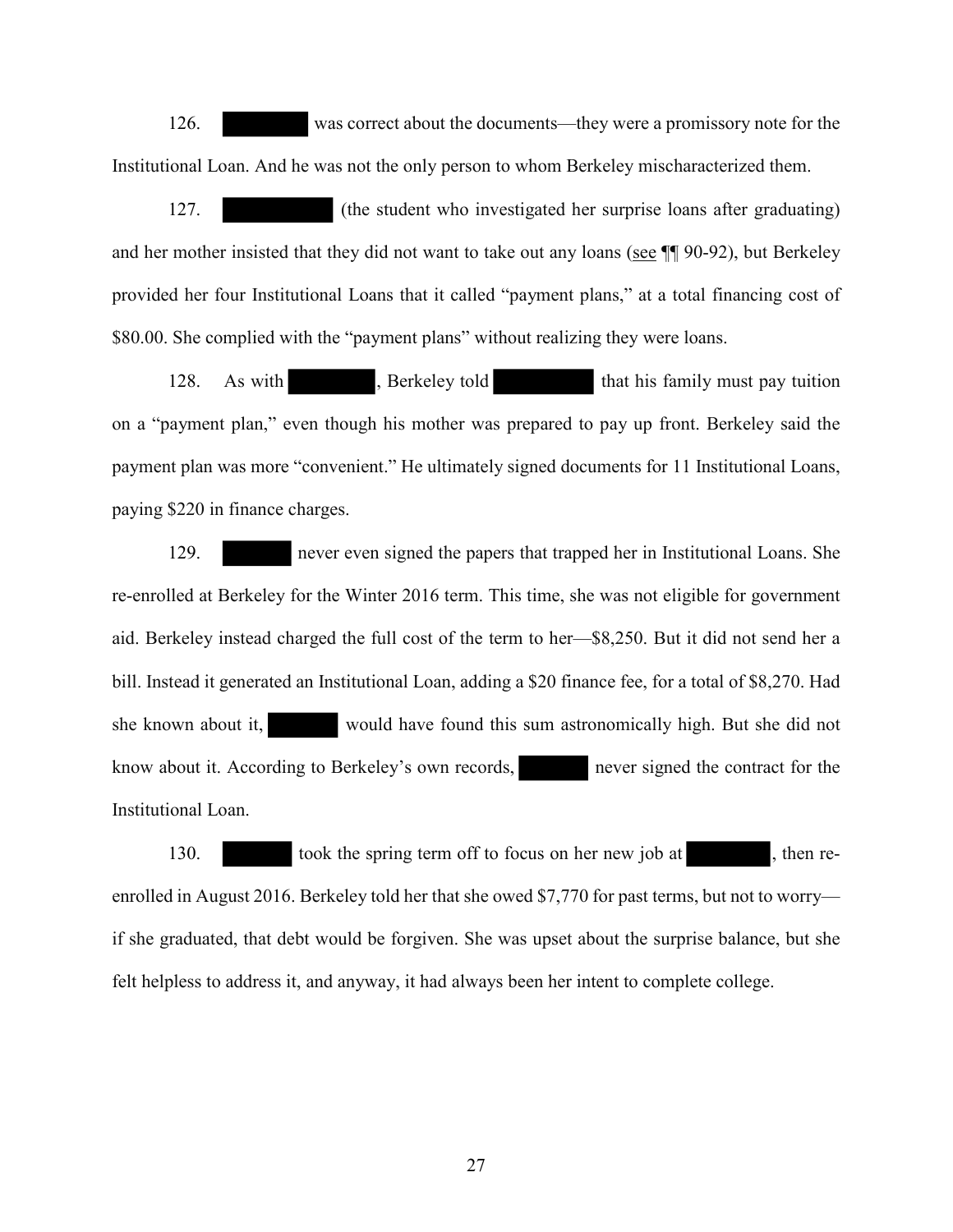126. ████████ was correct about the documents—they were a promissory note for the Institutional Loan. And he was not the only person to whom Berkeley mischaracterized them.

127. ██████████ (the student who investigated her surprise loans after graduating) and her mother insisted that they did not want to take out any loans (see ¶¶ 90-92), but Berkeley provided her four Institutional Loans that it called "payment plans," at a total financing cost of $80.00. She complied with the "payment plans" without realizing they were loans.

128. As with ████████, Berkeley told ██████████ that his family must pay tuition on a "payment plan," even though his mother was prepared to pay up front. Berkeley said the payment plan was more "convenient." He ultimately signed documents for 11 Institutional Loans, paying $220 in finance charges.

129. ███████ never even signed the papers that trapped her in Institutional Loans. She re-enrolled at Berkeley for the Winter 2016 term. This time, she was not eligible for government aid. Berkeley instead charged the full cost of the term to her—$8,250. But it did not send her a bill. Instead it generated an Institutional Loan, adding a $20 finance fee, for a total of $8,270. Had she known about it, ███████ would have found this sum astronomically high. But she did not know about it. According to Berkeley's own records, ███████ never signed the contract for the Institutional Loan.

130. ███████ took the spring term off to focus on her new job at ████████, then re-enrolled in August 2016. Berkeley told her that she owed $7,770 for past terms, but not to worry—if she graduated, that debt would be forgiven. She was upset about the surprise balance, but she felt helpless to address it, and anyway, it had always been her intent to complete college.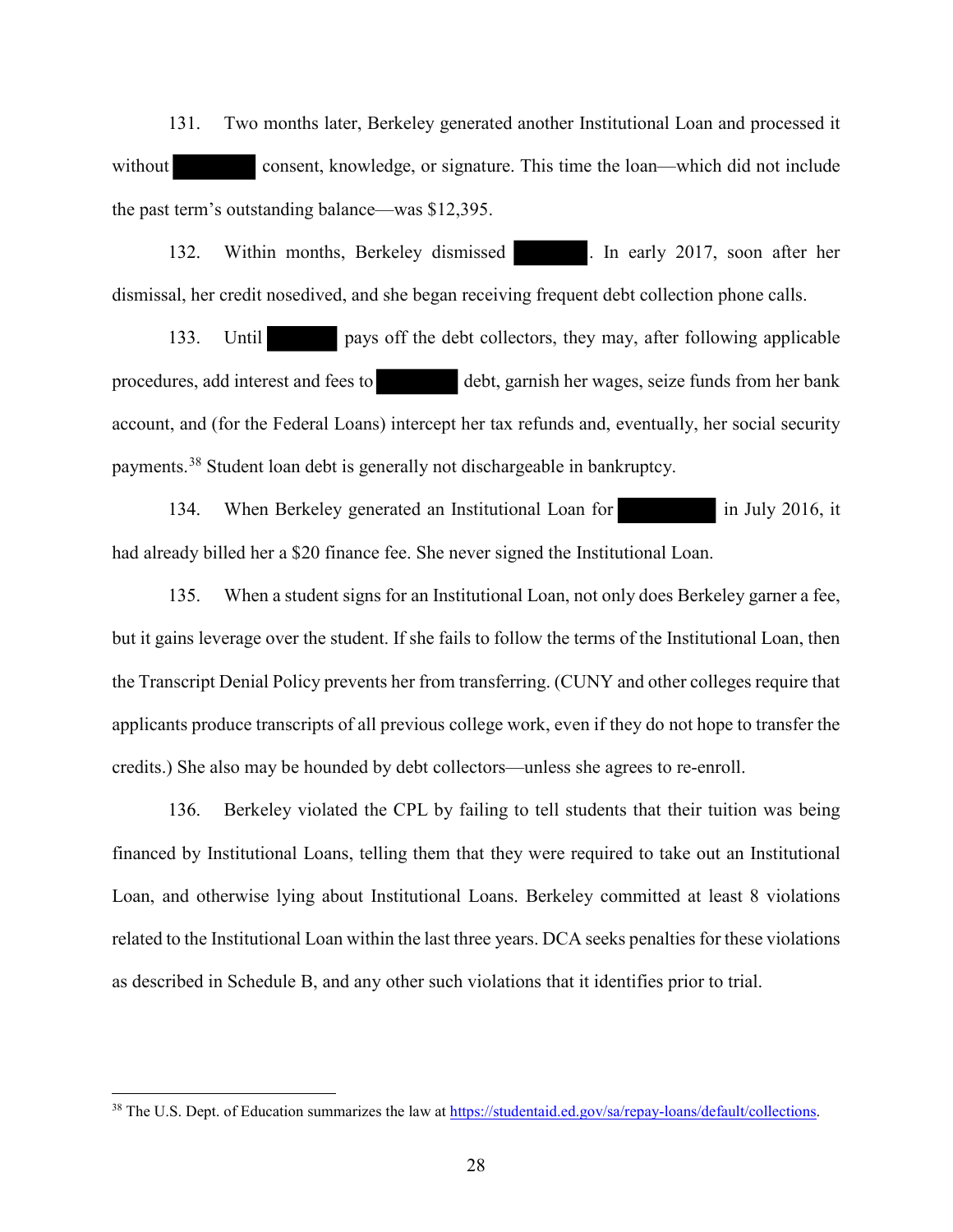131. Two months later, Berkeley generated another Institutional Loan and processed it without ████████ consent, knowledge, or signature. This time the loan—which did not include the past term's outstanding balance—was $12,395.

132. Within months, Berkeley dismissed ████████. In early 2017, soon after her dismissal, her credit nosedived, and she began receiving frequent debt collection phone calls.

133. Until ████████ pays off the debt collectors, they may, after following applicable procedures, add interest and fees to ████████ debt, garnish her wages, seize funds from her bank account, and (for the Federal Loans) intercept her tax refunds and, eventually, her social security payments.[38] Student loan debt is generally not dischargeable in bankruptcy.

134. When Berkeley generated an Institutional Loan for ████████ in July 2016, it had already billed her a $20 finance fee. She never signed the Institutional Loan.

135. When a student signs for an Institutional Loan, not only does Berkeley garner a fee, but it gains leverage over the student. If she fails to follow the terms of the Institutional Loan, then the Transcript Denial Policy prevents her from transferring. (CUNY and other colleges require that applicants produce transcripts of all previous college work, even if they do not hope to transfer the credits.) She also may be hounded by debt collectors—unless she agrees to re-enroll.

136. Berkeley violated the CPL by failing to tell students that their tuition was being financed by Institutional Loans, telling them that they were required to take out an Institutional Loan, and otherwise lying about Institutional Loans. Berkeley committed at least 8 violations related to the Institutional Loan within the last three years. DCA seeks penalties for these violations as described in Schedule B, and any other such violations that it identifies prior to trial.

---

[38] The U.S. Dept. of Education summarizes the law at https://studentaid.ed.gov/sa/repay-loans/default/collections.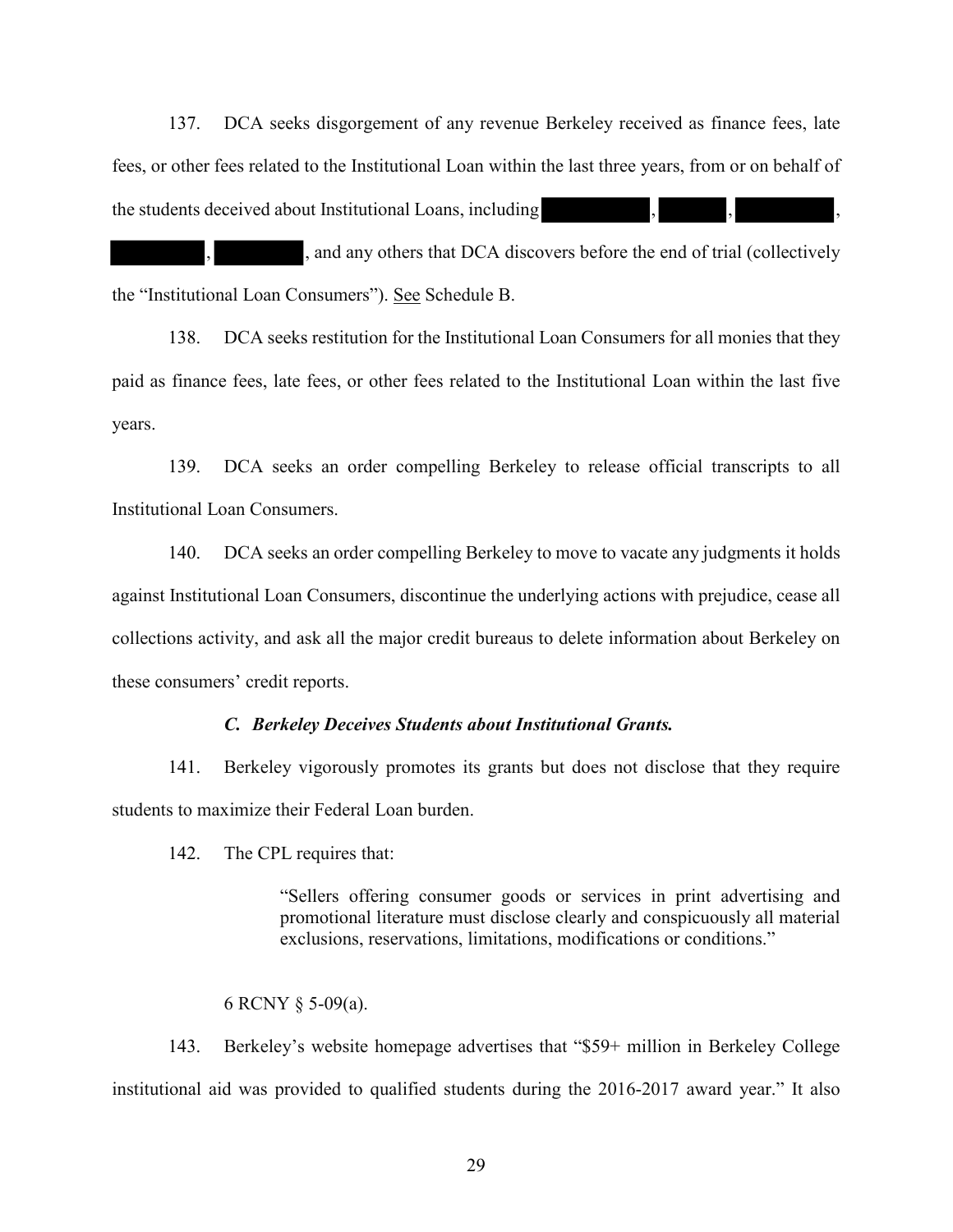137. DCA seeks disgorgement of any revenue Berkeley received as finance fees, late fees, or other fees related to the Institutional Loan within the last three years, from or on behalf of the students deceived about Institutional Loans, including [REDACTED], [REDACTED], [REDACTED], [REDACTED], [REDACTED], and any others that DCA discovers before the end of trial (collectively the "Institutional Loan Consumers"). See Schedule B.

138. DCA seeks restitution for the Institutional Loan Consumers for all monies that they paid as finance fees, late fees, or other fees related to the Institutional Loan within the last five years.

139. DCA seeks an order compelling Berkeley to release official transcripts to all Institutional Loan Consumers.

140. DCA seeks an order compelling Berkeley to move to vacate any judgments it holds against Institutional Loan Consumers, discontinue the underlying actions with prejudice, cease all collections activity, and ask all the major credit bureaus to delete information about Berkeley on these consumers' credit reports.

### *C. Berkeley Deceives Students about Institutional Grants.*

141. Berkeley vigorously promotes its grants but does not disclose that they require students to maximize their Federal Loan burden.

142. The CPL requires that:

> "Sellers offering consumer goods or services in print advertising and promotional literature must disclose clearly and conspicuously all material exclusions, reservations, limitations, modifications or conditions."

6 RCNY § 5-09(a).

143. Berkeley's website homepage advertises that "$59+ million in Berkeley College institutional aid was provided to qualified students during the 2016-2017 award year." It also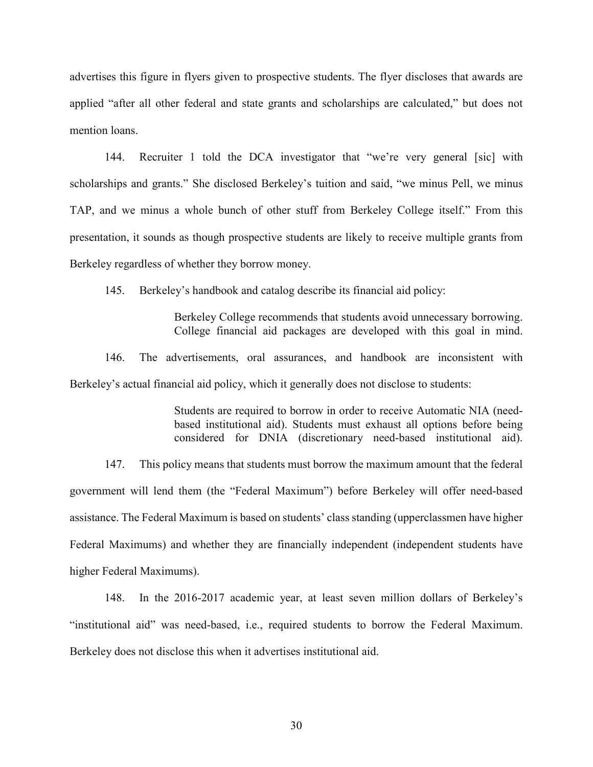advertises this figure in flyers given to prospective students. The flyer discloses that awards are applied "after all other federal and state grants and scholarships are calculated," but does not mention loans.

144. Recruiter 1 told the DCA investigator that "we're very general [sic] with scholarships and grants." She disclosed Berkeley's tuition and said, "we minus Pell, we minus TAP, and we minus a whole bunch of other stuff from Berkeley College itself." From this presentation, it sounds as though prospective students are likely to receive multiple grants from Berkeley regardless of whether they borrow money.

145. Berkeley's handbook and catalog describe its financial aid policy:

> Berkeley College recommends that students avoid unnecessary borrowing. College financial aid packages are developed with this goal in mind.

146. The advertisements, oral assurances, and handbook are inconsistent with Berkeley's actual financial aid policy, which it generally does not disclose to students:

> Students are required to borrow in order to receive Automatic NIA (need-based institutional aid). Students must exhaust all options before being considered for DNIA (discretionary need-based institutional aid).

147. This policy means that students must borrow the maximum amount that the federal government will lend them (the "Federal Maximum") before Berkeley will offer need-based assistance. The Federal Maximum is based on students' class standing (upperclassmen have higher Federal Maximums) and whether they are financially independent (independent students have higher Federal Maximums).

148. In the 2016-2017 academic year, at least seven million dollars of Berkeley's "institutional aid" was need-based, i.e., required students to borrow the Federal Maximum. Berkeley does not disclose this when it advertises institutional aid.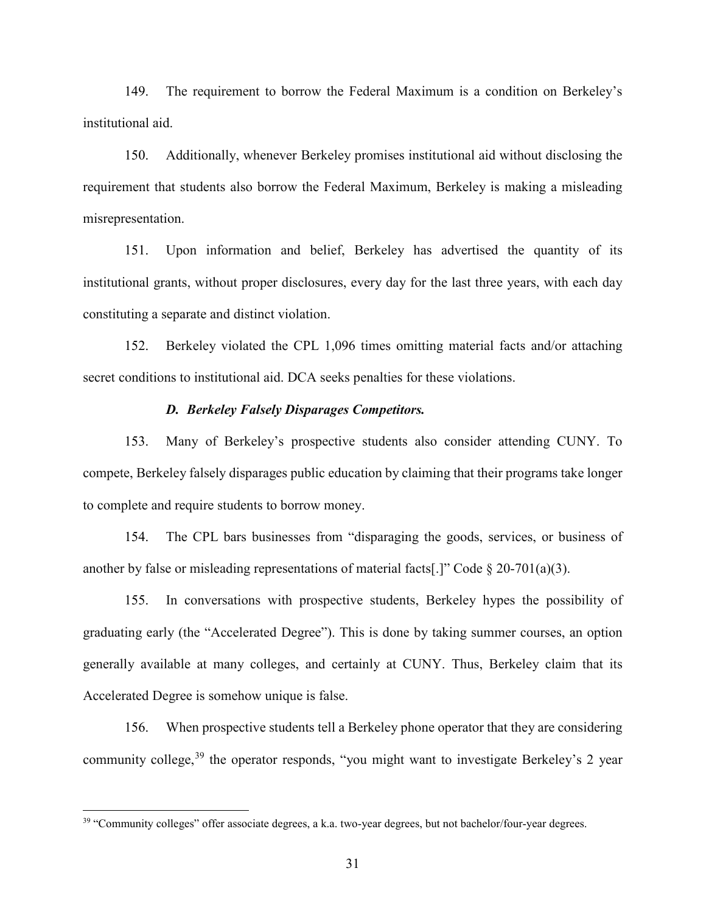149. The requirement to borrow the Federal Maximum is a condition on Berkeley's institutional aid.

150. Additionally, whenever Berkeley promises institutional aid without disclosing the requirement that students also borrow the Federal Maximum, Berkeley is making a misleading misrepresentation.

151. Upon information and belief, Berkeley has advertised the quantity of its institutional grants, without proper disclosures, every day for the last three years, with each day constituting a separate and distinct violation.

152. Berkeley violated the CPL 1,096 times omitting material facts and/or attaching secret conditions to institutional aid. DCA seeks penalties for these violations.

### *D. Berkeley Falsely Disparages Competitors.*

153. Many of Berkeley's prospective students also consider attending CUNY. To compete, Berkeley falsely disparages public education by claiming that their programs take longer to complete and require students to borrow money.

154. The CPL bars businesses from "disparaging the goods, services, or business of another by false or misleading representations of material facts[.]" Code § 20-701(a)(3).

155. In conversations with prospective students, Berkeley hypes the possibility of graduating early (the "Accelerated Degree"). This is done by taking summer courses, an option generally available at many colleges, and certainly at CUNY. Thus, Berkeley claim that its Accelerated Degree is somehow unique is false.

156. When prospective students tell a Berkeley phone operator that they are considering community college,[39] the operator responds, "you might want to investigate Berkeley's 2 year

[39] "Community colleges" offer associate degrees, a k.a. two-year degrees, but not bachelor/four-year degrees.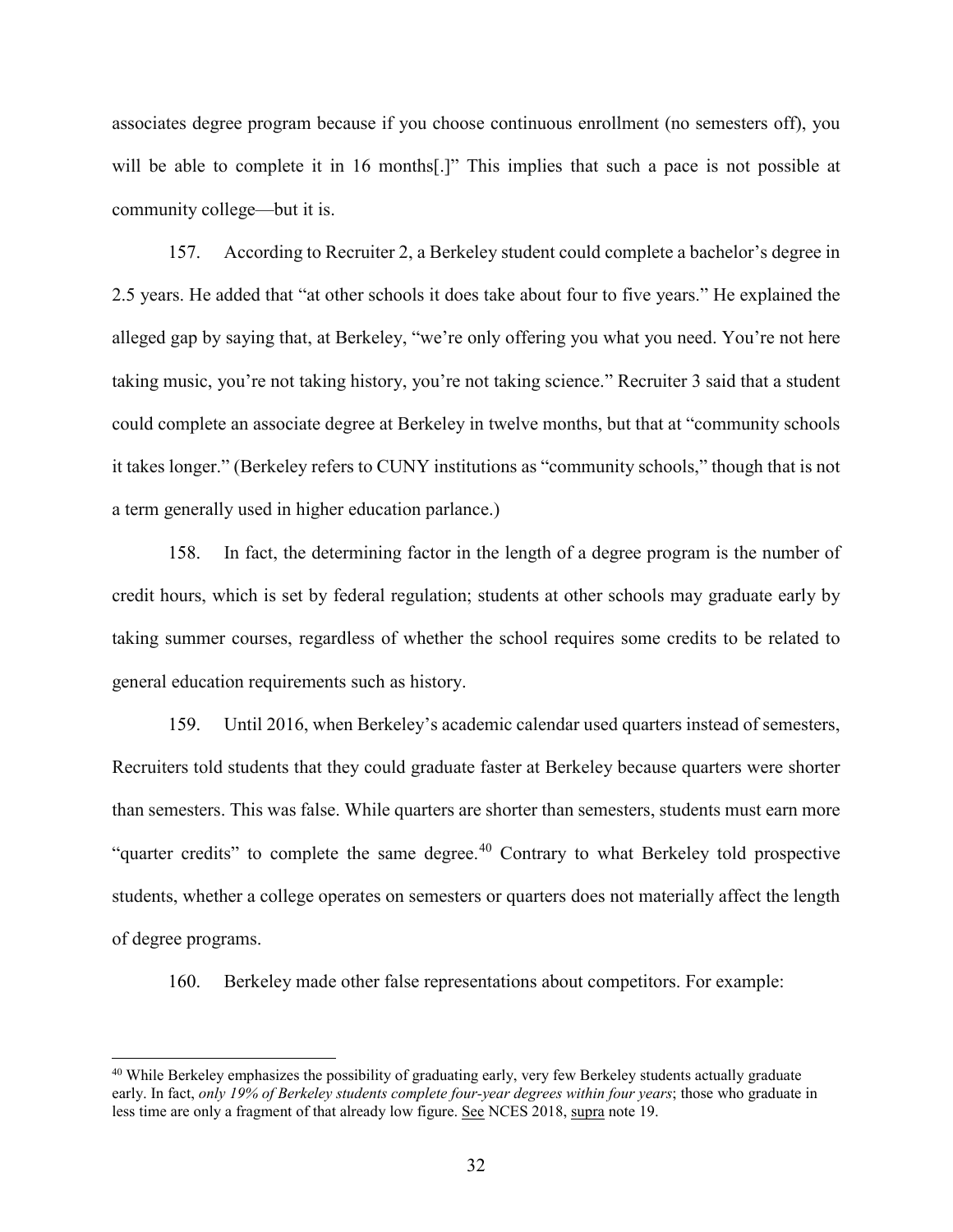associates degree program because if you choose continuous enrollment (no semesters off), you will be able to complete it in 16 months[.]" This implies that such a pace is not possible at community college—but it is.

157. According to Recruiter 2, a Berkeley student could complete a bachelor's degree in 2.5 years. He added that "at other schools it does take about four to five years." He explained the alleged gap by saying that, at Berkeley, "we're only offering you what you need. You're not here taking music, you're not taking history, you're not taking science." Recruiter 3 said that a student could complete an associate degree at Berkeley in twelve months, but that at "community schools it takes longer." (Berkeley refers to CUNY institutions as "community schools," though that is not a term generally used in higher education parlance.)

158. In fact, the determining factor in the length of a degree program is the number of credit hours, which is set by federal regulation; students at other schools may graduate early by taking summer courses, regardless of whether the school requires some credits to be related to general education requirements such as history.

159. Until 2016, when Berkeley's academic calendar used quarters instead of semesters, Recruiters told students that they could graduate faster at Berkeley because quarters were shorter than semesters. This was false. While quarters are shorter than semesters, students must earn more "quarter credits" to complete the same degree.[40] Contrary to what Berkeley told prospective students, whether a college operates on semesters or quarters does not materially affect the length of degree programs.

160. Berkeley made other false representations about competitors. For example:

---

[40] While Berkeley emphasizes the possibility of graduating early, very few Berkeley students actually graduate early. In fact, *only 19% of Berkeley students complete four-year degrees within four years*; those who graduate in less time are only a fragment of that already low figure. See NCES 2018, supra note 19.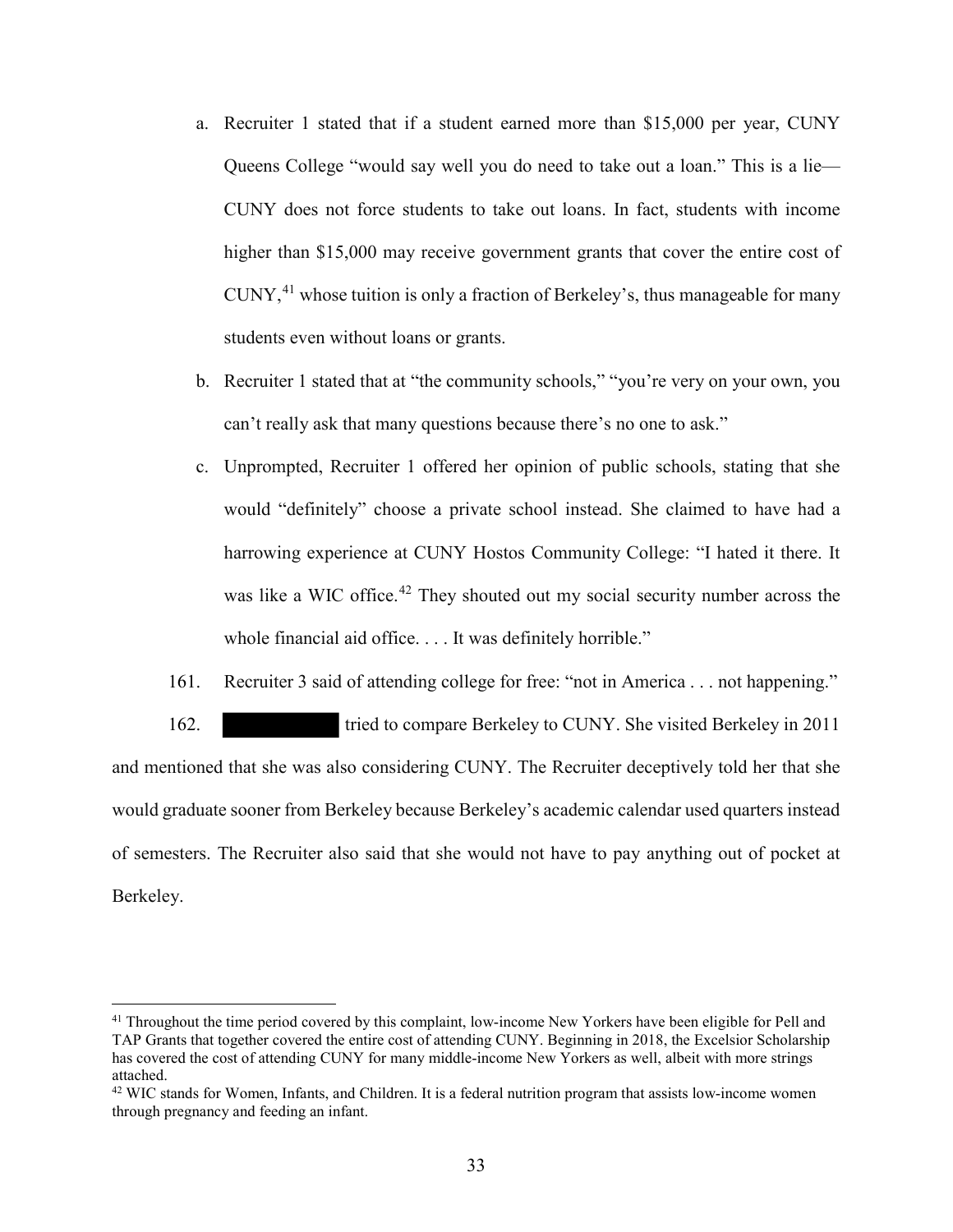a. Recruiter 1 stated that if a student earned more than $15,000 per year, CUNY Queens College "would say well you do need to take out a loan." This is a lie—CUNY does not force students to take out loans. In fact, students with income higher than $15,000 may receive government grants that cover the entire cost of CUNY,[41] whose tuition is only a fraction of Berkeley's, thus manageable for many students even without loans or grants.

b. Recruiter 1 stated that at "the community schools," "you're very on your own, you can't really ask that many questions because there's no one to ask."

c. Unprompted, Recruiter 1 offered her opinion of public schools, stating that she would "definitely" choose a private school instead. She claimed to have had a harrowing experience at CUNY Hostos Community College: "I hated it there. It was like a WIC office.[42] They shouted out my social security number across the whole financial aid office. . . . It was definitely horrible."

161. Recruiter 3 said of attending college for free: "not in America . . . not happening."

162. ██████████ tried to compare Berkeley to CUNY. She visited Berkeley in 2011 and mentioned that she was also considering CUNY. The Recruiter deceptively told her that she would graduate sooner from Berkeley because Berkeley's academic calendar used quarters instead of semesters. The Recruiter also said that she would not have to pay anything out of pocket at Berkeley.

---

[41] Throughout the time period covered by this complaint, low-income New Yorkers have been eligible for Pell and TAP Grants that together covered the entire cost of attending CUNY. Beginning in 2018, the Excelsior Scholarship has covered the cost of attending CUNY for many middle-income New Yorkers as well, albeit with more strings attached.

[42] WIC stands for Women, Infants, and Children. It is a federal nutrition program that assists low-income women through pregnancy and feeding an infant.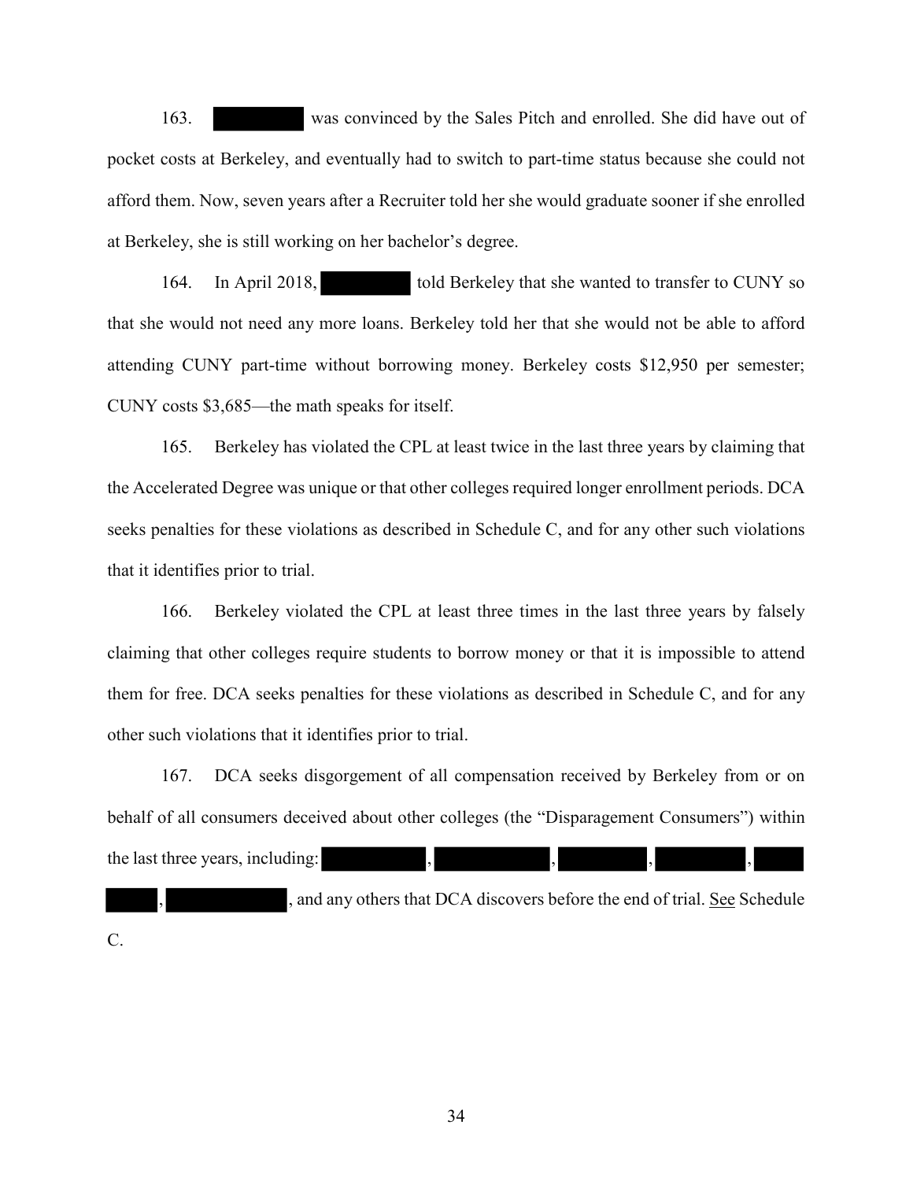163. [REDACTED] was convinced by the Sales Pitch and enrolled. She did have out of pocket costs at Berkeley, and eventually had to switch to part-time status because she could not afford them. Now, seven years after a Recruiter told her she would graduate sooner if she enrolled at Berkeley, she is still working on her bachelor's degree.

164. In April 2018, [REDACTED] told Berkeley that she wanted to transfer to CUNY so that she would not need any more loans. Berkeley told her that she would not be able to afford attending CUNY part-time without borrowing money. Berkeley costs $12,950 per semester; CUNY costs $3,685—the math speaks for itself.

165. Berkeley has violated the CPL at least twice in the last three years by claiming that the Accelerated Degree was unique or that other colleges required longer enrollment periods. DCA seeks penalties for these violations as described in Schedule C, and for any other such violations that it identifies prior to trial.

166. Berkeley violated the CPL at least three times in the last three years by falsely claiming that other colleges require students to borrow money or that it is impossible to attend them for free. DCA seeks penalties for these violations as described in Schedule C, and for any other such violations that it identifies prior to trial.

167. DCA seeks disgorgement of all compensation received by Berkeley from or on behalf of all consumers deceived about other colleges (the "Disparagement Consumers") within the last three years, including: [REDACTED], [REDACTED], [REDACTED], [REDACTED], [REDACTED], [REDACTED], and any others that DCA discovers before the end of trial. See Schedule C.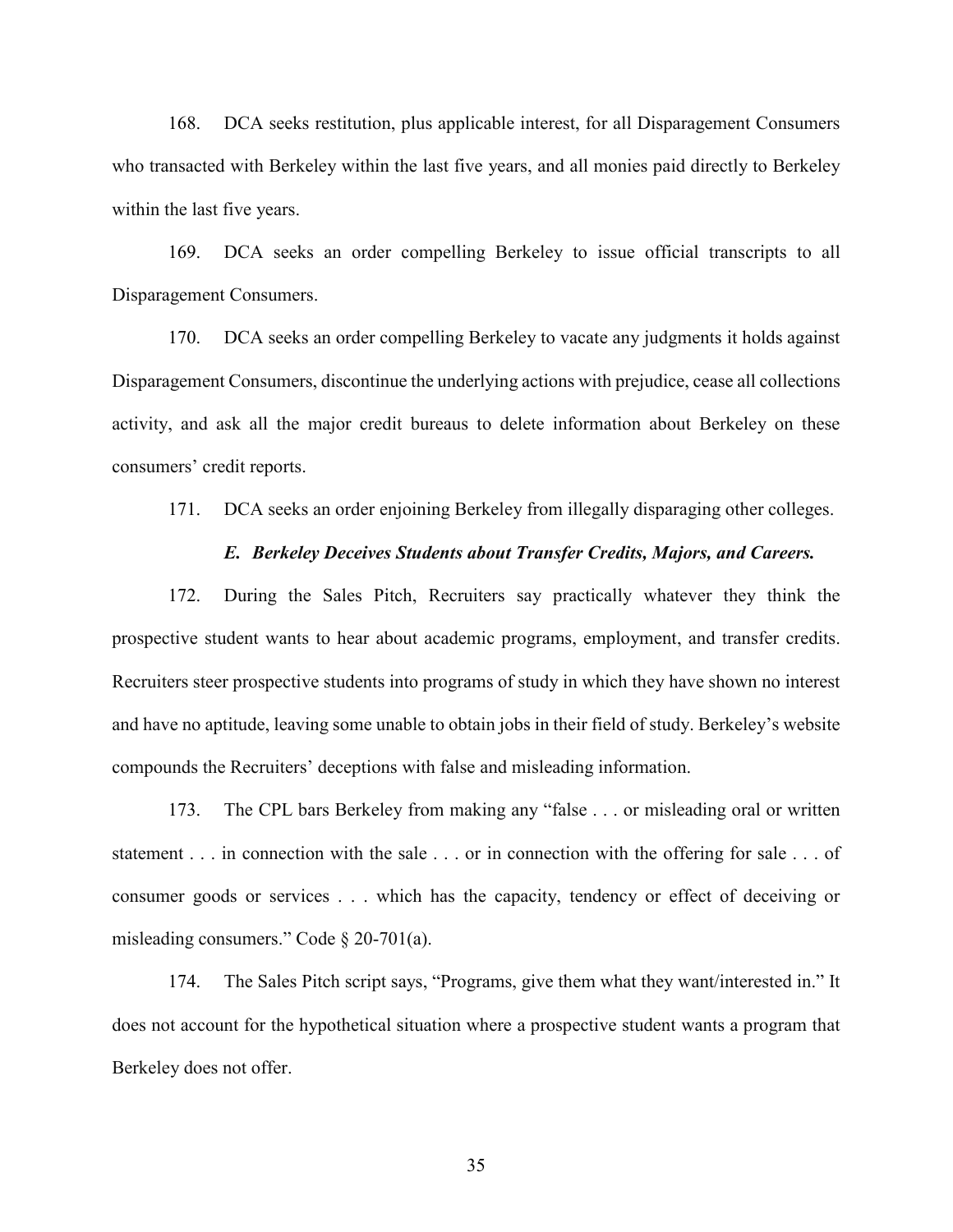168. DCA seeks restitution, plus applicable interest, for all Disparagement Consumers who transacted with Berkeley within the last five years, and all monies paid directly to Berkeley within the last five years.

169. DCA seeks an order compelling Berkeley to issue official transcripts to all Disparagement Consumers.

170. DCA seeks an order compelling Berkeley to vacate any judgments it holds against Disparagement Consumers, discontinue the underlying actions with prejudice, cease all collections activity, and ask all the major credit bureaus to delete information about Berkeley on these consumers' credit reports.

171. DCA seeks an order enjoining Berkeley from illegally disparaging other colleges.

### *E. Berkeley Deceives Students about Transfer Credits, Majors, and Careers.*

172. During the Sales Pitch, Recruiters say practically whatever they think the prospective student wants to hear about academic programs, employment, and transfer credits. Recruiters steer prospective students into programs of study in which they have shown no interest and have no aptitude, leaving some unable to obtain jobs in their field of study. Berkeley's website compounds the Recruiters' deceptions with false and misleading information.

173. The CPL bars Berkeley from making any "false . . . or misleading oral or written statement . . . in connection with the sale . . . or in connection with the offering for sale . . . of consumer goods or services . . . which has the capacity, tendency or effect of deceiving or misleading consumers." Code § 20-701(a).

174. The Sales Pitch script says, "Programs, give them what they want/interested in." It does not account for the hypothetical situation where a prospective student wants a program that Berkeley does not offer.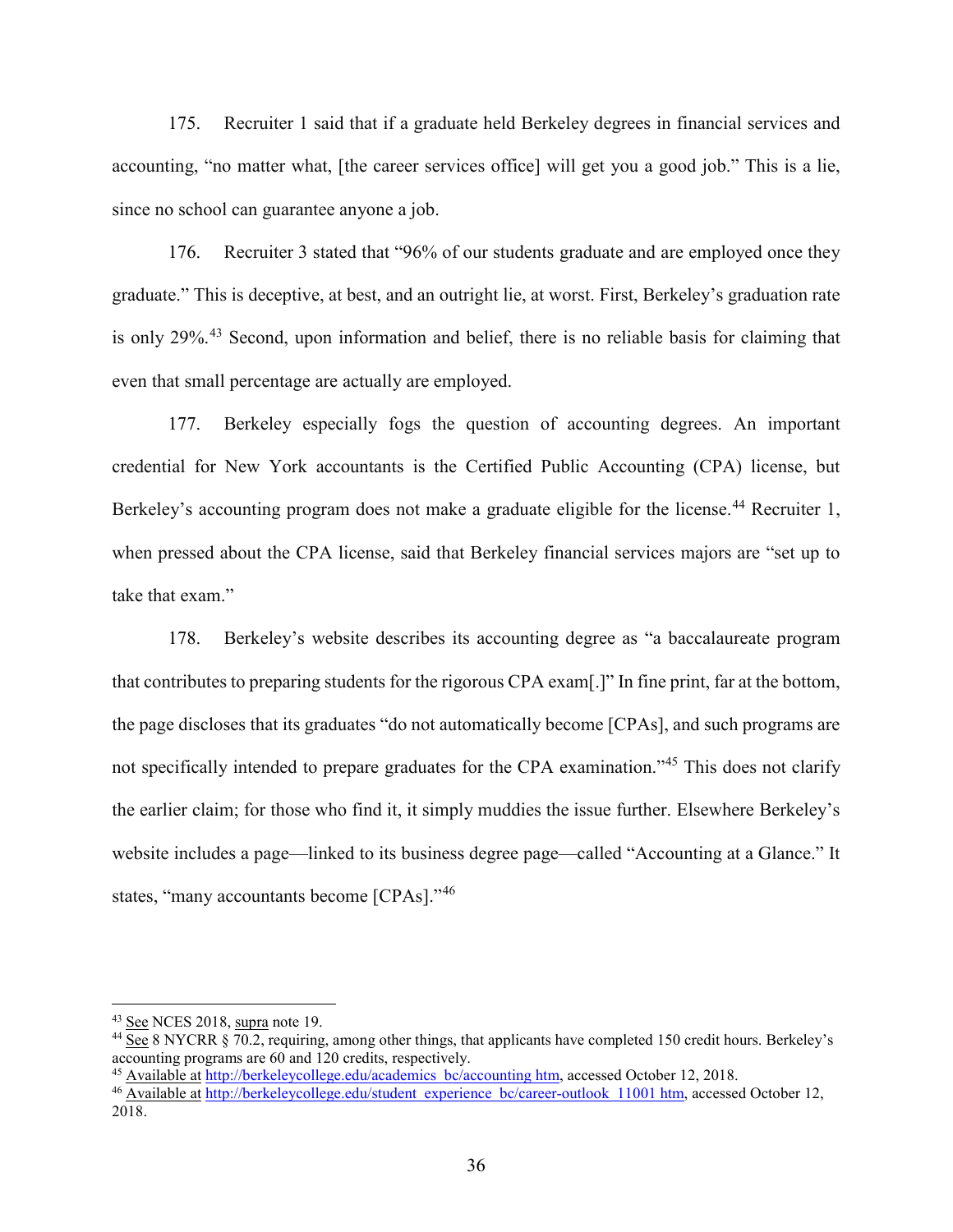175. Recruiter 1 said that if a graduate held Berkeley degrees in financial services and accounting, "no matter what, [the career services office] will get you a good job." This is a lie, since no school can guarantee anyone a job.

176. Recruiter 3 stated that "96% of our students graduate and are employed once they graduate." This is deceptive, at best, and an outright lie, at worst. First, Berkeley's graduation rate is only 29%.[43] Second, upon information and belief, there is no reliable basis for claiming that even that small percentage are actually are employed.

177. Berkeley especially fogs the question of accounting degrees. An important credential for New York accountants is the Certified Public Accounting (CPA) license, but Berkeley's accounting program does not make a graduate eligible for the license.[44] Recruiter 1, when pressed about the CPA license, said that Berkeley financial services majors are "set up to take that exam."

178. Berkeley's website describes its accounting degree as "a baccalaureate program that contributes to preparing students for the rigorous CPA exam[.]" In fine print, far at the bottom, the page discloses that its graduates "do not automatically become [CPAs], and such programs are not specifically intended to prepare graduates for the CPA examination."[45] This does not clarify the earlier claim; for those who find it, it simply muddies the issue further. Elsewhere Berkeley's website includes a page—linked to its business degree page—called "Accounting at a Glance." It states, "many accountants become [CPAs]."[46]

---

[43] See NCES 2018, supra note 19.

[44] See 8 NYCRR § 70.2, requiring, among other things, that applicants have completed 150 credit hours. Berkeley's accounting programs are 60 and 120 credits, respectively.

[45] Available at http://berkeleycollege.edu/academics_bc/accounting.htm, accessed October 12, 2018.

[46] Available at http://berkeleycollege.edu/student_experience_bc/career-outlook_11001.htm, accessed October 12, 2018.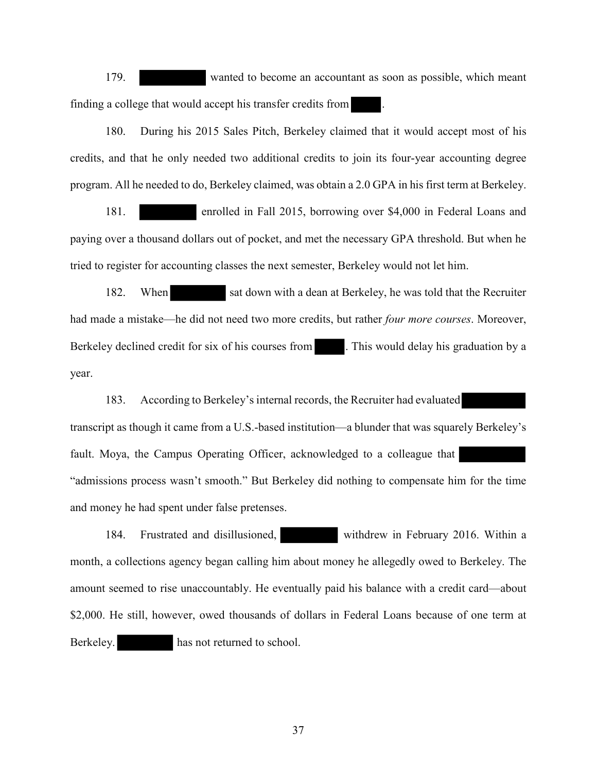179. ████████ wanted to become an accountant as soon as possible, which meant finding a college that would accept his transfer credits from ████.

180. During his 2015 Sales Pitch, Berkeley claimed that it would accept most of his credits, and that he only needed two additional credits to join its four-year accounting degree program. All he needed to do, Berkeley claimed, was obtain a 2.0 GPA in his first term at Berkeley.

181. ████████ enrolled in Fall 2015, borrowing over $4,000 in Federal Loans and paying over a thousand dollars out of pocket, and met the necessary GPA threshold. But when he tried to register for accounting classes the next semester, Berkeley would not let him.

182. When ████████ sat down with a dean at Berkeley, he was told that the Recruiter had made a mistake—he did not need two more credits, but rather *four more courses*. Moreover, Berkeley declined credit for six of his courses from ████. This would delay his graduation by a year.

183. According to Berkeley's internal records, the Recruiter had evaluated ████████ transcript as though it came from a U.S.-based institution—a blunder that was squarely Berkeley's fault. Moya, the Campus Operating Officer, acknowledged to a colleague that ████████ "admissions process wasn't smooth." But Berkeley did nothing to compensate him for the time and money he had spent under false pretenses.

184. Frustrated and disillusioned, ████████ withdrew in February 2016. Within a month, a collections agency began calling him about money he allegedly owed to Berkeley. The amount seemed to rise unaccountably. He eventually paid his balance with a credit card—about $2,000. He still, however, owed thousands of dollars in Federal Loans because of one term at Berkeley. ████████ has not returned to school.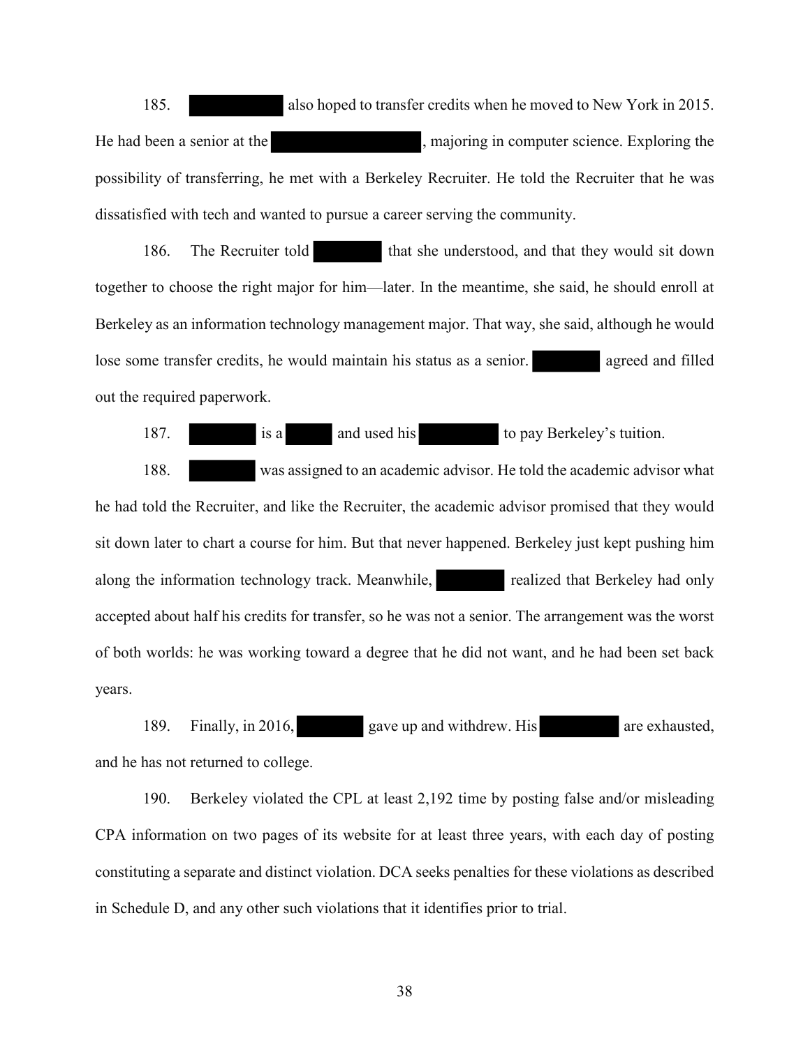185. ██████████ also hoped to transfer credits when he moved to New York in 2015. He had been a senior at the ██████████████, majoring in computer science. Exploring the possibility of transferring, he met with a Berkeley Recruiter. He told the Recruiter that he was dissatisfied with tech and wanted to pursue a career serving the community.

186. The Recruiter told ████████ that she understood, and that they would sit down together to choose the right major for him—later. In the meantime, she said, he should enroll at Berkeley as an information technology management major. That way, she said, although he would lose some transfer credits, he would maintain his status as a senior. ████████ agreed and filled out the required paperwork.

187. ████████ is a █████ and used his ██████████ to pay Berkeley's tuition.

188. ████████ was assigned to an academic advisor. He told the academic advisor what he had told the Recruiter, and like the Recruiter, the academic advisor promised that they would sit down later to chart a course for him. But that never happened. Berkeley just kept pushing him along the information technology track. Meanwhile, ████████ realized that Berkeley had only accepted about half his credits for transfer, so he was not a senior. The arrangement was the worst of both worlds: he was working toward a degree that he did not want, and he had been set back years.

189. Finally, in 2016, ████████ gave up and withdrew. His █████████ are exhausted, and he has not returned to college.

190. Berkeley violated the CPL at least 2,192 time by posting false and/or misleading CPA information on two pages of its website for at least three years, with each day of posting constituting a separate and distinct violation. DCA seeks penalties for these violations as described in Schedule D, and any other such violations that it identifies prior to trial.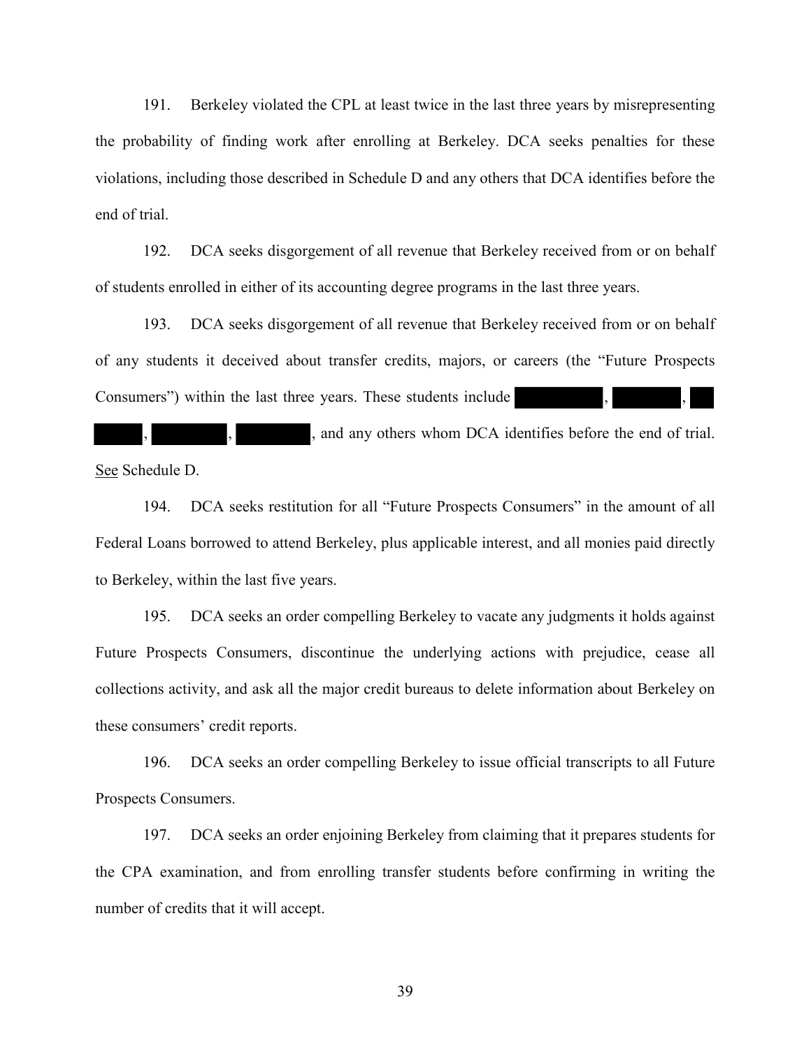191. Berkeley violated the CPL at least twice in the last three years by misrepresenting the probability of finding work after enrolling at Berkeley. DCA seeks penalties for these violations, including those described in Schedule D and any others that DCA identifies before the end of trial.

192. DCA seeks disgorgement of all revenue that Berkeley received from or on behalf of students enrolled in either of its accounting degree programs in the last three years.

193. DCA seeks disgorgement of all revenue that Berkeley received from or on behalf of any students it deceived about transfer credits, majors, or careers (the "Future Prospects Consumers") within the last three years. These students include ██████, ██████, ██ ████, ██████, ██████, and any others whom DCA identifies before the end of trial. See Schedule D.

194. DCA seeks restitution for all "Future Prospects Consumers" in the amount of all Federal Loans borrowed to attend Berkeley, plus applicable interest, and all monies paid directly to Berkeley, within the last five years.

195. DCA seeks an order compelling Berkeley to vacate any judgments it holds against Future Prospects Consumers, discontinue the underlying actions with prejudice, cease all collections activity, and ask all the major credit bureaus to delete information about Berkeley on these consumers' credit reports.

196. DCA seeks an order compelling Berkeley to issue official transcripts to all Future Prospects Consumers.

197. DCA seeks an order enjoining Berkeley from claiming that it prepares students for the CPA examination, and from enrolling transfer students before confirming in writing the number of credits that it will accept.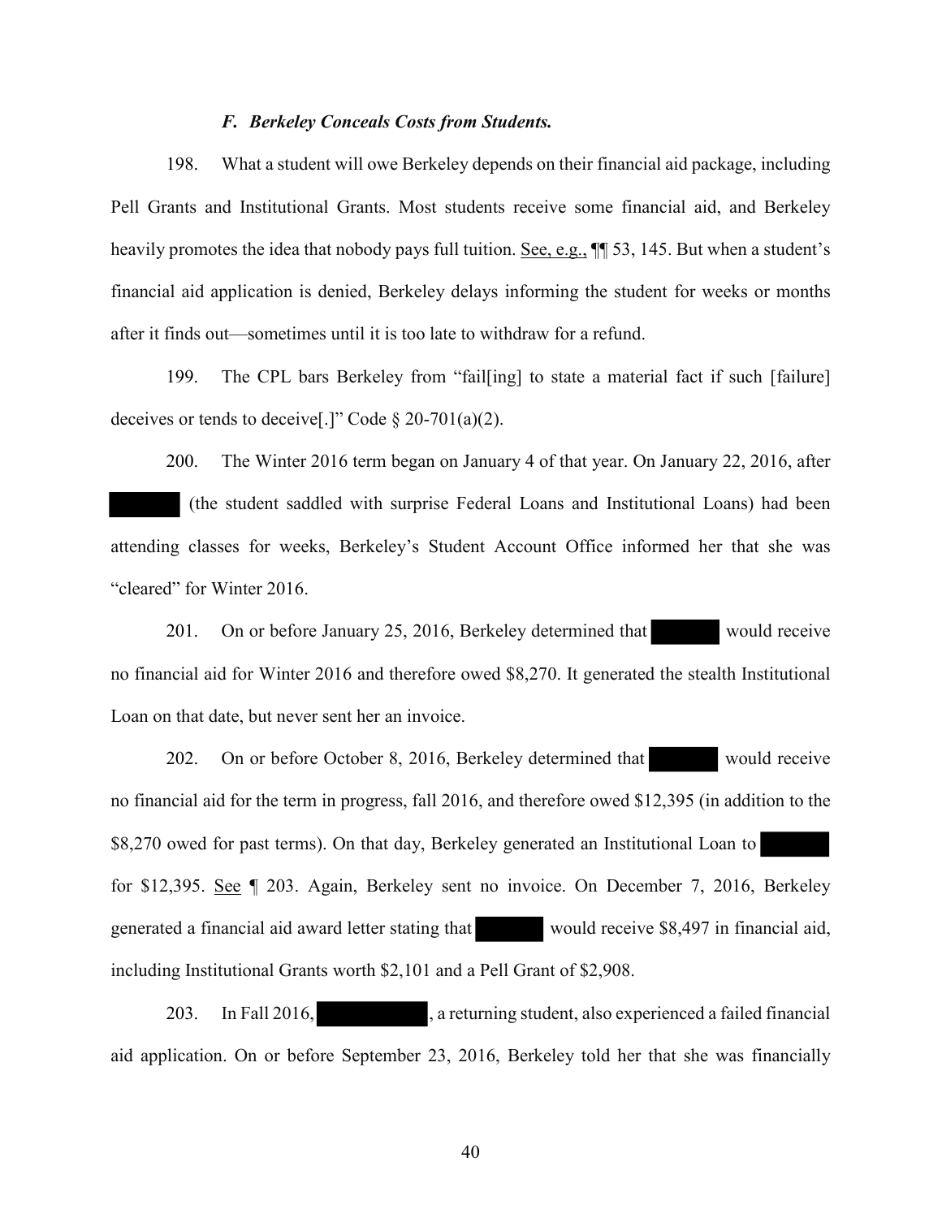### *F. Berkeley Conceals Costs from Students.*

198. What a student will owe Berkeley depends on their financial aid package, including Pell Grants and Institutional Grants. Most students receive some financial aid, and Berkeley heavily promotes the idea that nobody pays full tuition. See, e.g., ¶¶ 53, 145. But when a student's financial aid application is denied, Berkeley delays informing the student for weeks or months after it finds out—sometimes until it is too late to withdraw for a refund.

199. The CPL bars Berkeley from "fail[ing] to state a material fact if such [failure] deceives or tends to deceive[.]" Code § 20-701(a)(2).

200. The Winter 2016 term began on January 4 of that year. On January 22, 2016, after ██████ (the student saddled with surprise Federal Loans and Institutional Loans) had been attending classes for weeks, Berkeley's Student Account Office informed her that she was "cleared" for Winter 2016.

201. On or before January 25, 2016, Berkeley determined that ██████ would receive no financial aid for Winter 2016 and therefore owed $8,270. It generated the stealth Institutional Loan on that date, but never sent her an invoice.

202. On or before October 8, 2016, Berkeley determined that ██████ would receive no financial aid for the term in progress, fall 2016, and therefore owed $12,395 (in addition to the $8,270 owed for past terms). On that day, Berkeley generated an Institutional Loan to ██████ for $12,395. See ¶ 203. Again, Berkeley sent no invoice. On December 7, 2016, Berkeley generated a financial aid award letter stating that ██████ would receive $8,497 in financial aid, including Institutional Grants worth $2,101 and a Pell Grant of $2,908.

203. In Fall 2016, ██████████, a returning student, also experienced a failed financial aid application. On or before September 23, 2016, Berkeley told her that she was financially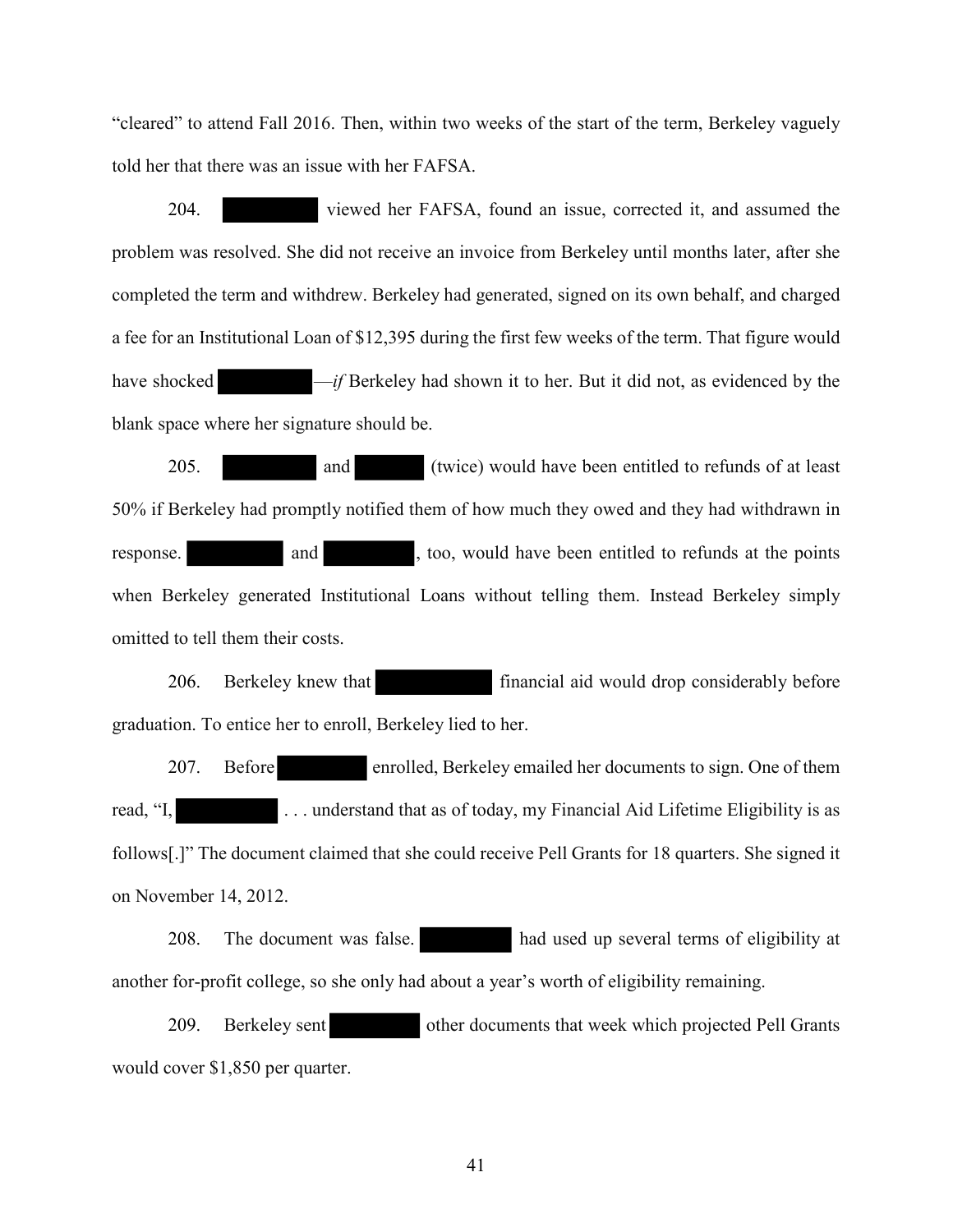"cleared" to attend Fall 2016. Then, within two weeks of the start of the term, Berkeley vaguely told her that there was an issue with her FAFSA.

204. ████████ viewed her FAFSA, found an issue, corrected it, and assumed the problem was resolved. She did not receive an invoice from Berkeley until months later, after she completed the term and withdrew. Berkeley had generated, signed on its own behalf, and charged a fee for an Institutional Loan of $12,395 during the first few weeks of the term. That figure would have shocked ████████—*if* Berkeley had shown it to her. But it did not, as evidenced by the blank space where her signature should be.

205. ████████ and ██████ (twice) would have been entitled to refunds of at least 50% if Berkeley had promptly notified them of how much they owed and they had withdrawn in response. ████████ and ████████, too, would have been entitled to refunds at the points when Berkeley generated Institutional Loans without telling them. Instead Berkeley simply omitted to tell them their costs.

206. Berkeley knew that ██████████ financial aid would drop considerably before graduation. To entice her to enroll, Berkeley lied to her.

207. Before ████████ enrolled, Berkeley emailed her documents to sign. One of them read, "I, ████████ . . . understand that as of today, my Financial Aid Lifetime Eligibility is as follows[.]" The document claimed that she could receive Pell Grants for 18 quarters. She signed it on November 14, 2012.

208. The document was false. ████████ had used up several terms of eligibility at another for-profit college, so she only had about a year's worth of eligibility remaining.

209. Berkeley sent ████████ other documents that week which projected Pell Grants would cover $1,850 per quarter.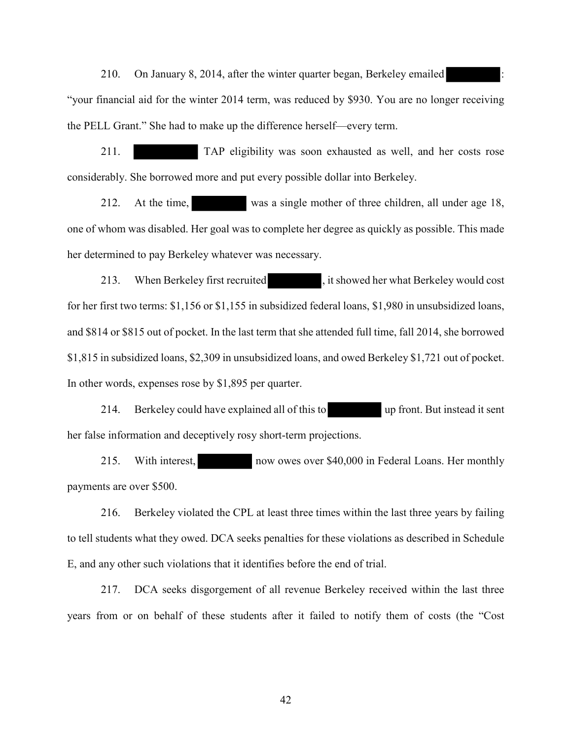210. On January 8, 2014, after the winter quarter began, Berkeley emailed [REDACTED]: "your financial aid for the winter 2014 term, was reduced by $930. You are no longer receiving the PELL Grant." She had to make up the difference herself—every term.

211. [REDACTED] TAP eligibility was soon exhausted as well, and her costs rose considerably. She borrowed more and put every possible dollar into Berkeley.

212. At the time, [REDACTED] was a single mother of three children, all under age 18, one of whom was disabled. Her goal was to complete her degree as quickly as possible. This made her determined to pay Berkeley whatever was necessary.

213. When Berkeley first recruited [REDACTED], it showed her what Berkeley would cost for her first two terms: $1,156 or $1,155 in subsidized federal loans, $1,980 in unsubsidized loans, and $814 or $815 out of pocket. In the last term that she attended full time, fall 2014, she borrowed $1,815 in subsidized loans, $2,309 in unsubsidized loans, and owed Berkeley $1,721 out of pocket. In other words, expenses rose by $1,895 per quarter.

214. Berkeley could have explained all of this to [REDACTED] up front. But instead it sent her false information and deceptively rosy short-term projections.

215. With interest, [REDACTED] now owes over $40,000 in Federal Loans. Her monthly payments are over $500.

216. Berkeley violated the CPL at least three times within the last three years by failing to tell students what they owed. DCA seeks penalties for these violations as described in Schedule E, and any other such violations that it identifies before the end of trial.

217. DCA seeks disgorgement of all revenue Berkeley received within the last three years from or on behalf of these students after it failed to notify them of costs (the "Cost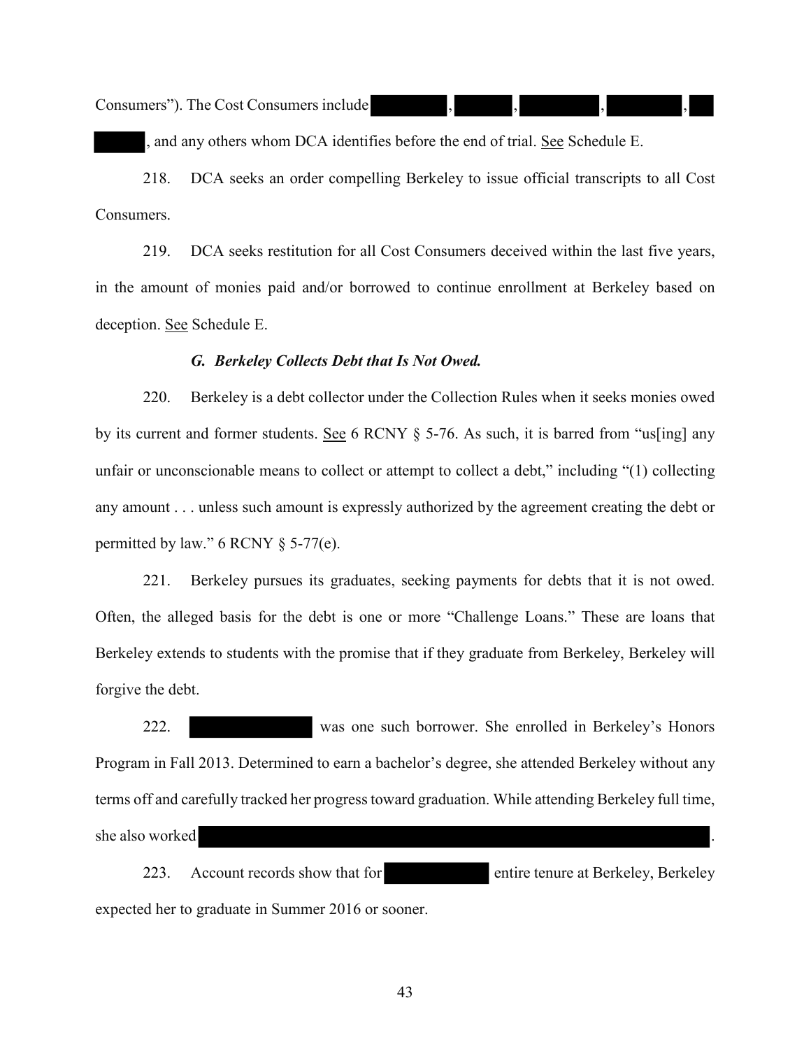Consumers"). The Cost Consumers include ████████, ██████, ████████, ████████, ██ █████, and any others whom DCA identifies before the end of trial. See Schedule E.

218. DCA seeks an order compelling Berkeley to issue official transcripts to all Cost Consumers.

219. DCA seeks restitution for all Cost Consumers deceived within the last five years, in the amount of monies paid and/or borrowed to continue enrollment at Berkeley based on deception. See Schedule E.

### *G. Berkeley Collects Debt that Is Not Owed.*

220. Berkeley is a debt collector under the Collection Rules when it seeks monies owed by its current and former students. See 6 RCNY § 5-76. As such, it is barred from "us[ing] any unfair or unconscionable means to collect or attempt to collect a debt," including "(1) collecting any amount . . . unless such amount is expressly authorized by the agreement creating the debt or permitted by law." 6 RCNY § 5-77(e).

221. Berkeley pursues its graduates, seeking payments for debts that it is not owed. Often, the alleged basis for the debt is one or more "Challenge Loans." These are loans that Berkeley extends to students with the promise that if they graduate from Berkeley, Berkeley will forgive the debt.

222. ████████████ was one such borrower. She enrolled in Berkeley's Honors Program in Fall 2013. Determined to earn a bachelor's degree, she attended Berkeley without any terms off and carefully tracked her progress toward graduation. While attending Berkeley full time, she also worked ████████████████████████████████████████████████████.

223. Account records show that for ██████████ entire tenure at Berkeley, Berkeley expected her to graduate in Summer 2016 or sooner.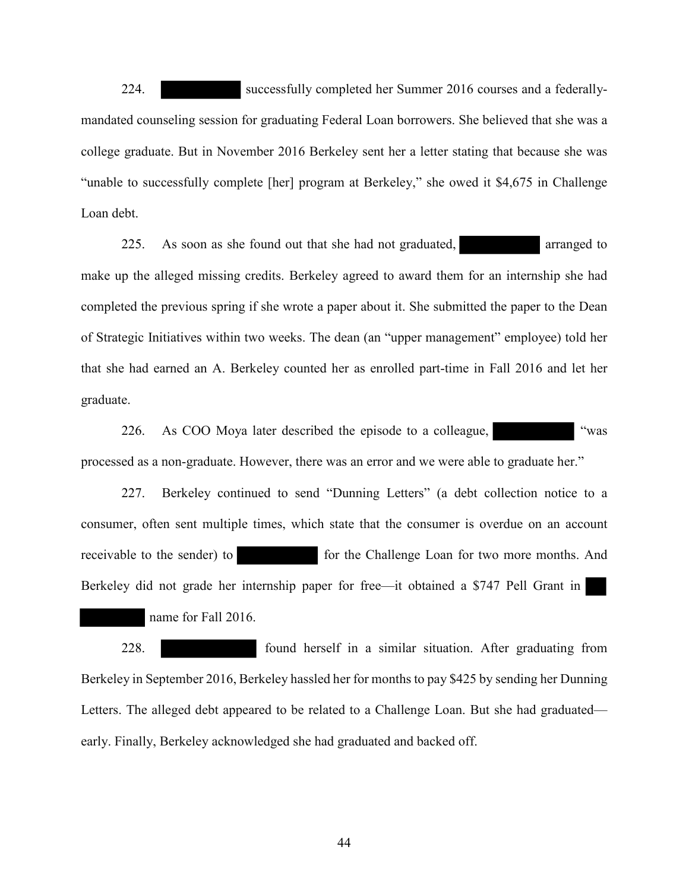224. ██████████ successfully completed her Summer 2016 courses and a federally-mandated counseling session for graduating Federal Loan borrowers. She believed that she was a college graduate. But in November 2016 Berkeley sent her a letter stating that because she was "unable to successfully complete [her] program at Berkeley," she owed it $4,675 in Challenge Loan debt.

225. As soon as she found out that she had not graduated, ██████████ arranged to make up the alleged missing credits. Berkeley agreed to award them for an internship she had completed the previous spring if she wrote a paper about it. She submitted the paper to the Dean of Strategic Initiatives within two weeks. The dean (an "upper management" employee) told her that she had earned an A. Berkeley counted her as enrolled part-time in Fall 2016 and let her graduate.

226. As COO Moya later described the episode to a colleague, ██████████ "was processed as a non-graduate. However, there was an error and we were able to graduate her."

227. Berkeley continued to send "Dunning Letters" (a debt collection notice to a consumer, often sent multiple times, which state that the consumer is overdue on an account receivable to the sender) to ██████████ for the Challenge Loan for two more months. And Berkeley did not grade her internship paper for free—it obtained a $747 Pell Grant in ██ ████████ name for Fall 2016.

228. ████████████ found herself in a similar situation. After graduating from Berkeley in September 2016, Berkeley hassled her for months to pay $425 by sending her Dunning Letters. The alleged debt appeared to be related to a Challenge Loan. But she had graduated—early. Finally, Berkeley acknowledged she had graduated and backed off.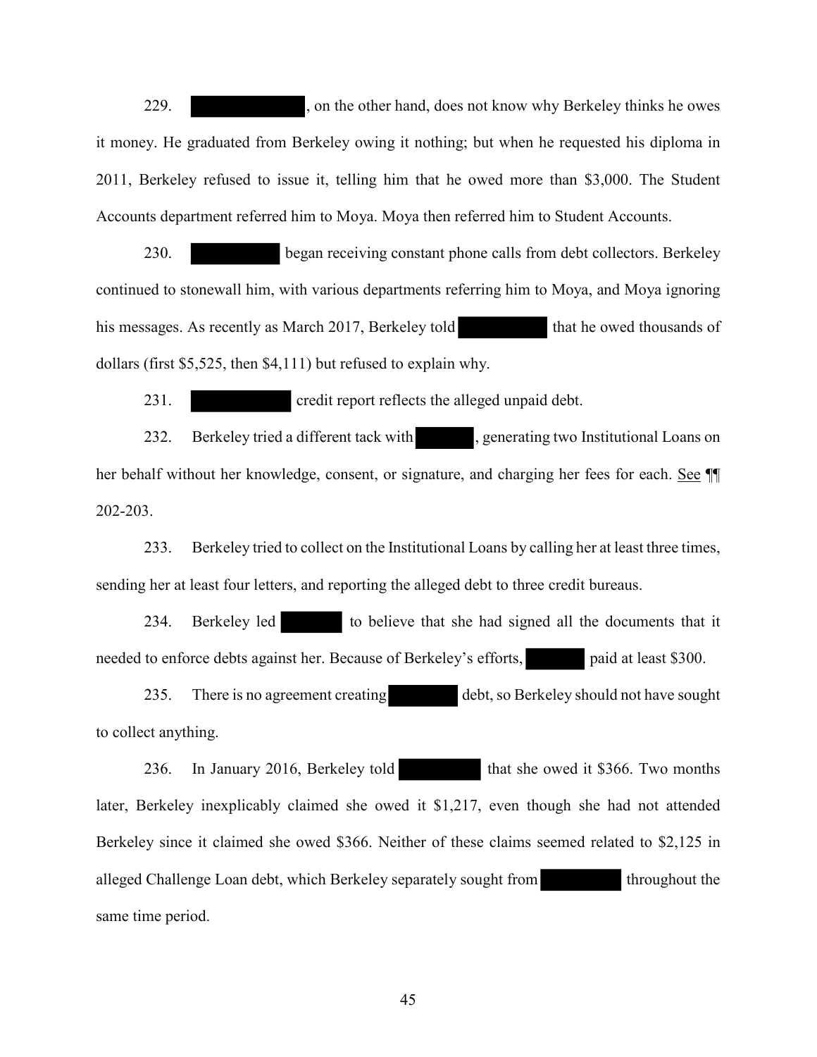229. [REDACTED], on the other hand, does not know why Berkeley thinks he owes it money. He graduated from Berkeley owing it nothing; but when he requested his diploma in 2011, Berkeley refused to issue it, telling him that he owed more than $3,000. The Student Accounts department referred him to Moya. Moya then referred him to Student Accounts.

230. [REDACTED] began receiving constant phone calls from debt collectors. Berkeley continued to stonewall him, with various departments referring him to Moya, and Moya ignoring his messages. As recently as March 2017, Berkeley told [REDACTED] that he owed thousands of dollars (first $5,525, then $4,111) but refused to explain why.

231. [REDACTED] credit report reflects the alleged unpaid debt.

232. Berkeley tried a different tack with [REDACTED], generating two Institutional Loans on her behalf without her knowledge, consent, or signature, and charging her fees for each. See ¶¶ 202-203.

233. Berkeley tried to collect on the Institutional Loans by calling her at least three times, sending her at least four letters, and reporting the alleged debt to three credit bureaus.

234. Berkeley led [REDACTED] to believe that she had signed all the documents that it needed to enforce debts against her. Because of Berkeley's efforts, [REDACTED] paid at least $300.

235. There is no agreement creating [REDACTED] debt, so Berkeley should not have sought to collect anything.

236. In January 2016, Berkeley told [REDACTED] that she owed it $366. Two months later, Berkeley inexplicably claimed she owed it $1,217, even though she had not attended Berkeley since it claimed she owed $366. Neither of these claims seemed related to $2,125 in alleged Challenge Loan debt, which Berkeley separately sought from [REDACTED] throughout the same time period.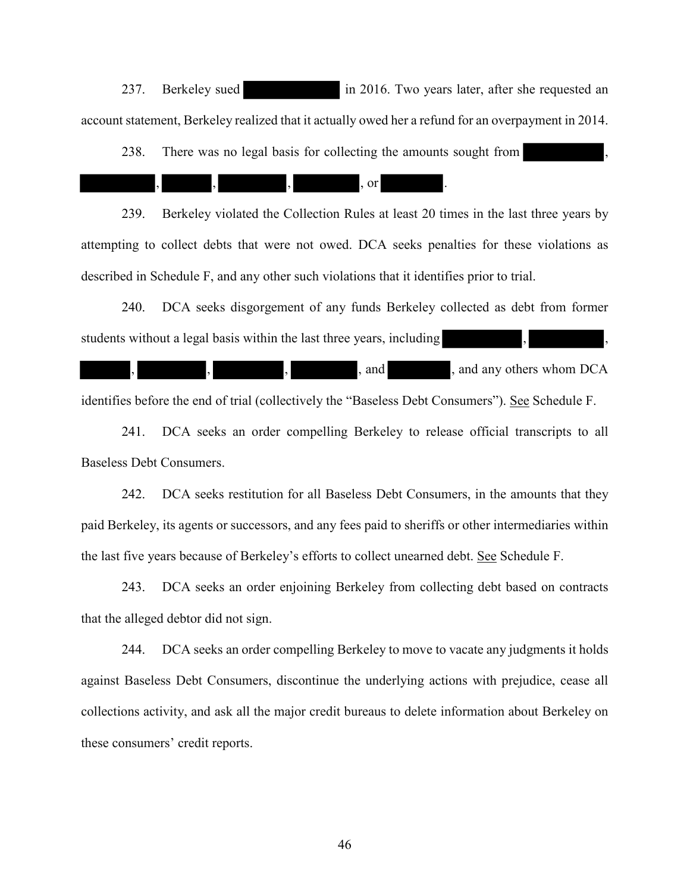237. Berkeley sued ██████████ in 2016. Two years later, after she requested an account statement, Berkeley realized that it actually owed her a refund for an overpayment in 2014.

238. There was no legal basis for collecting the amounts sought from ██████████, ██████████, ██████, █████████, ████████, or ████████.

239. Berkeley violated the Collection Rules at least 20 times in the last three years by attempting to collect debts that were not owed. DCA seeks penalties for these violations as described in Schedule F, and any other such violations that it identifies prior to trial.

240. DCA seeks disgorgement of any funds Berkeley collected as debt from former students without a legal basis within the last three years, including ██████████, ██████████, ██████, █████████, █████████, ████████, and ████████, and any others whom DCA identifies before the end of trial (collectively the "Baseless Debt Consumers"). See Schedule F.

241. DCA seeks an order compelling Berkeley to release official transcripts to all Baseless Debt Consumers.

242. DCA seeks restitution for all Baseless Debt Consumers, in the amounts that they paid Berkeley, its agents or successors, and any fees paid to sheriffs or other intermediaries within the last five years because of Berkeley's efforts to collect unearned debt. See Schedule F.

243. DCA seeks an order enjoining Berkeley from collecting debt based on contracts that the alleged debtor did not sign.

244. DCA seeks an order compelling Berkeley to move to vacate any judgments it holds against Baseless Debt Consumers, discontinue the underlying actions with prejudice, cease all collections activity, and ask all the major credit bureaus to delete information about Berkeley on these consumers' credit reports.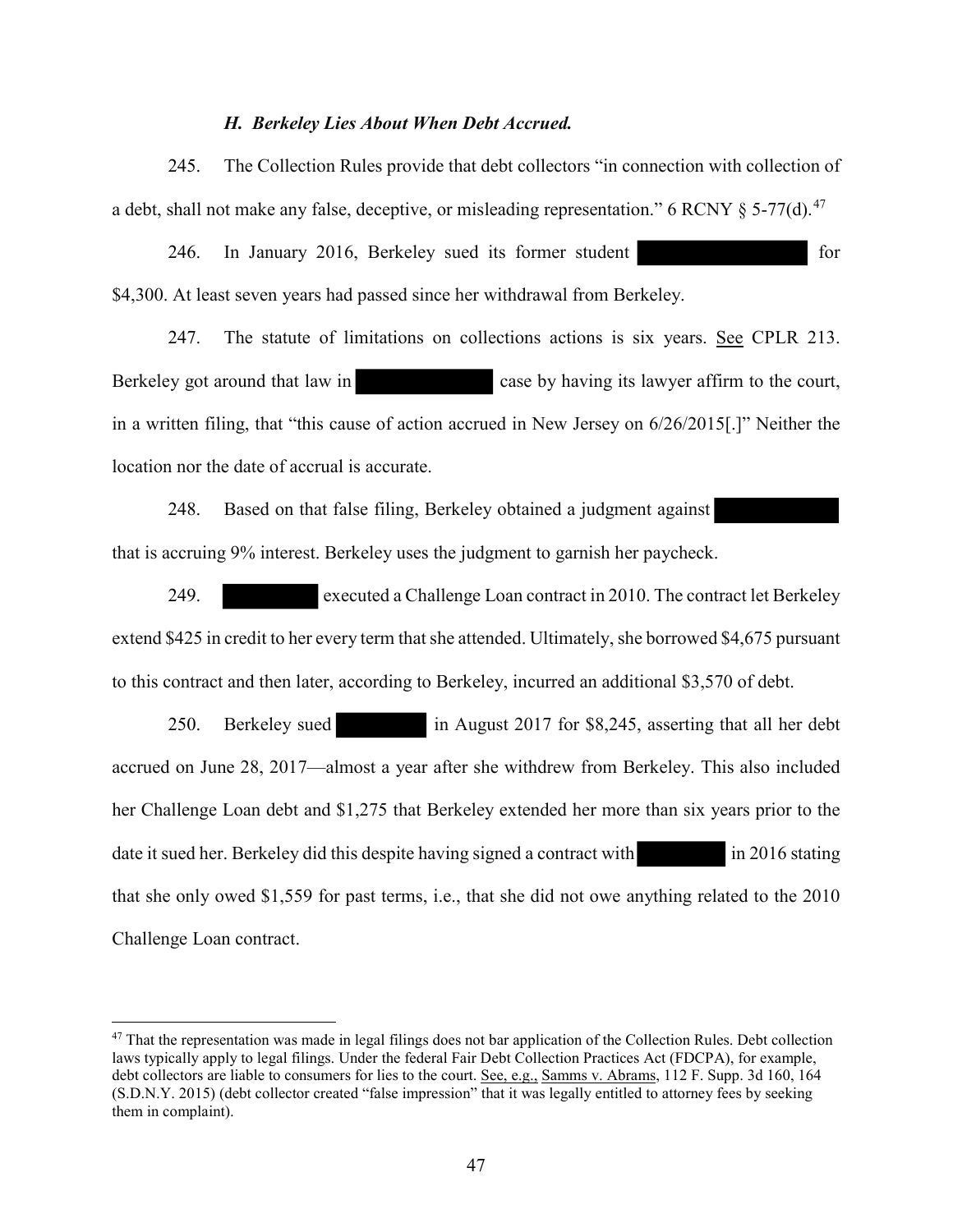### *H. Berkeley Lies About When Debt Accrued.*

245. The Collection Rules provide that debt collectors "in connection with collection of a debt, shall not make any false, deceptive, or misleading representation." 6 RCNY § 5-77(d).[47]

246. In January 2016, Berkeley sued its former student [REDACTED] for $4,300. At least seven years had passed since her withdrawal from Berkeley.

247. The statute of limitations on collections actions is six years. See CPLR 213. Berkeley got around that law in [REDACTED] case by having its lawyer affirm to the court, in a written filing, that "this cause of action accrued in New Jersey on 6/26/2015[.]" Neither the location nor the date of accrual is accurate.

248. Based on that false filing, Berkeley obtained a judgment against [REDACTED] that is accruing 9% interest. Berkeley uses the judgment to garnish her paycheck.

249. [REDACTED] executed a Challenge Loan contract in 2010. The contract let Berkeley extend $425 in credit to her every term that she attended. Ultimately, she borrowed $4,675 pursuant to this contract and then later, according to Berkeley, incurred an additional $3,570 of debt.

250. Berkeley sued [REDACTED] in August 2017 for $8,245, asserting that all her debt accrued on June 28, 2017—almost a year after she withdrew from Berkeley. This also included her Challenge Loan debt and $1,275 that Berkeley extended her more than six years prior to the date it sued her. Berkeley did this despite having signed a contract with [REDACTED] in 2016 stating that she only owed $1,559 for past terms, i.e., that she did not owe anything related to the 2010 Challenge Loan contract.

---

[47] That the representation was made in legal filings does not bar application of the Collection Rules. Debt collection laws typically apply to legal filings. Under the federal Fair Debt Collection Practices Act (FDCPA), for example, debt collectors are liable to consumers for lies to the court. See, e.g., Samms v. Abrams, 112 F. Supp. 3d 160, 164 (S.D.N.Y. 2015) (debt collector created "false impression" that it was legally entitled to attorney fees by seeking them in complaint).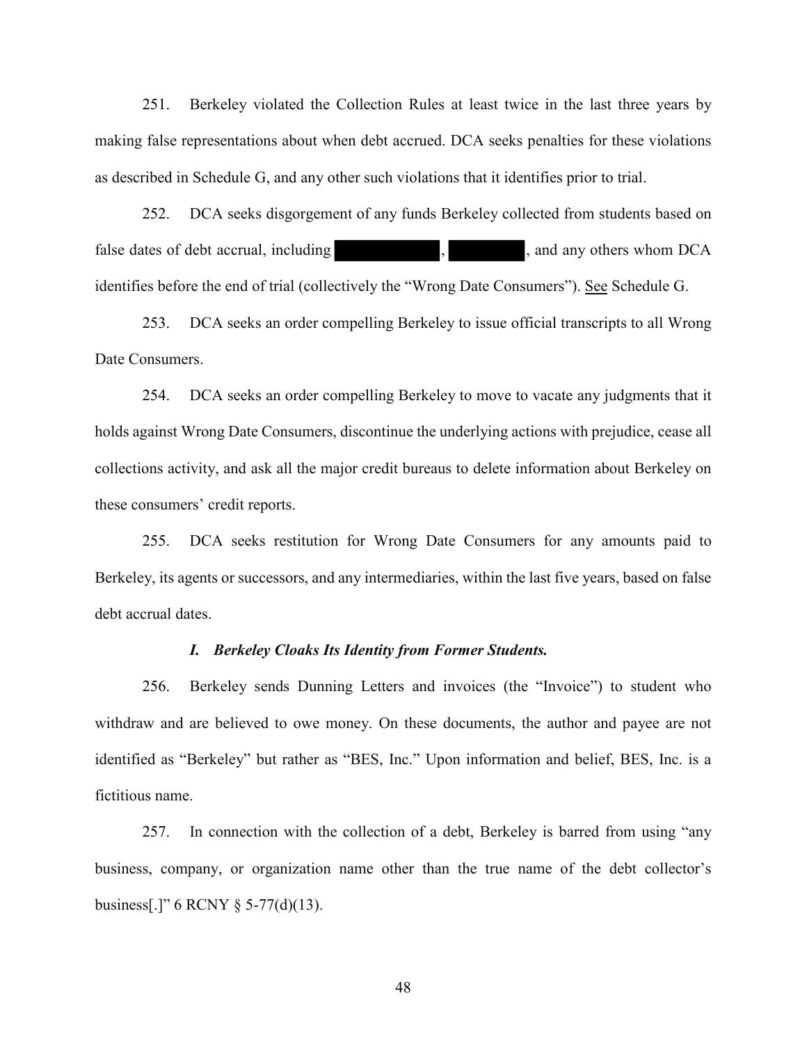251. Berkeley violated the Collection Rules at least twice in the last three years by making false representations about when debt accrued. DCA seeks penalties for these violations as described in Schedule G, and any other such violations that it identifies prior to trial.

252. DCA seeks disgorgement of any funds Berkeley collected from students based on false dates of debt accrual, including [REDACTED], [REDACTED], and any others whom DCA identifies before the end of trial (collectively the "Wrong Date Consumers"). See Schedule G.

253. DCA seeks an order compelling Berkeley to issue official transcripts to all Wrong Date Consumers.

254. DCA seeks an order compelling Berkeley to move to vacate any judgments that it holds against Wrong Date Consumers, discontinue the underlying actions with prejudice, cease all collections activity, and ask all the major credit bureaus to delete information about Berkeley on these consumers' credit reports.

255. DCA seeks restitution for Wrong Date Consumers for any amounts paid to Berkeley, its agents or successors, and any intermediaries, within the last five years, based on false debt accrual dates.

### *I. Berkeley Cloaks Its Identity from Former Students.*

256. Berkeley sends Dunning Letters and invoices (the "Invoice") to student who withdraw and are believed to owe money. On these documents, the author and payee are not identified as "Berkeley" but rather as "BES, Inc." Upon information and belief, BES, Inc. is a fictitious name.

257. In connection with the collection of a debt, Berkeley is barred from using "any business, company, or organization name other than the true name of the debt collector's business[.]" 6 RCNY § 5-77(d)(13).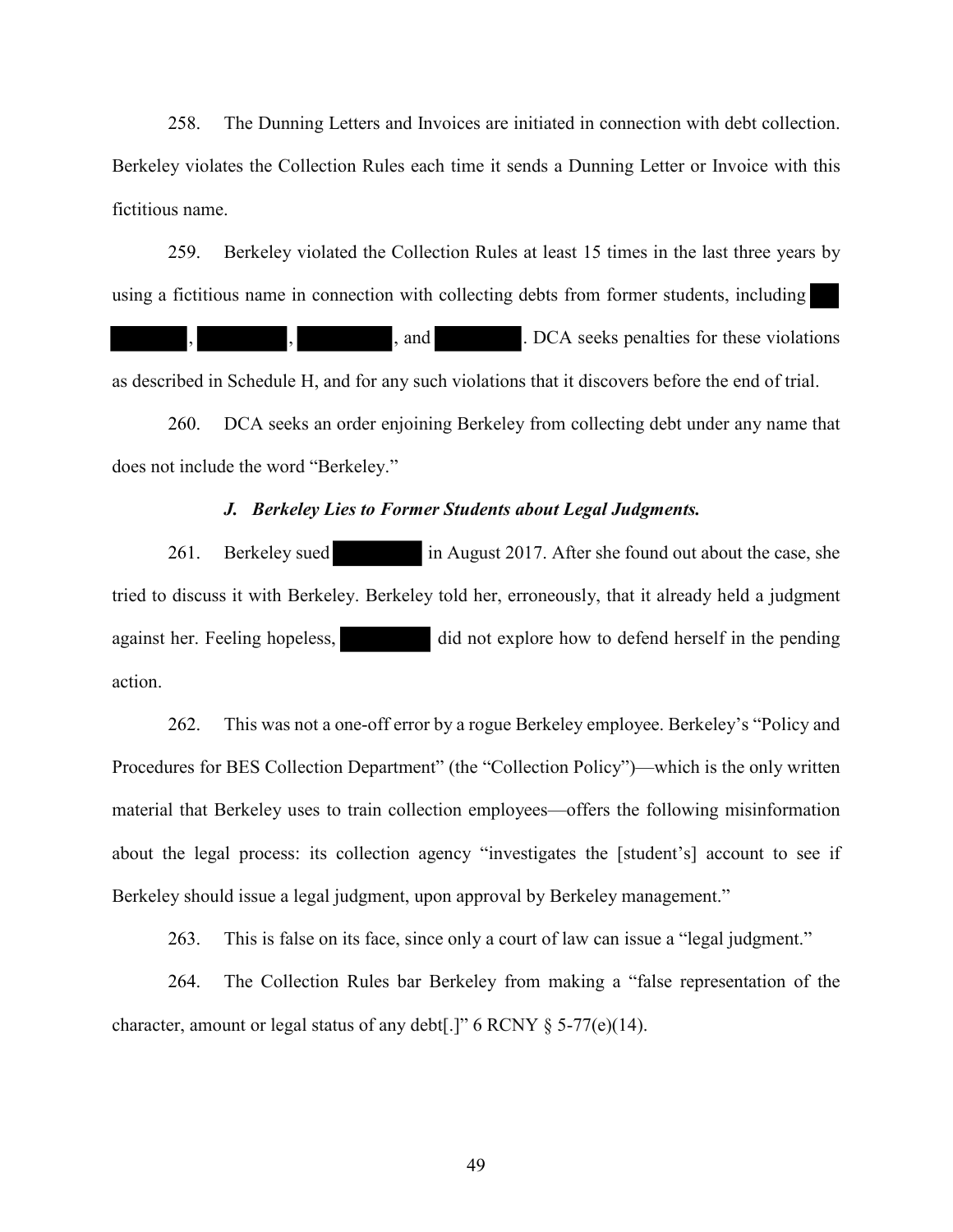258. The Dunning Letters and Invoices are initiated in connection with debt collection. Berkeley violates the Collection Rules each time it sends a Dunning Letter or Invoice with this fictitious name.

259. Berkeley violated the Collection Rules at least 15 times in the last three years by using a fictitious name in connection with collecting debts from former students, including ██ ██████, ████████, ████████, and ████████. DCA seeks penalties for these violations as described in Schedule H, and for any such violations that it discovers before the end of trial.

260. DCA seeks an order enjoining Berkeley from collecting debt under any name that does not include the word "Berkeley."

### *J. Berkeley Lies to Former Students about Legal Judgments.*

261. Berkeley sued ████████ in August 2017. After she found out about the case, she tried to discuss it with Berkeley. Berkeley told her, erroneously, that it already held a judgment against her. Feeling hopeless, ████████ did not explore how to defend herself in the pending action.

262. This was not a one-off error by a rogue Berkeley employee. Berkeley's "Policy and Procedures for BES Collection Department" (the "Collection Policy")—which is the only written material that Berkeley uses to train collection employees—offers the following misinformation about the legal process: its collection agency "investigates the [student's] account to see if Berkeley should issue a legal judgment, upon approval by Berkeley management."

263. This is false on its face, since only a court of law can issue a "legal judgment."

264. The Collection Rules bar Berkeley from making a "false representation of the character, amount or legal status of any debt[.]" 6 RCNY § 5-77(e)(14).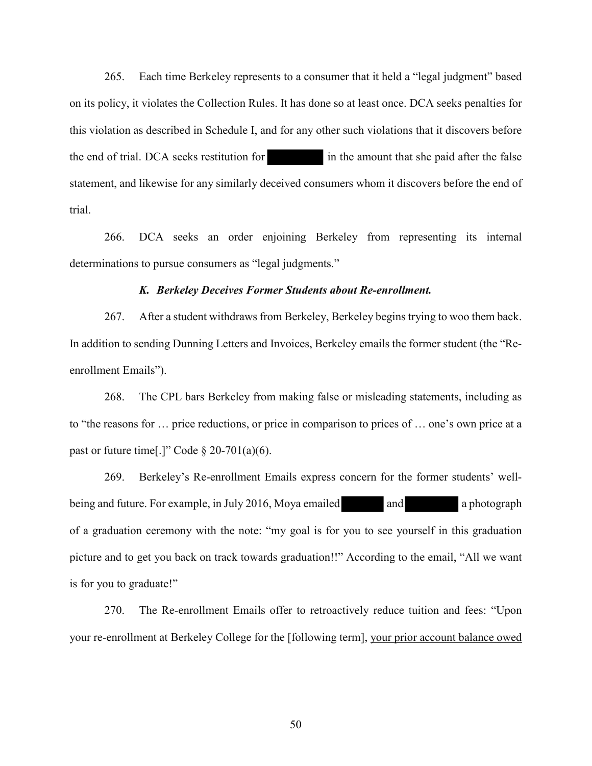265. Each time Berkeley represents to a consumer that it held a "legal judgment" based on its policy, it violates the Collection Rules. It has done so at least once. DCA seeks penalties for this violation as described in Schedule I, and for any other such violations that it discovers before the end of trial. DCA seeks restitution for ████████ in the amount that she paid after the false statement, and likewise for any similarly deceived consumers whom it discovers before the end of trial.

266. DCA seeks an order enjoining Berkeley from representing its internal determinations to pursue consumers as "legal judgments."

### *K. Berkeley Deceives Former Students about Re-enrollment.*

267. After a student withdraws from Berkeley, Berkeley begins trying to woo them back. In addition to sending Dunning Letters and Invoices, Berkeley emails the former student (the "Re-enrollment Emails").

268. The CPL bars Berkeley from making false or misleading statements, including as to "the reasons for … price reductions, or price in comparison to prices of … one's own price at a past or future time[.]" Code § 20-701(a)(6).

269. Berkeley's Re-enrollment Emails express concern for the former students' well-being and future. For example, in July 2016, Moya emailed ██████ and ████████ a photograph of a graduation ceremony with the note: "my goal is for you to see yourself in this graduation picture and to get you back on track towards graduation!!" According to the email, "All we want is for you to graduate!"

270. The Re-enrollment Emails offer to retroactively reduce tuition and fees: "Upon your re-enrollment at Berkeley College for the [following term], <u>your prior account balance owed</u>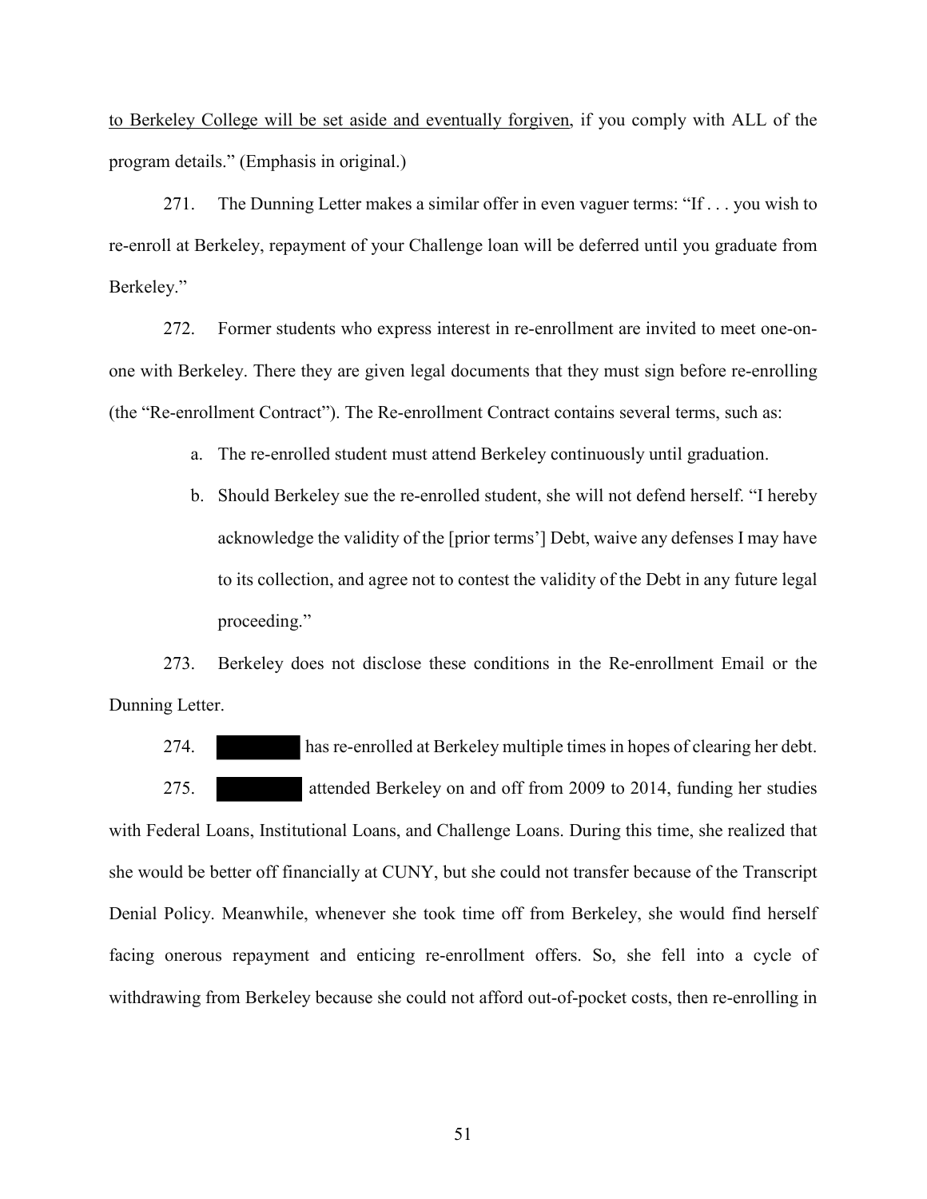to Berkeley College will be set aside and eventually forgiven, if you comply with ALL of the program details." (Emphasis in original.)

271. The Dunning Letter makes a similar offer in even vaguer terms: "If . . . you wish to re-enroll at Berkeley, repayment of your Challenge loan will be deferred until you graduate from Berkeley."

272. Former students who express interest in re-enrollment are invited to meet one-on-one with Berkeley. There they are given legal documents that they must sign before re-enrolling (the "Re-enrollment Contract"). The Re-enrollment Contract contains several terms, such as:

a. The re-enrolled student must attend Berkeley continuously until graduation.

b. Should Berkeley sue the re-enrolled student, she will not defend herself. "I hereby acknowledge the validity of the [prior terms'] Debt, waive any defenses I may have to its collection, and agree not to contest the validity of the Debt in any future legal proceeding."

273. Berkeley does not disclose these conditions in the Re-enrollment Email or the Dunning Letter.

274. ████████ has re-enrolled at Berkeley multiple times in hopes of clearing her debt.

275. ████████ attended Berkeley on and off from 2009 to 2014, funding her studies with Federal Loans, Institutional Loans, and Challenge Loans. During this time, she realized that she would be better off financially at CUNY, but she could not transfer because of the Transcript Denial Policy. Meanwhile, whenever she took time off from Berkeley, she would find herself facing onerous repayment and enticing re-enrollment offers. So, she fell into a cycle of withdrawing from Berkeley because she could not afford out-of-pocket costs, then re-enrolling in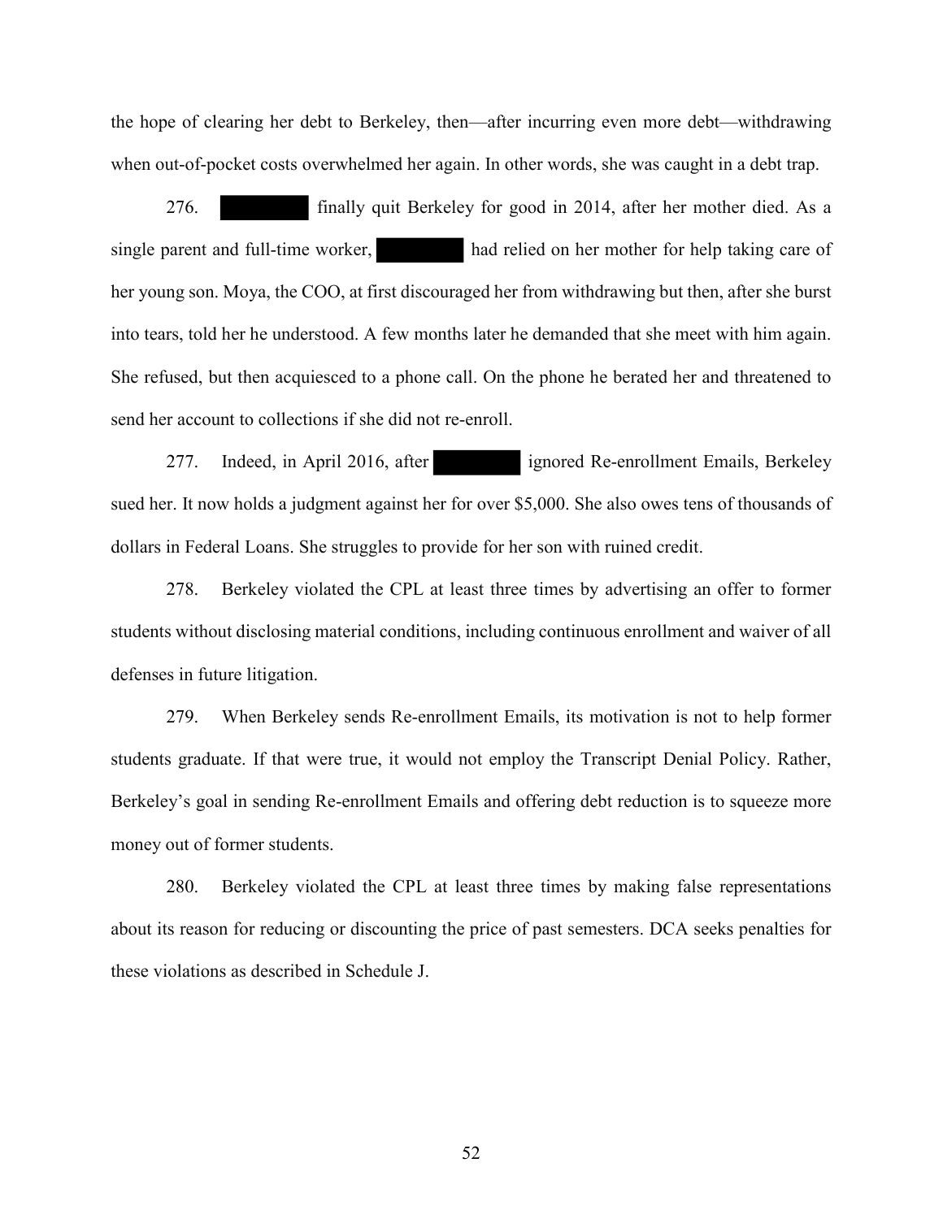the hope of clearing her debt to Berkeley, then—after incurring even more debt—withdrawing when out-of-pocket costs overwhelmed her again. In other words, she was caught in a debt trap.

276. ██████ finally quit Berkeley for good in 2014, after her mother died. As a single parent and full-time worker, ██████ had relied on her mother for help taking care of her young son. Moya, the COO, at first discouraged her from withdrawing but then, after she burst into tears, told her he understood. A few months later he demanded that she meet with him again. She refused, but then acquiesced to a phone call. On the phone he berated her and threatened to send her account to collections if she did not re-enroll.

277. Indeed, in April 2016, after ██████ ignored Re-enrollment Emails, Berkeley sued her. It now holds a judgment against her for over $5,000. She also owes tens of thousands of dollars in Federal Loans. She struggles to provide for her son with ruined credit.

278. Berkeley violated the CPL at least three times by advertising an offer to former students without disclosing material conditions, including continuous enrollment and waiver of all defenses in future litigation.

279. When Berkeley sends Re-enrollment Emails, its motivation is not to help former students graduate. If that were true, it would not employ the Transcript Denial Policy. Rather, Berkeley's goal in sending Re-enrollment Emails and offering debt reduction is to squeeze more money out of former students.

280. Berkeley violated the CPL at least three times by making false representations about its reason for reducing or discounting the price of past semesters. DCA seeks penalties for these violations as described in Schedule J.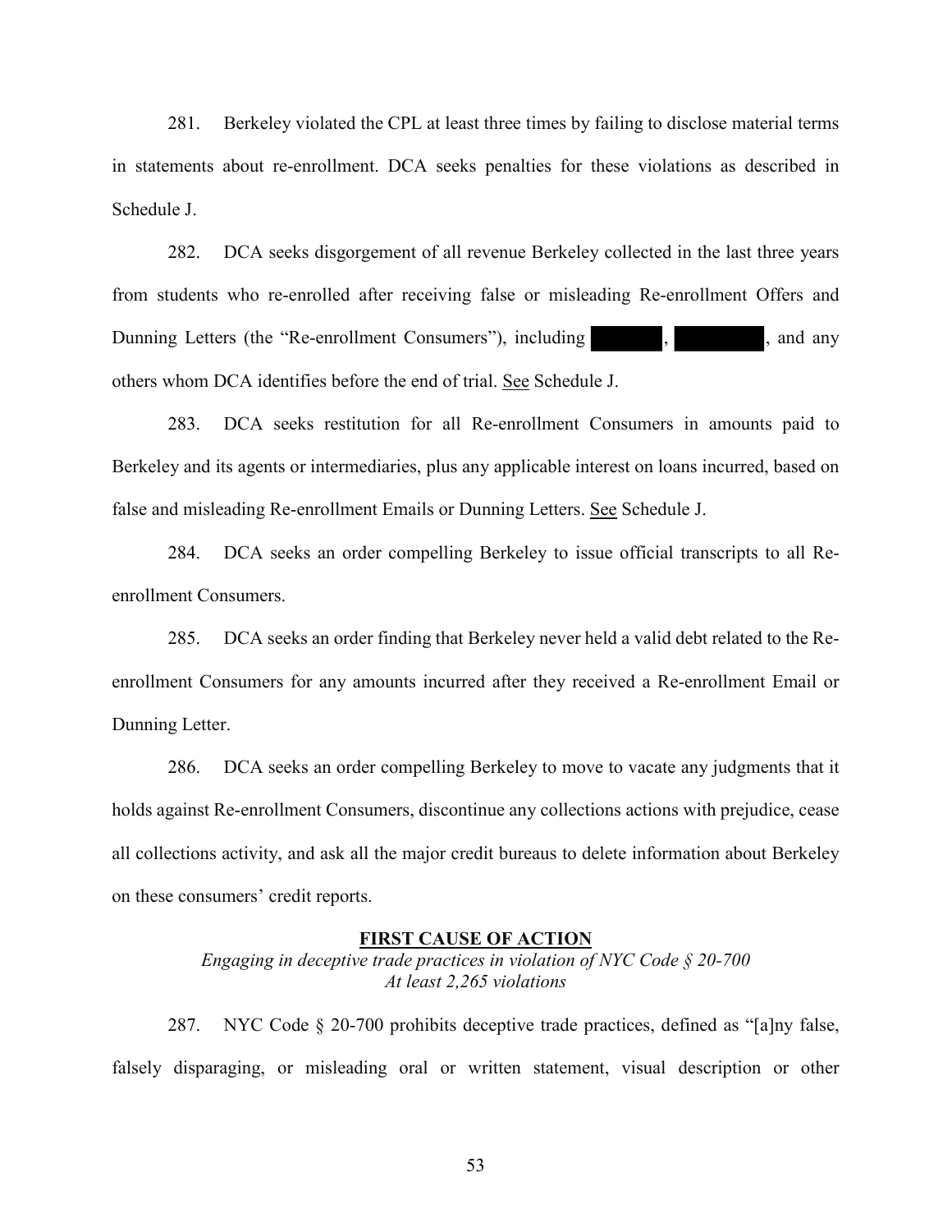281. Berkeley violated the CPL at least three times by failing to disclose material terms in statements about re-enrollment. DCA seeks penalties for these violations as described in Schedule J.

282. DCA seeks disgorgement of all revenue Berkeley collected in the last three years from students who re-enrolled after receiving false or misleading Re-enrollment Offers and Dunning Letters (the "Re-enrollment Consumers"), including ███████, ████████, and any others whom DCA identifies before the end of trial. See Schedule J.

283. DCA seeks restitution for all Re-enrollment Consumers in amounts paid to Berkeley and its agents or intermediaries, plus any applicable interest on loans incurred, based on false and misleading Re-enrollment Emails or Dunning Letters. See Schedule J.

284. DCA seeks an order compelling Berkeley to issue official transcripts to all Re-enrollment Consumers.

285. DCA seeks an order finding that Berkeley never held a valid debt related to the Re-enrollment Consumers for any amounts incurred after they received a Re-enrollment Email or Dunning Letter.

286. DCA seeks an order compelling Berkeley to move to vacate any judgments that it holds against Re-enrollment Consumers, discontinue any collections actions with prejudice, cease all collections activity, and ask all the major credit bureaus to delete information about Berkeley on these consumers' credit reports.

## FIRST CAUSE OF ACTION

*Engaging in deceptive trade practices in violation of NYC Code § 20-700*
*At least 2,265 violations*

287. NYC Code § 20-700 prohibits deceptive trade practices, defined as "[a]ny false, falsely disparaging, or misleading oral or written statement, visual description or other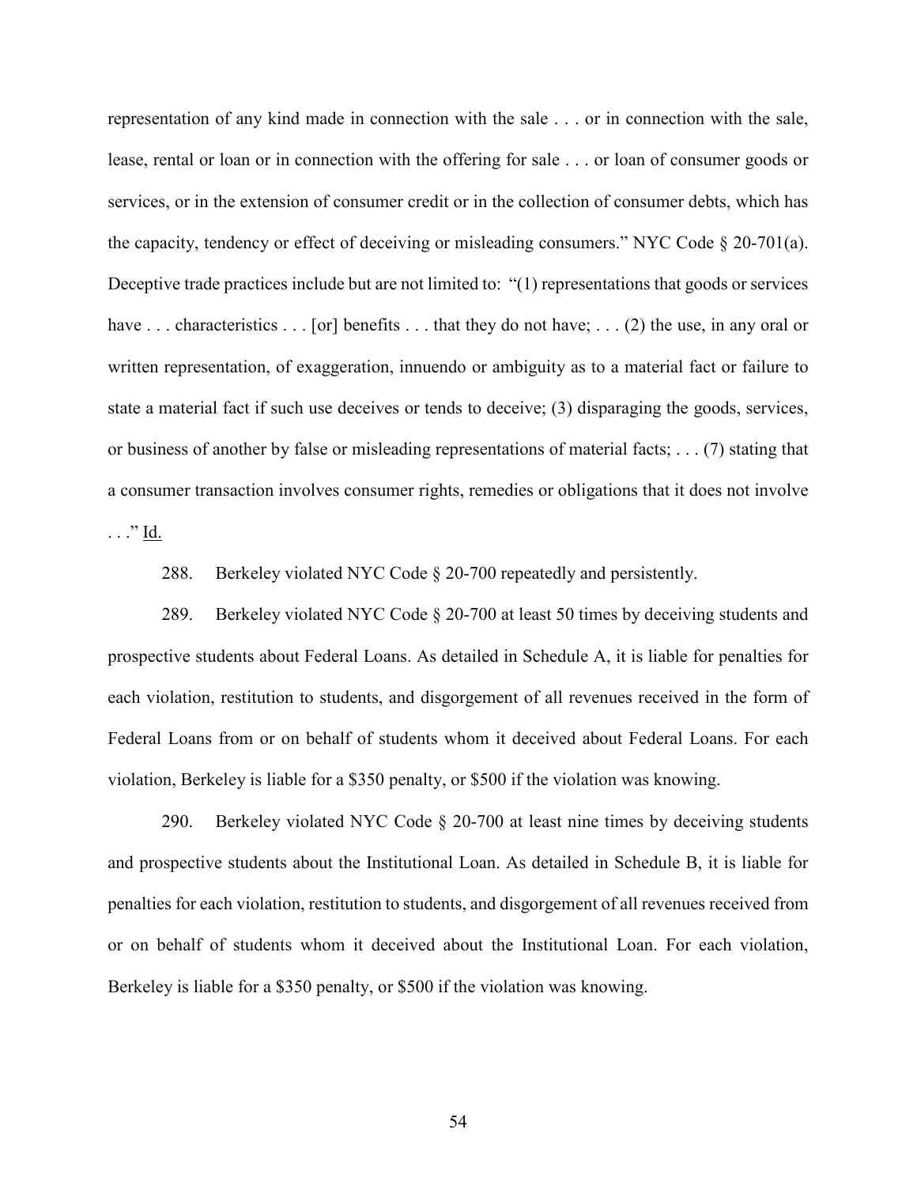representation of any kind made in connection with the sale . . . or in connection with the sale, lease, rental or loan or in connection with the offering for sale . . . or loan of consumer goods or services, or in the extension of consumer credit or in the collection of consumer debts, which has the capacity, tendency or effect of deceiving or misleading consumers." NYC Code § 20-701(a). Deceptive trade practices include but are not limited to: "(1) representations that goods or services have . . . characteristics . . . [or] benefits . . . that they do not have; . . . (2) the use, in any oral or written representation, of exaggeration, innuendo or ambiguity as to a material fact or failure to state a material fact if such use deceives or tends to deceive; (3) disparaging the goods, services, or business of another by false or misleading representations of material facts; . . . (7) stating that a consumer transaction involves consumer rights, remedies or obligations that it does not involve . . ." Id.

288. Berkeley violated NYC Code § 20-700 repeatedly and persistently.

289. Berkeley violated NYC Code § 20-700 at least 50 times by deceiving students and prospective students about Federal Loans. As detailed in Schedule A, it is liable for penalties for each violation, restitution to students, and disgorgement of all revenues received in the form of Federal Loans from or on behalf of students whom it deceived about Federal Loans. For each violation, Berkeley is liable for a $350 penalty, or $500 if the violation was knowing.

290. Berkeley violated NYC Code § 20-700 at least nine times by deceiving students and prospective students about the Institutional Loan. As detailed in Schedule B, it is liable for penalties for each violation, restitution to students, and disgorgement of all revenues received from or on behalf of students whom it deceived about the Institutional Loan. For each violation, Berkeley is liable for a $350 penalty, or $500 if the violation was knowing.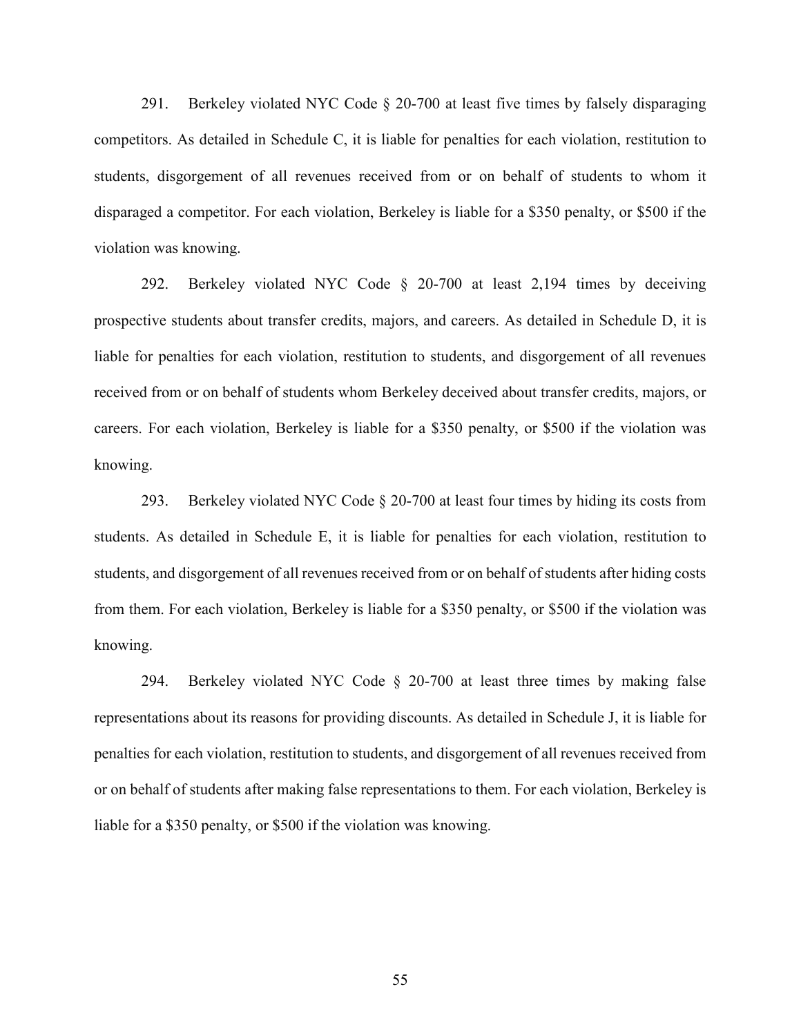291. Berkeley violated NYC Code § 20-700 at least five times by falsely disparaging competitors. As detailed in Schedule C, it is liable for penalties for each violation, restitution to students, disgorgement of all revenues received from or on behalf of students to whom it disparaged a competitor. For each violation, Berkeley is liable for a $350 penalty, or $500 if the violation was knowing.

292. Berkeley violated NYC Code § 20-700 at least 2,194 times by deceiving prospective students about transfer credits, majors, and careers. As detailed in Schedule D, it is liable for penalties for each violation, restitution to students, and disgorgement of all revenues received from or on behalf of students whom Berkeley deceived about transfer credits, majors, or careers. For each violation, Berkeley is liable for a $350 penalty, or $500 if the violation was knowing.

293. Berkeley violated NYC Code § 20-700 at least four times by hiding its costs from students. As detailed in Schedule E, it is liable for penalties for each violation, restitution to students, and disgorgement of all revenues received from or on behalf of students after hiding costs from them. For each violation, Berkeley is liable for a $350 penalty, or $500 if the violation was knowing.

294. Berkeley violated NYC Code § 20-700 at least three times by making false representations about its reasons for providing discounts. As detailed in Schedule J, it is liable for penalties for each violation, restitution to students, and disgorgement of all revenues received from or on behalf of students after making false representations to them. For each violation, Berkeley is liable for a $350 penalty, or $500 if the violation was knowing.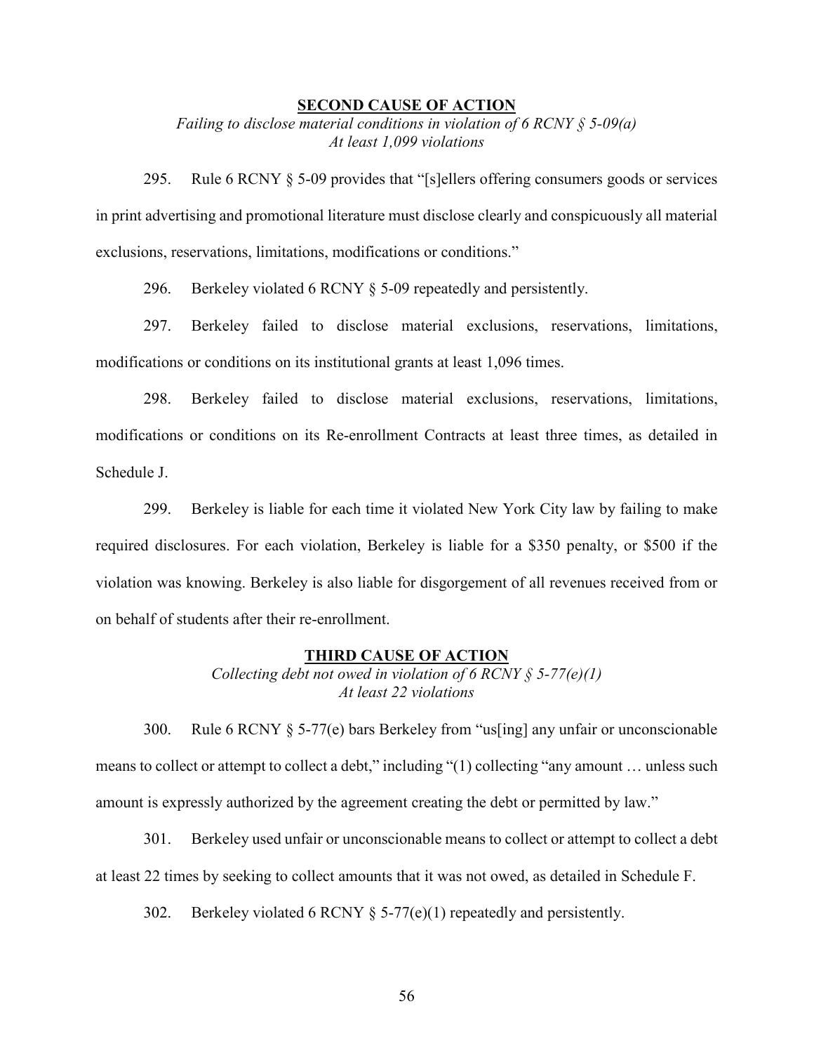**SECOND CAUSE OF ACTION**

*Failing to disclose material conditions in violation of 6 RCNY § 5-09(a)*
*At least 1,099 violations*

295. Rule 6 RCNY § 5-09 provides that "[s]ellers offering consumers goods or services in print advertising and promotional literature must disclose clearly and conspicuously all material exclusions, reservations, limitations, modifications or conditions."

296. Berkeley violated 6 RCNY § 5-09 repeatedly and persistently.

297. Berkeley failed to disclose material exclusions, reservations, limitations, modifications or conditions on its institutional grants at least 1,096 times.

298. Berkeley failed to disclose material exclusions, reservations, limitations, modifications or conditions on its Re-enrollment Contracts at least three times, as detailed in Schedule J.

299. Berkeley is liable for each time it violated New York City law by failing to make required disclosures. For each violation, Berkeley is liable for a \$350 penalty, or \$500 if the violation was knowing. Berkeley is also liable for disgorgement of all revenues received from or on behalf of students after their re-enrollment.

**THIRD CAUSE OF ACTION**

*Collecting debt not owed in violation of 6 RCNY § 5-77(e)(1)*
*At least 22 violations*

300. Rule 6 RCNY § 5-77(e) bars Berkeley from "us[ing] any unfair or unconscionable means to collect or attempt to collect a debt," including "(1) collecting "any amount … unless such amount is expressly authorized by the agreement creating the debt or permitted by law."

301. Berkeley used unfair or unconscionable means to collect or attempt to collect a debt at least 22 times by seeking to collect amounts that it was not owed, as detailed in Schedule F.

302. Berkeley violated 6 RCNY § 5-77(e)(1) repeatedly and persistently.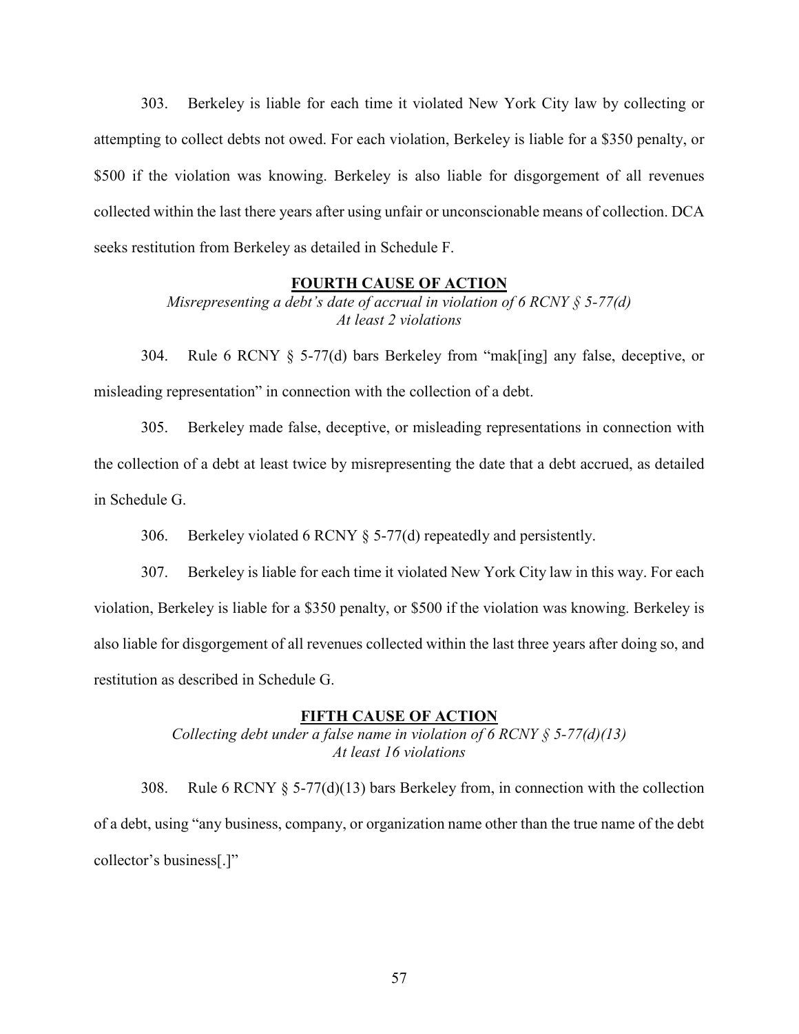303. Berkeley is liable for each time it violated New York City law by collecting or attempting to collect debts not owed. For each violation, Berkeley is liable for a $350 penalty, or $500 if the violation was knowing. Berkeley is also liable for disgorgement of all revenues collected within the last there years after using unfair or unconscionable means of collection. DCA seeks restitution from Berkeley as detailed in Schedule F.

## **FOURTH CAUSE OF ACTION**

*Misrepresenting a debt's date of accrual in violation of 6 RCNY § 5-77(d)*
*At least 2 violations*

304. Rule 6 RCNY § 5-77(d) bars Berkeley from "mak[ing] any false, deceptive, or misleading representation" in connection with the collection of a debt.

305. Berkeley made false, deceptive, or misleading representations in connection with the collection of a debt at least twice by misrepresenting the date that a debt accrued, as detailed in Schedule G.

306. Berkeley violated 6 RCNY § 5-77(d) repeatedly and persistently.

307. Berkeley is liable for each time it violated New York City law in this way. For each violation, Berkeley is liable for a $350 penalty, or $500 if the violation was knowing. Berkeley is also liable for disgorgement of all revenues collected within the last three years after doing so, and restitution as described in Schedule G.

## **FIFTH CAUSE OF ACTION**

*Collecting debt under a false name in violation of 6 RCNY § 5-77(d)(13)*
*At least 16 violations*

308. Rule 6 RCNY § 5-77(d)(13) bars Berkeley from, in connection with the collection of a debt, using "any business, company, or organization name other than the true name of the debt collector's business[.]"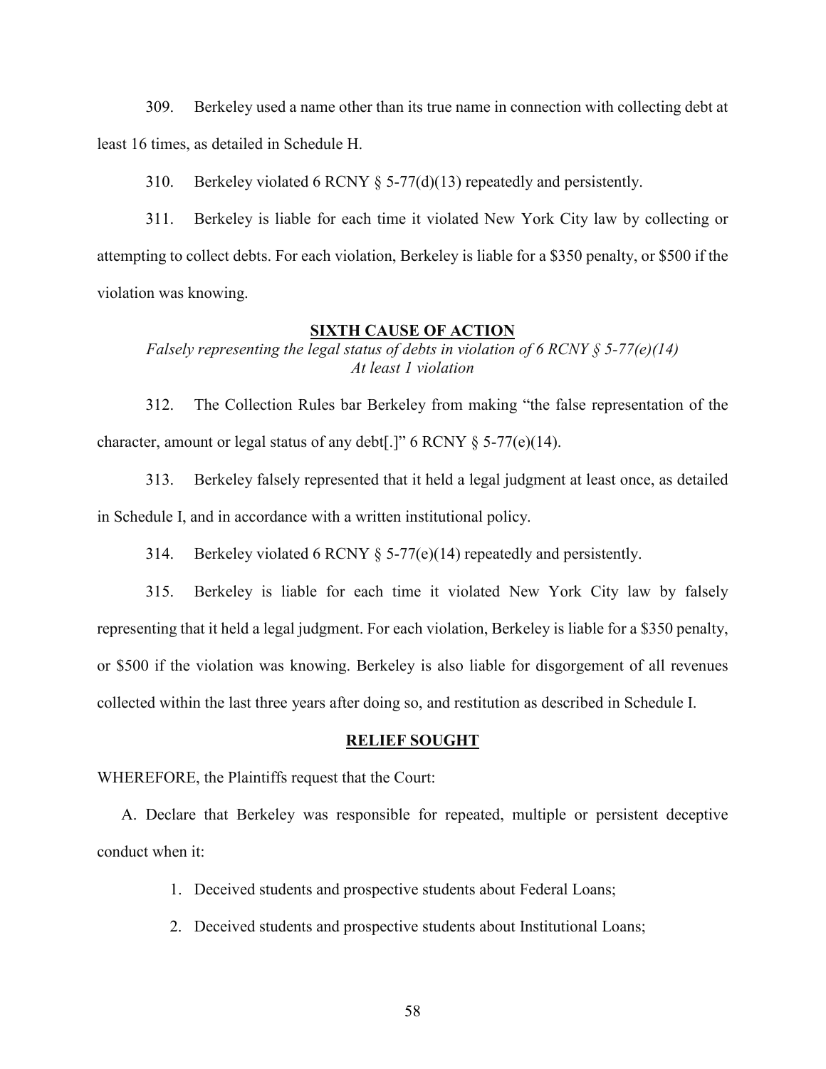309. Berkeley used a name other than its true name in connection with collecting debt at least 16 times, as detailed in Schedule H.

310. Berkeley violated 6 RCNY § 5-77(d)(13) repeatedly and persistently.

311. Berkeley is liable for each time it violated New York City law by collecting or attempting to collect debts. For each violation, Berkeley is liable for a $350 penalty, or $500 if the violation was knowing.

## SIXTH CAUSE OF ACTION

*Falsely representing the legal status of debts in violation of 6 RCNY § 5-77(e)(14)*
*At least 1 violation*

312. The Collection Rules bar Berkeley from making "the false representation of the character, amount or legal status of any debt[.]" 6 RCNY § 5-77(e)(14).

313. Berkeley falsely represented that it held a legal judgment at least once, as detailed in Schedule I, and in accordance with a written institutional policy.

314. Berkeley violated 6 RCNY § 5-77(e)(14) repeatedly and persistently.

315. Berkeley is liable for each time it violated New York City law by falsely representing that it held a legal judgment. For each violation, Berkeley is liable for a $350 penalty, or $500 if the violation was knowing. Berkeley is also liable for disgorgement of all revenues collected within the last three years after doing so, and restitution as described in Schedule I.

## RELIEF SOUGHT

WHEREFORE, the Plaintiffs request that the Court:

A. Declare that Berkeley was responsible for repeated, multiple or persistent deceptive conduct when it:

1. Deceived students and prospective students about Federal Loans;
2. Deceived students and prospective students about Institutional Loans;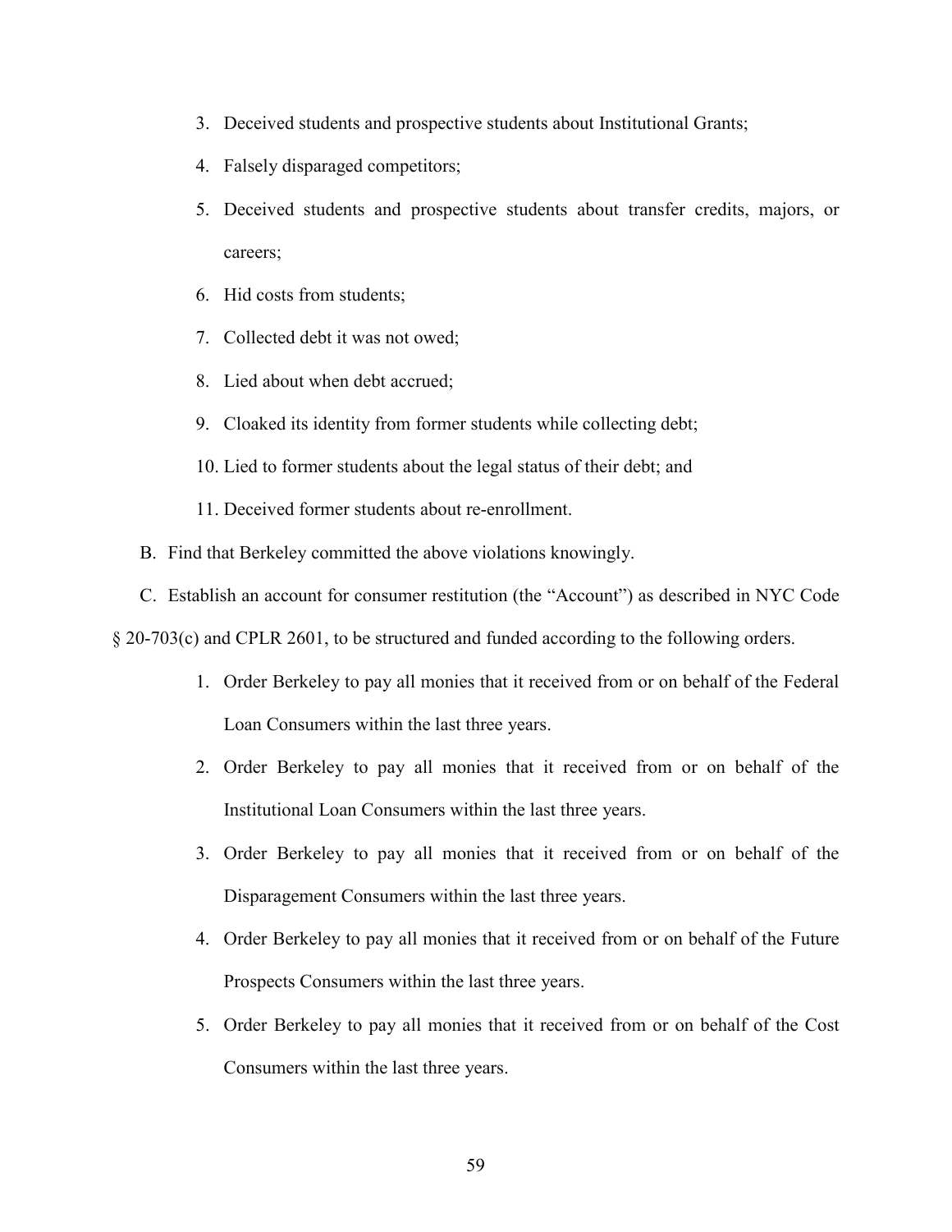3. Deceived students and prospective students about Institutional Grants;
4. Falsely disparaged competitors;
5. Deceived students and prospective students about transfer credits, majors, or careers;
6. Hid costs from students;
7. Collected debt it was not owed;
8. Lied about when debt accrued;
9. Cloaked its identity from former students while collecting debt;
10. Lied to former students about the legal status of their debt; and
11. Deceived former students about re-enrollment.

B. Find that Berkeley committed the above violations knowingly.

C. Establish an account for consumer restitution (the "Account") as described in NYC Code § 20-703(c) and CPLR 2601, to be structured and funded according to the following orders.

1. Order Berkeley to pay all monies that it received from or on behalf of the Federal Loan Consumers within the last three years.
2. Order Berkeley to pay all monies that it received from or on behalf of the Institutional Loan Consumers within the last three years.
3. Order Berkeley to pay all monies that it received from or on behalf of the Disparagement Consumers within the last three years.
4. Order Berkeley to pay all monies that it received from or on behalf of the Future Prospects Consumers within the last three years.
5. Order Berkeley to pay all monies that it received from or on behalf of the Cost Consumers within the last three years.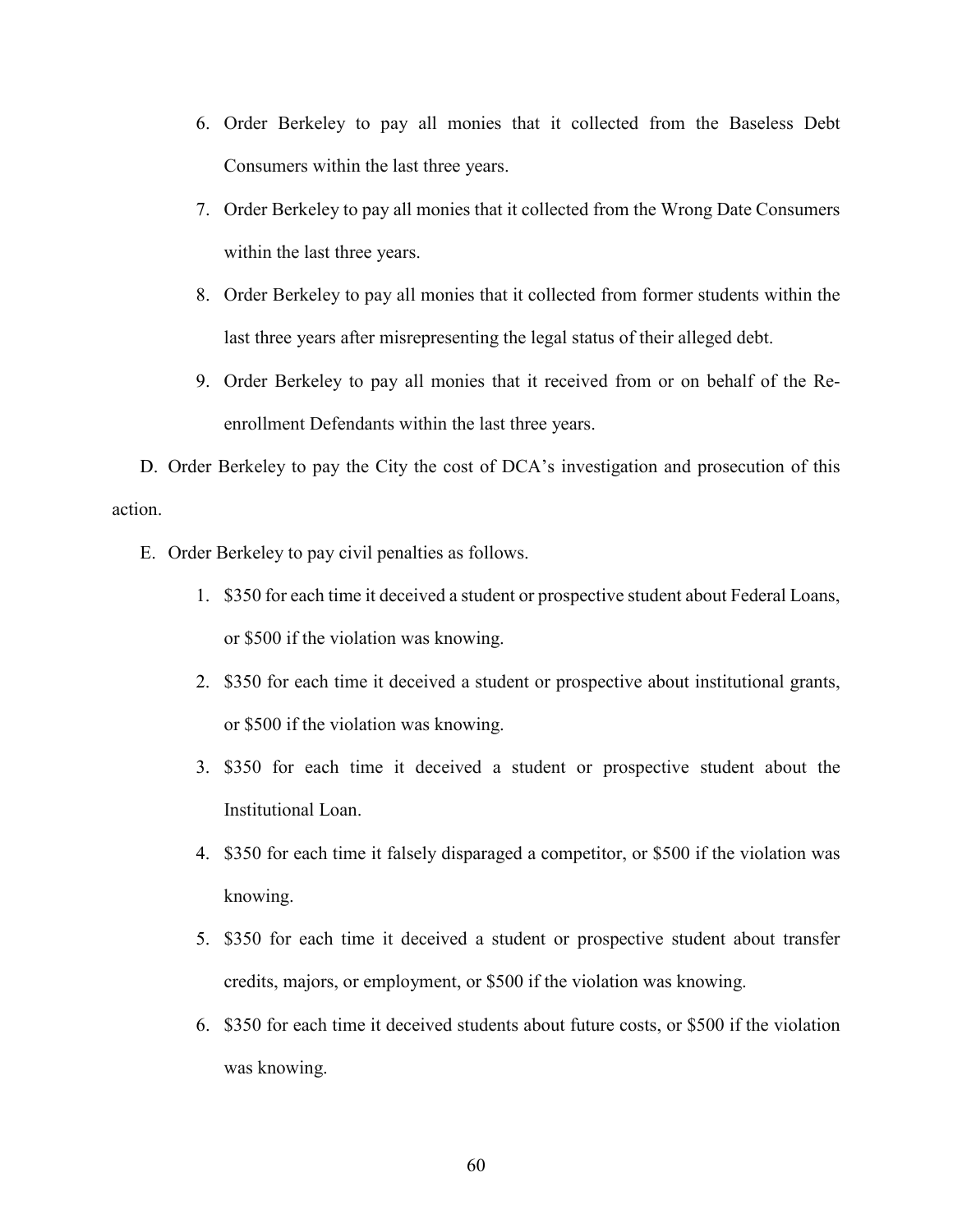6. Order Berkeley to pay all monies that it collected from the Baseless Debt Consumers within the last three years.
7. Order Berkeley to pay all monies that it collected from the Wrong Date Consumers within the last three years.
8. Order Berkeley to pay all monies that it collected from former students within the last three years after misrepresenting the legal status of their alleged debt.
9. Order Berkeley to pay all monies that it received from or on behalf of the Re-enrollment Defendants within the last three years.

D. Order Berkeley to pay the City the cost of DCA's investigation and prosecution of this action.

E. Order Berkeley to pay civil penalties as follows.

1. $350 for each time it deceived a student or prospective student about Federal Loans, or $500 if the violation was knowing.
2. $350 for each time it deceived a student or prospective about institutional grants, or $500 if the violation was knowing.
3. $350 for each time it deceived a student or prospective student about the Institutional Loan.
4. $350 for each time it falsely disparaged a competitor, or $500 if the violation was knowing.
5. $350 for each time it deceived a student or prospective student about transfer credits, majors, or employment, or $500 if the violation was knowing.
6. $350 for each time it deceived students about future costs, or $500 if the violation was knowing.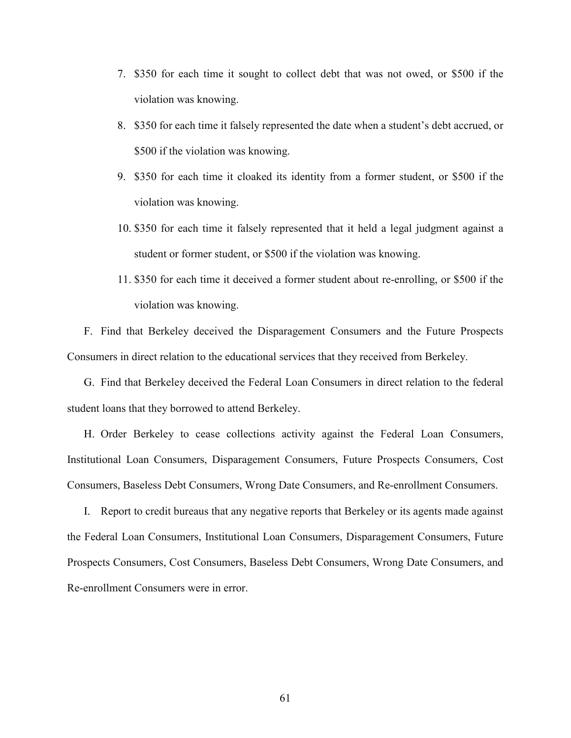7. $350 for each time it sought to collect debt that was not owed, or $500 if the violation was knowing.
8. $350 for each time it falsely represented the date when a student's debt accrued, or $500 if the violation was knowing.
9. $350 for each time it cloaked its identity from a former student, or $500 if the violation was knowing.
10. $350 for each time it falsely represented that it held a legal judgment against a student or former student, or $500 if the violation was knowing.
11. $350 for each time it deceived a former student about re-enrolling, or $500 if the violation was knowing.

F. Find that Berkeley deceived the Disparagement Consumers and the Future Prospects Consumers in direct relation to the educational services that they received from Berkeley.

G. Find that Berkeley deceived the Federal Loan Consumers in direct relation to the federal student loans that they borrowed to attend Berkeley.

H. Order Berkeley to cease collections activity against the Federal Loan Consumers, Institutional Loan Consumers, Disparagement Consumers, Future Prospects Consumers, Cost Consumers, Baseless Debt Consumers, Wrong Date Consumers, and Re-enrollment Consumers.

I. Report to credit bureaus that any negative reports that Berkeley or its agents made against the Federal Loan Consumers, Institutional Loan Consumers, Disparagement Consumers, Future Prospects Consumers, Cost Consumers, Baseless Debt Consumers, Wrong Date Consumers, and Re-enrollment Consumers were in error.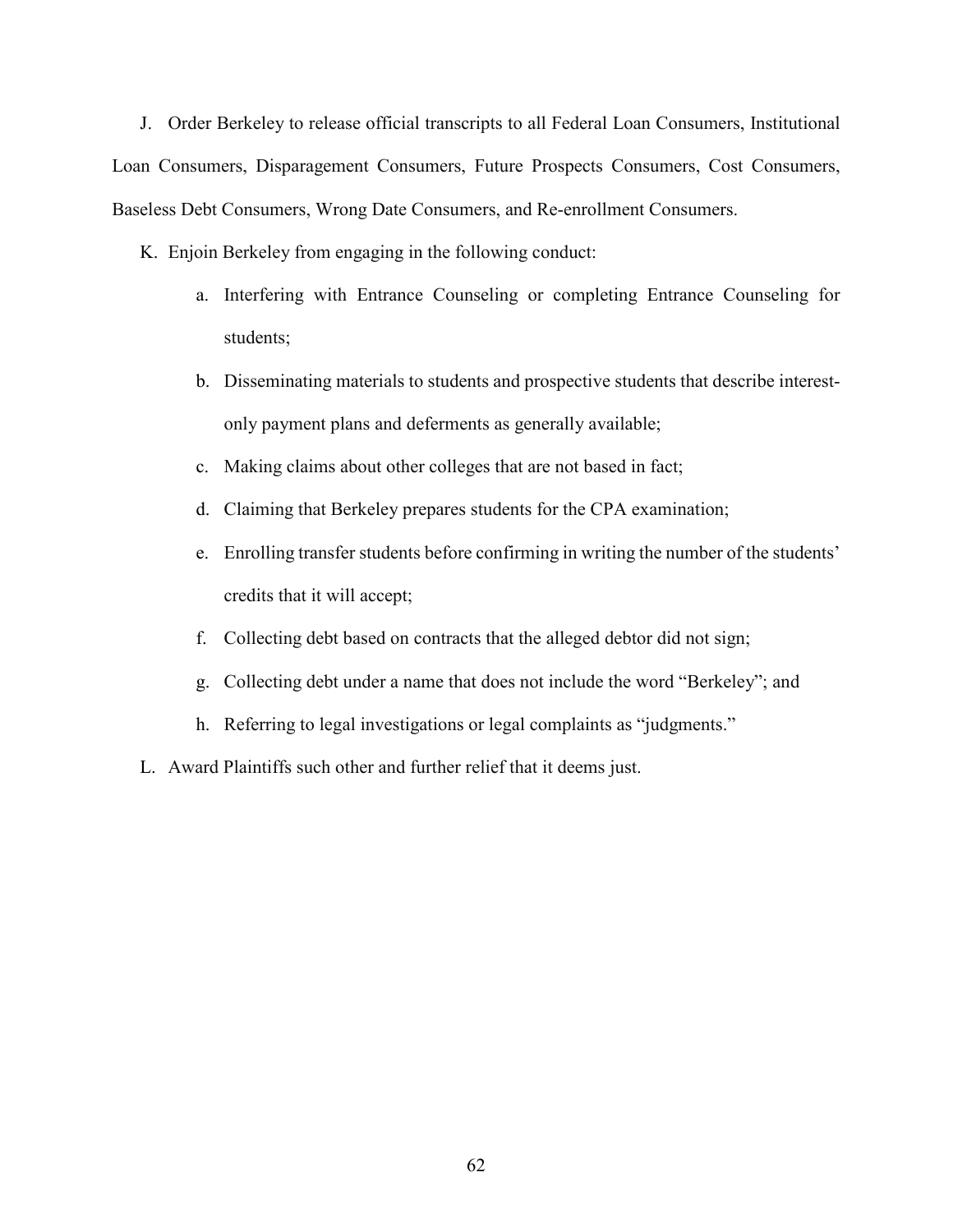J. Order Berkeley to release official transcripts to all Federal Loan Consumers, Institutional Loan Consumers, Disparagement Consumers, Future Prospects Consumers, Cost Consumers, Baseless Debt Consumers, Wrong Date Consumers, and Re-enrollment Consumers.

K. Enjoin Berkeley from engaging in the following conduct:

   a. Interfering with Entrance Counseling or completing Entrance Counseling for students;

   b. Disseminating materials to students and prospective students that describe interest-only payment plans and deferments as generally available;

   c. Making claims about other colleges that are not based in fact;

   d. Claiming that Berkeley prepares students for the CPA examination;

   e. Enrolling transfer students before confirming in writing the number of the students' credits that it will accept;

   f. Collecting debt based on contracts that the alleged debtor did not sign;

   g. Collecting debt under a name that does not include the word "Berkeley"; and

   h. Referring to legal investigations or legal complaints as "judgments."

L. Award Plaintiffs such other and further relief that it deems just.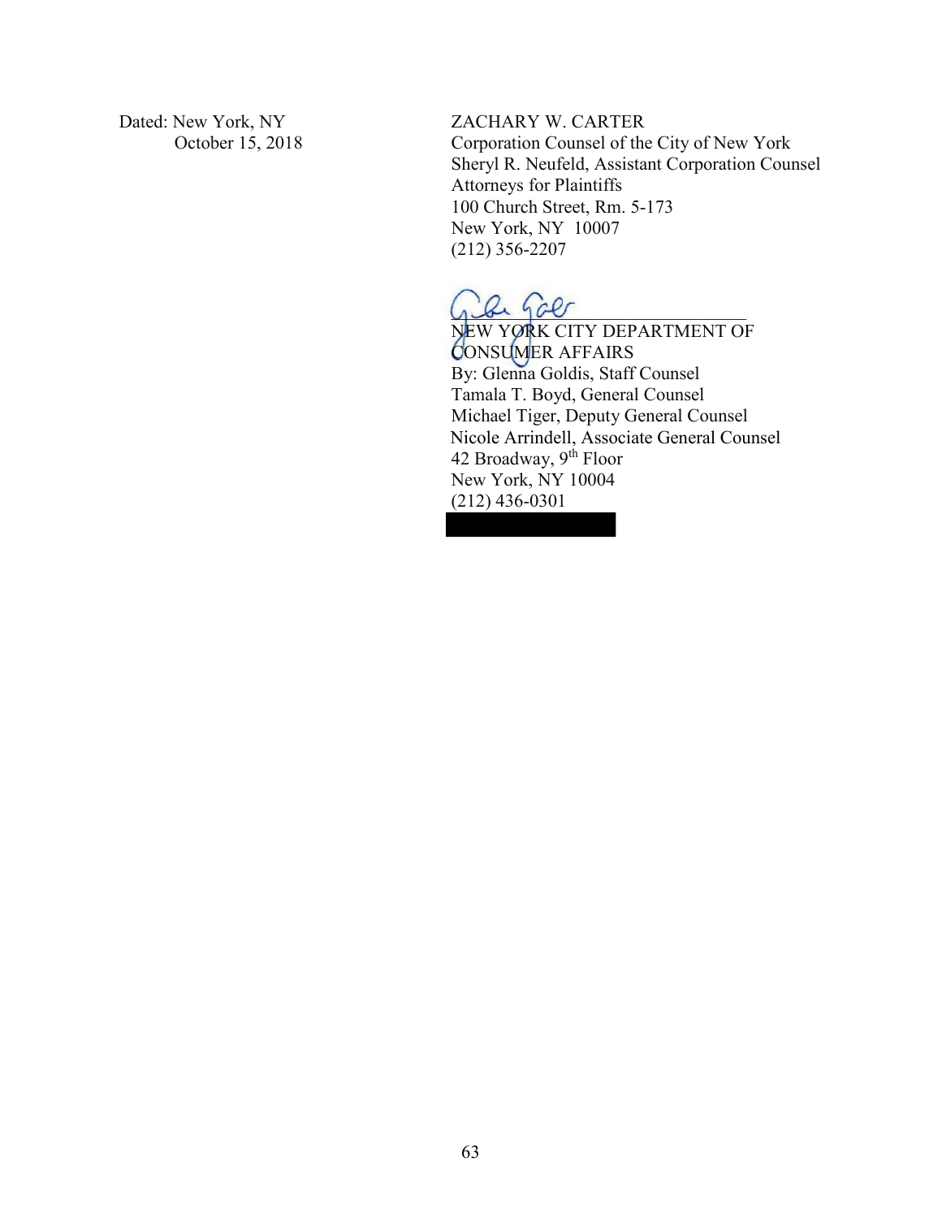Dated: New York, NY
October 15, 2018

ZACHARY W. CARTER
Corporation Counsel of the City of New York
Sheryl R. Neufeld, Assistant Corporation Counsel
Attorneys for Plaintiffs
100 Church Street, Rm. 5-173
New York, NY 10007
(212) 356-2207

\_\_\_\_\_\_\_\_\_\_\_\_\_\_\_\_\_\_\_\_\_\_\_\_\_\_\_\_\_\_\_\_\_\_\_

NEW YORK CITY DEPARTMENT OF CONSUMER AFFAIRS
By: Glenna Goldis, Staff Counsel
Tamala T. Boyd, General Counsel
Michael Tiger, Deputy General Counsel
Nicole Arrindell, Associate General Counsel
42 Broadway, 9th Floor
New York, NY 10004
(212) 436-0301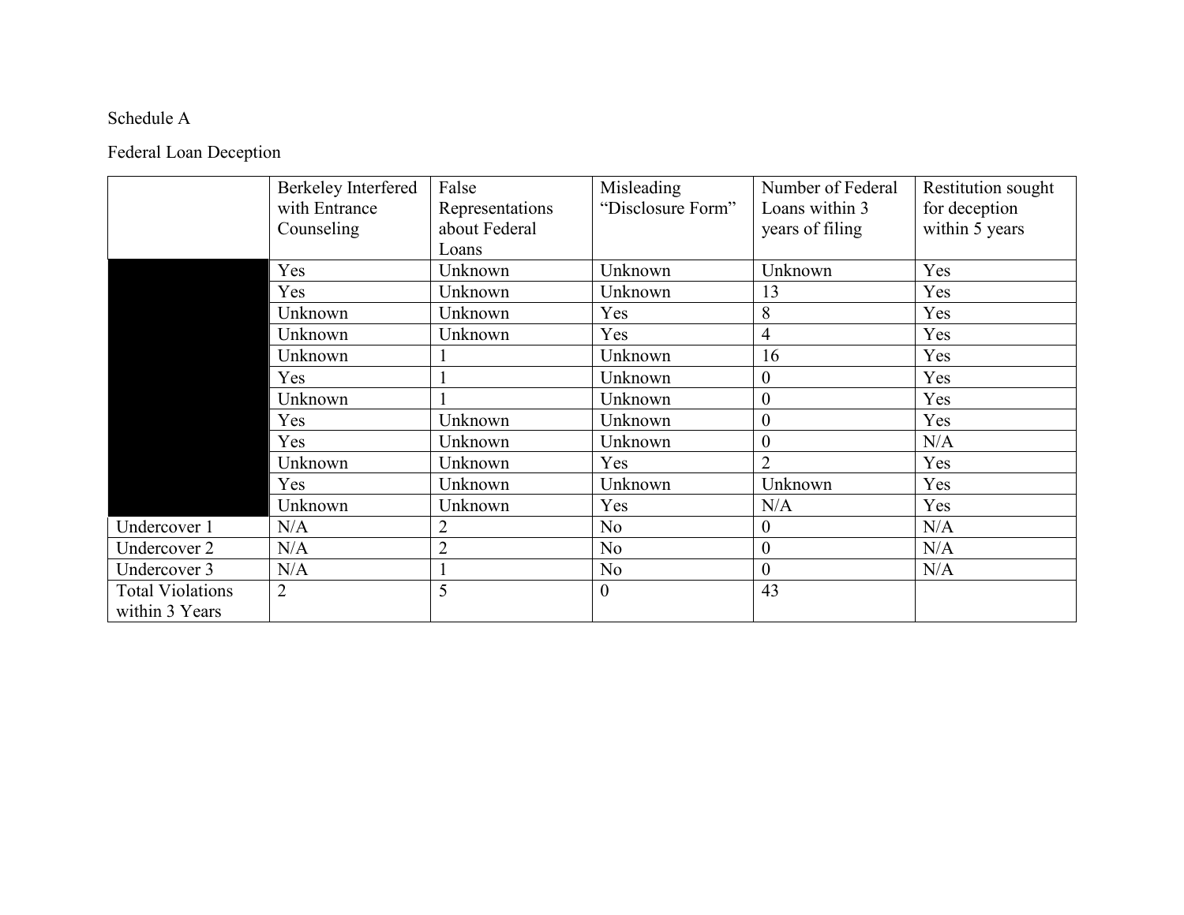Schedule A

Federal Loan Deception

| | Berkeley Interfered with Entrance Counseling | False Representations about Federal Loans | Misleading "Disclosure Form" | Number of Federal Loans within 3 years of filing | Restitution sought for deception within 5 years |
|---|---|---|---|---|---|
| | Yes | Unknown | Unknown | Unknown | Yes |
| | Yes | Unknown | Unknown | 13 | Yes |
| | Unknown | Unknown | Yes | 8 | Yes |
| | Unknown | Unknown | Yes | 4 | Yes |
| | Unknown | 1 | Unknown | 16 | Yes |
| | Yes | 1 | Unknown | 0 | Yes |
| | Unknown | 1 | Unknown | 0 | Yes |
| | Yes | Unknown | Unknown | 0 | Yes |
| | Yes | Unknown | Unknown | 0 | N/A |
| | Unknown | Unknown | Yes | 2 | Yes |
| | Yes | Unknown | Unknown | Unknown | Yes |
| | Unknown | Unknown | Yes | N/A | Yes |
| Undercover 1 | N/A | 2 | No | 0 | N/A |
| Undercover 2 | N/A | 2 | No | 0 | N/A |
| Undercover 3 | N/A | 1 | No | 0 | N/A |
| Total Violations within 3 Years | 2 | 5 | 0 | 43 | |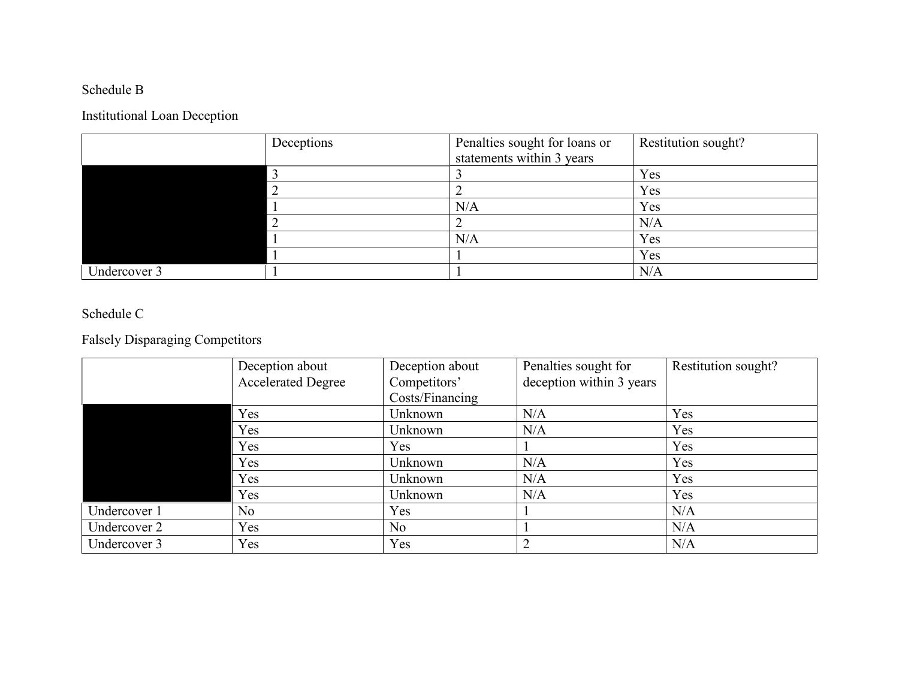Schedule B

Institutional Loan Deception

| | Deceptions | Penalties sought for loans or statements within 3 years | Restitution sought? |
|---|---|---|---|
| | 3 | 3 | Yes |
| | 2 | 2 | Yes |
| | 1 | N/A | Yes |
| | 2 | 2 | N/A |
| | 1 | N/A | Yes |
| | 1 | 1 | Yes |
| Undercover 3 | 1 | 1 | N/A |

Schedule C

Falsely Disparaging Competitors

| | Deception about Accelerated Degree | Deception about Competitors' Costs/Financing | Penalties sought for deception within 3 years | Restitution sought? |
|---|---|---|---|---|
| | Yes | Unknown | N/A | Yes |
| | Yes | Unknown | N/A | Yes |
| | Yes | Yes | 1 | Yes |
| | Yes | Unknown | N/A | Yes |
| | Yes | Unknown | N/A | Yes |
| | Yes | Unknown | N/A | Yes |
| Undercover 1 | No | Yes | 1 | N/A |
| Undercover 2 | Yes | No | 1 | N/A |
| Undercover 3 | Yes | Yes | 2 | N/A |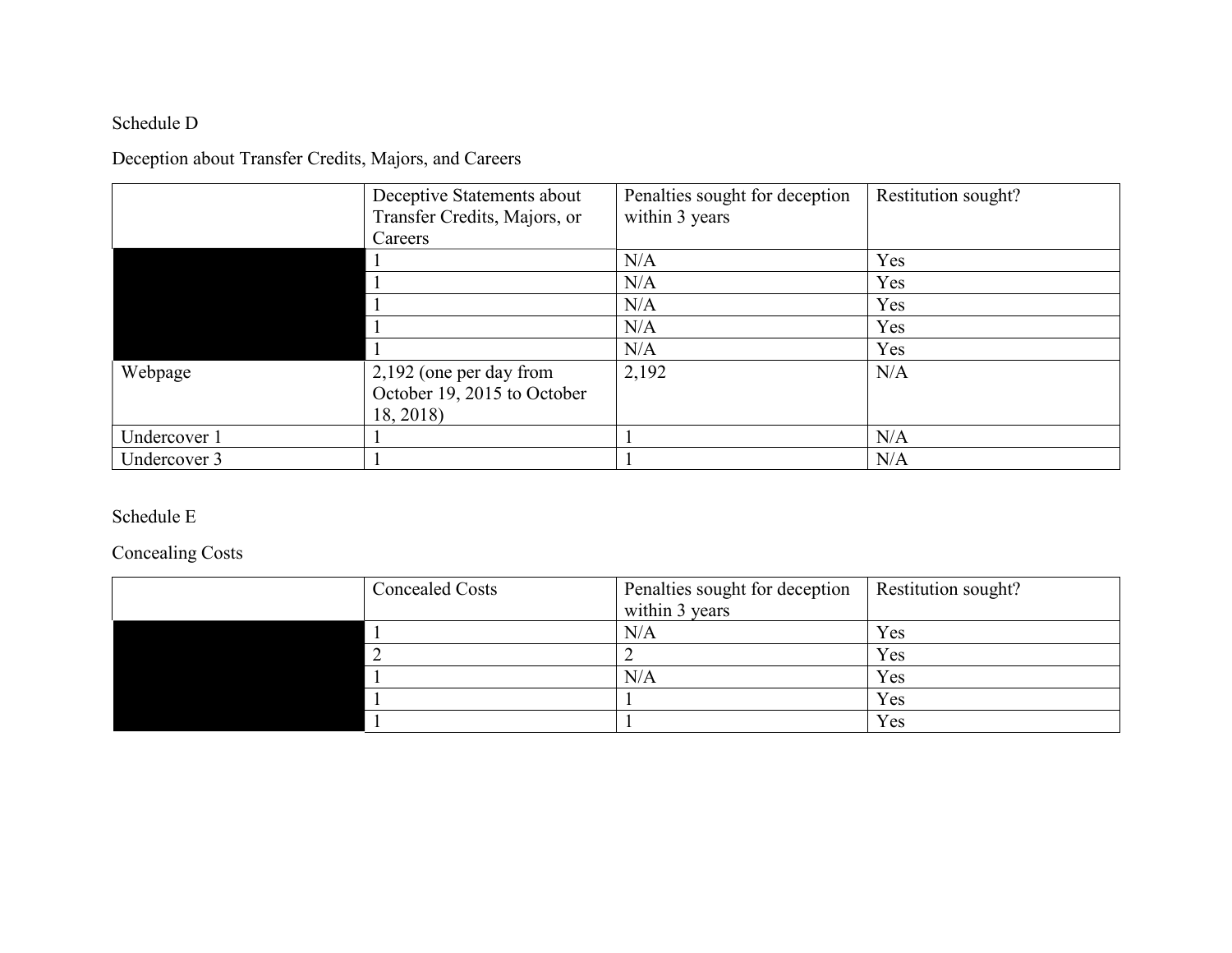Schedule D

Deception about Transfer Credits, Majors, and Careers

| | Deceptive Statements about Transfer Credits, Majors, or Careers | Penalties sought for deception within 3 years | Restitution sought? |
|---|---|---|---|
| | 1 | N/A | Yes |
| | 1 | N/A | Yes |
| | 1 | N/A | Yes |
| | 1 | N/A | Yes |
| | 1 | N/A | Yes |
| Webpage | 2,192 (one per day from October 19, 2015 to October 18, 2018) | 2,192 | N/A |
| Undercover 1 | 1 | 1 | N/A |
| Undercover 3 | 1 | 1 | N/A |

Schedule E

Concealing Costs

| | Concealed Costs | Penalties sought for deception within 3 years | Restitution sought? |
|---|---|---|---|
| | 1 | N/A | Yes |
| | 2 | 2 | Yes |
| | 1 | N/A | Yes |
| | 1 | 1 | Yes |
| | 1 | 1 | Yes |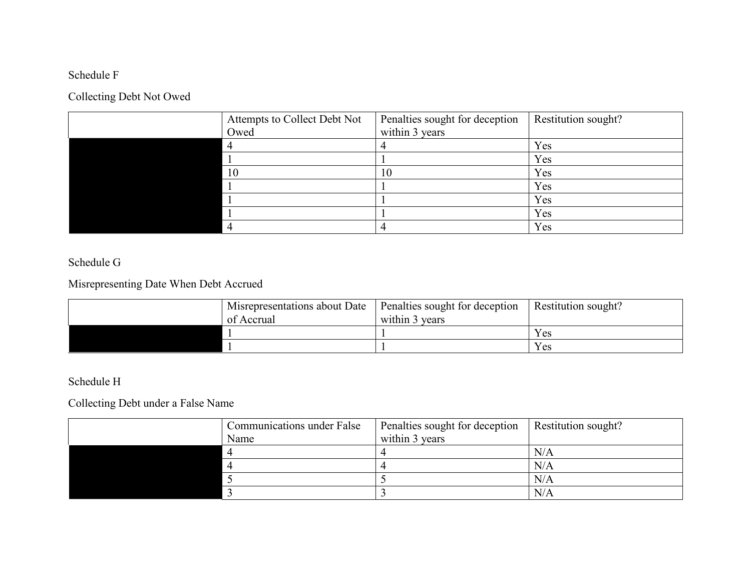Schedule F

Collecting Debt Not Owed

| | Attempts to Collect Debt Not Owed | Penalties sought for deception within 3 years | Restitution sought? |
|---|---|---|---|
| | 4 | 4 | Yes |
| | 1 | 1 | Yes |
| | 10 | 10 | Yes |
| | 1 | 1 | Yes |
| | 1 | 1 | Yes |
| | 1 | 1 | Yes |
| | 4 | 4 | Yes |

Schedule G

Misrepresenting Date When Debt Accrued

| | Misrepresentations about Date of Accrual | Penalties sought for deception within 3 years | Restitution sought? |
|---|---|---|---|
| | 1 | 1 | Yes |
| | 1 | 1 | Yes |

Schedule H

Collecting Debt under a False Name

| | Communications under False Name | Penalties sought for deception within 3 years | Restitution sought? |
|---|---|---|---|
| | 4 | 4 | N/A |
| | 4 | 4 | N/A |
| | 5 | 5 | N/A |
| | 3 | 3 | N/A |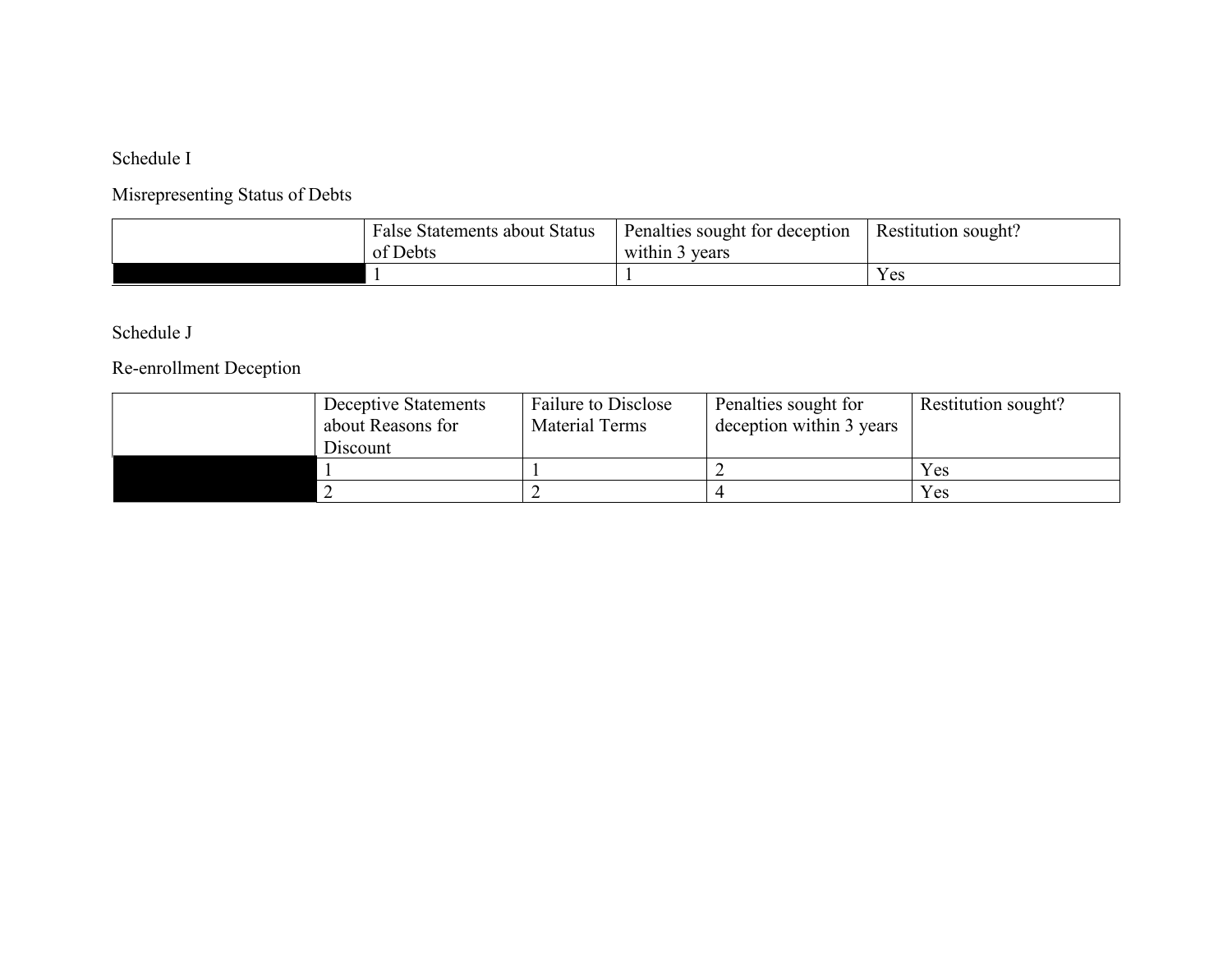Schedule I

Misrepresenting Status of Debts

| | False Statements about Status of Debts | Penalties sought for deception within 3 years | Restitution sought? |
|---|---|---|---|
| | 1 | 1 | Yes |

Schedule J

Re-enrollment Deception

| | Deceptive Statements about Reasons for Discount | Failure to Disclose Material Terms | Penalties sought for deception within 3 years | Restitution sought? |
|---|---|---|---|---|
| | 1 | 1 | 2 | Yes |
| | 2 | 2 | 4 | Yes |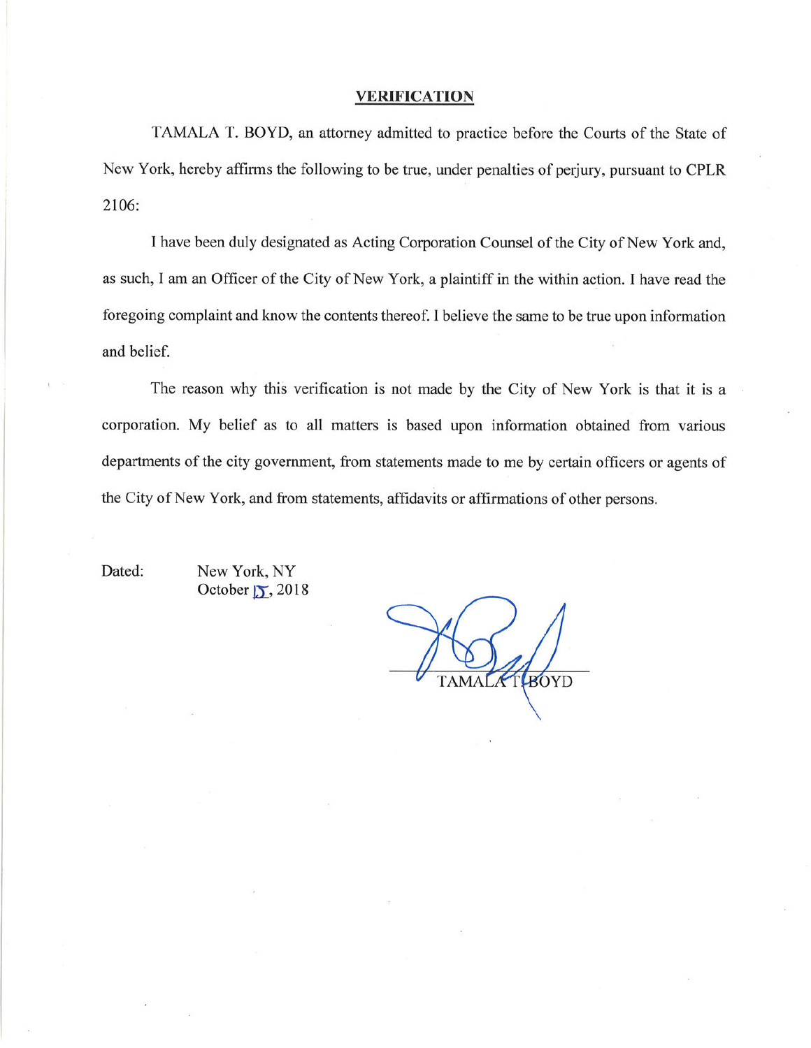## VERIFICATION

TAMALA T. BOYD, an attorney admitted to practice before the Courts of the State of New York, hereby affirms the following to be true, under penalties of perjury, pursuant to CPLR 2106:

I have been duly designated as Acting Corporation Counsel of the City of New York and, as such, I am an Officer of the City of New York, a plaintiff in the within action. I have read the foregoing complaint and know the contents thereof. I believe the same to be true upon information and belief.

The reason why this verification is not made by the City of New York is that it is a corporation. My belief as to all matters is based upon information obtained from various departments of the city government, from statements made to me by certain officers or agents of the City of New York, and from statements, affidavits or affirmations of other persons.

Dated: New York, NY
October 15, 2018

TAMALA T. BOYD